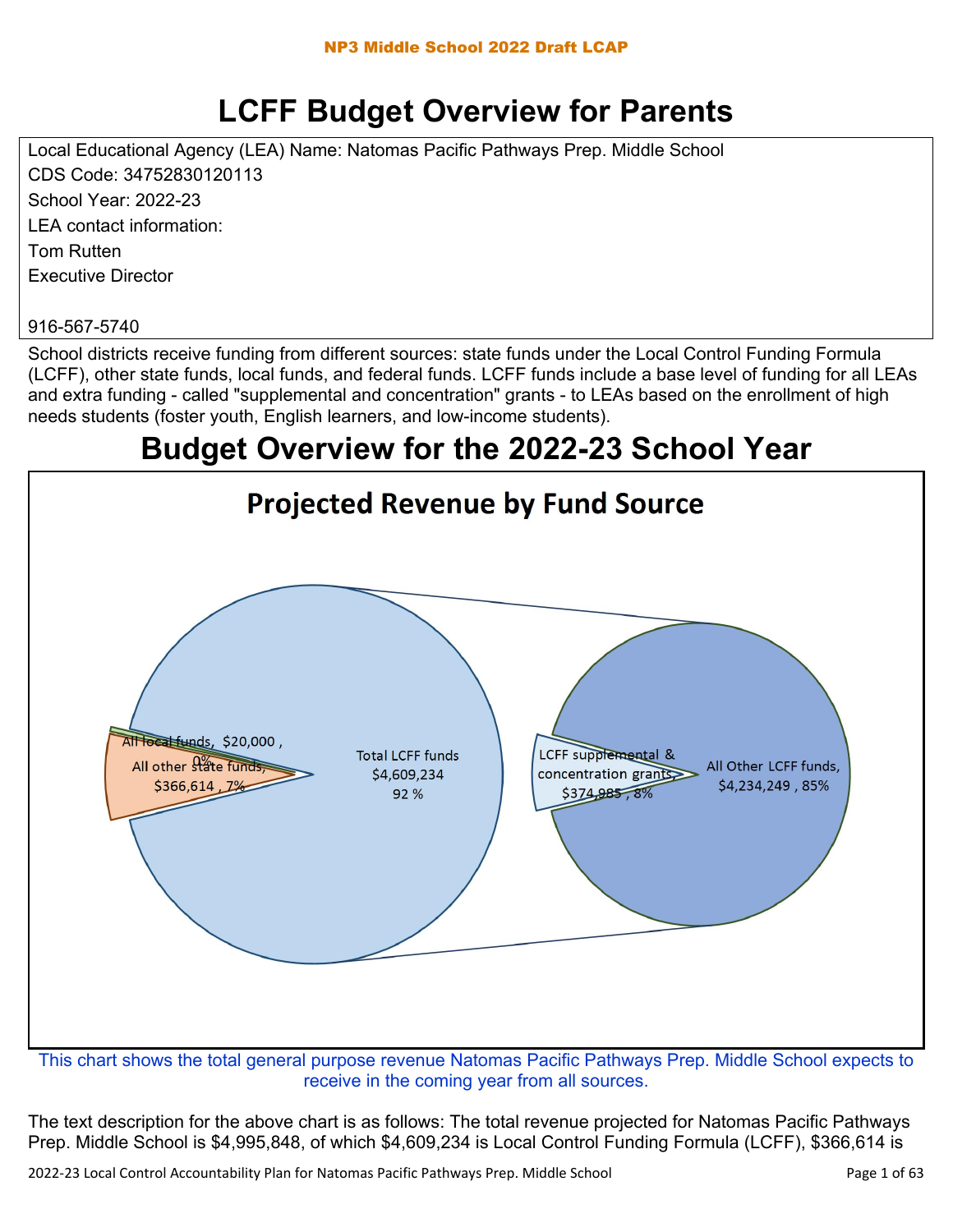# LCFF Budget Overview for Parents

Local Educational Agency (LEA) Name: Natomas Pacific Pathways Prep. Middle School
CDS Code: 34752830120113
School Year: 2022-23
LEA contact information:
Tom Rutten
Executive Director

916-567-5740

School districts receive funding from different sources: state funds under the Local Control Funding Formula (LCFF), other state funds, local funds, and federal funds. LCFF funds include a base level of funding for all LEAs and extra funding - called "supplemental and concentration" grants - to LEAs based on the enrollment of high needs students (foster youth, English learners, and low-income students).

# Budget Overview for the 2022-23 School Year

Projected Revenue by Fund Source

All local funds, $20,000, 0%
All other state funds, $366,614, 7%
Total LCFF funds $4,609,234 92 %
LCFF supplemental & concentration grants, $374,985, 8%
All Other LCFF funds, $4,234,249, 85%

This chart shows the total general purpose revenue Natomas Pacific Pathways Prep. Middle School expects to receive in the coming year from all sources.

The text description for the above chart is as follows: The total revenue projected for Natomas Pacific Pathways Prep. Middle School is $4,995,848, of which $4,609,234 is Local Control Funding Formula (LCFF), $366,614 is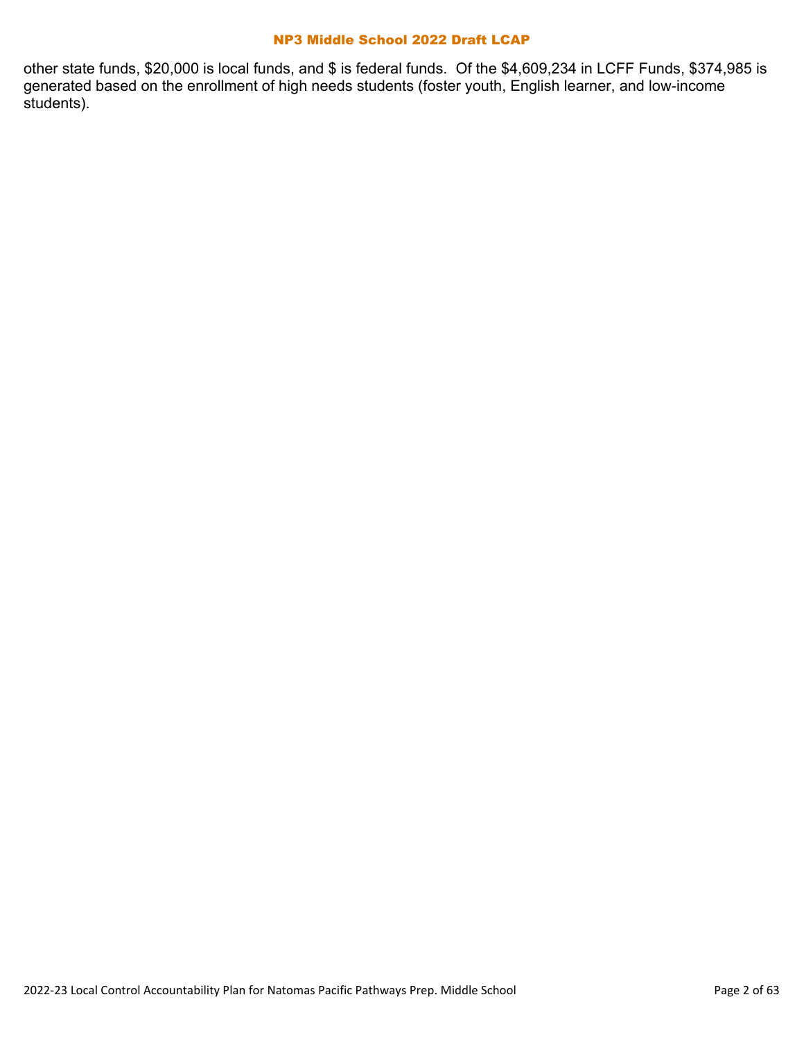other state funds, $20,000 is local funds, and $ is federal funds. Of the $4,609,234 in LCFF Funds, $374,985 is generated based on the enrollment of high needs students (foster youth, English learner, and low-income students).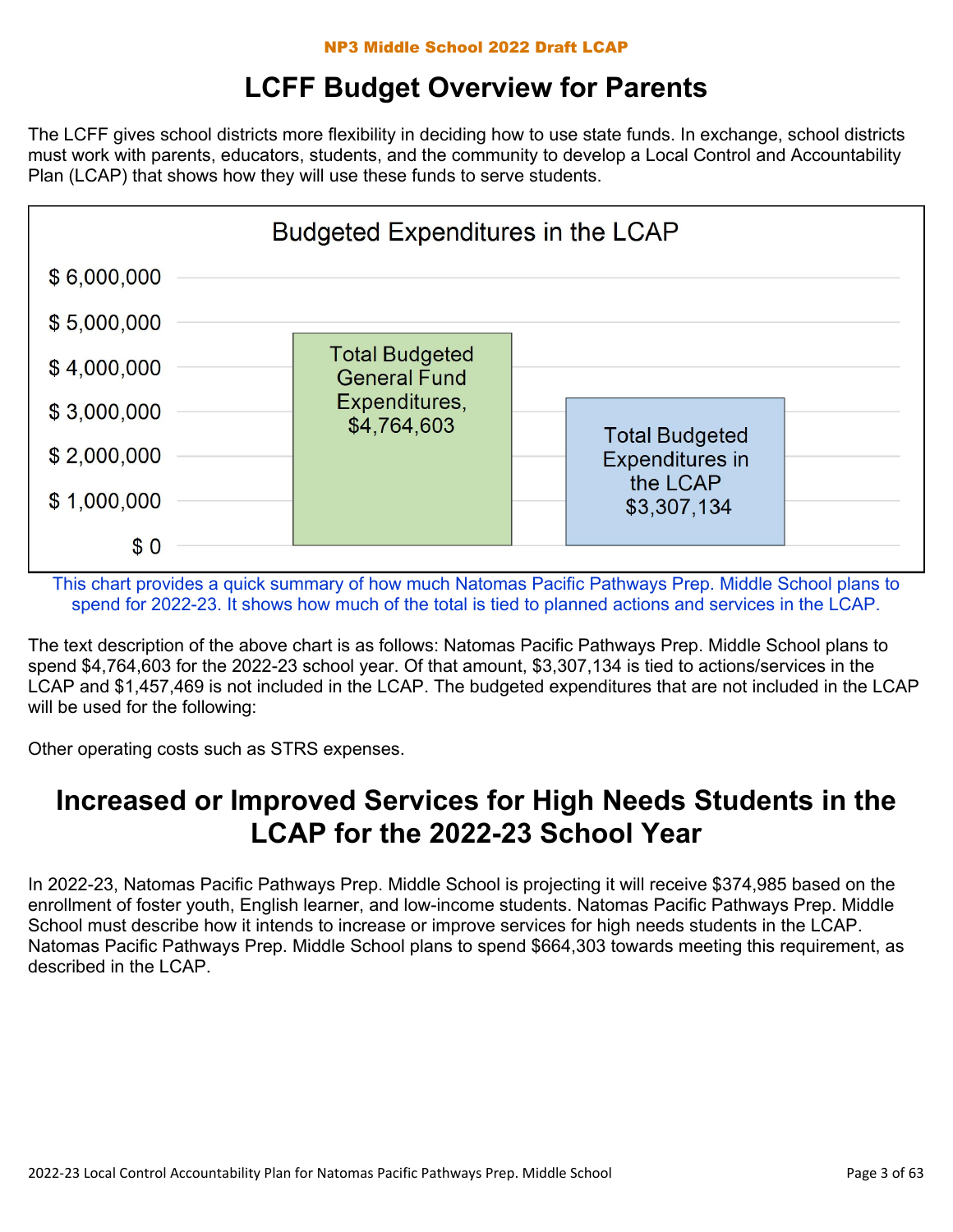NP3 Middle School 2022 Draft LCAP

# LCFF Budget Overview for Parents

The LCFF gives school districts more flexibility in deciding how to use state funds. In exchange, school districts must work with parents, educators, students, and the community to develop a Local Control and Accountability Plan (LCAP) that shows how they will use these funds to serve students.

Budgeted Expenditures in the LCAP

$ 6,000,000
$ 5,000,000
$ 4,000,000
$ 3,000,000
$ 2,000,000
$ 1,000,000
$ 0

Total Budgeted General Fund Expenditures, $4,764,603

Total Budgeted Expenditures in the LCAP $3,307,134

This chart provides a quick summary of how much Natomas Pacific Pathways Prep. Middle School plans to spend for 2022-23. It shows how much of the total is tied to planned actions and services in the LCAP.

The text description of the above chart is as follows: Natomas Pacific Pathways Prep. Middle School plans to spend $4,764,603 for the 2022-23 school year. Of that amount, $3,307,134 is tied to actions/services in the LCAP and $1,457,469 is not included in the LCAP. The budgeted expenditures that are not included in the LCAP will be used for the following:

Other operating costs such as STRS expenses.

# Increased or Improved Services for High Needs Students in the LCAP for the 2022-23 School Year

In 2022-23, Natomas Pacific Pathways Prep. Middle School is projecting it will receive $374,985 based on the enrollment of foster youth, English learner, and low-income students. Natomas Pacific Pathways Prep. Middle School must describe how it intends to increase or improve services for high needs students in the LCAP. Natomas Pacific Pathways Prep. Middle School plans to spend $664,303 towards meeting this requirement, as described in the LCAP.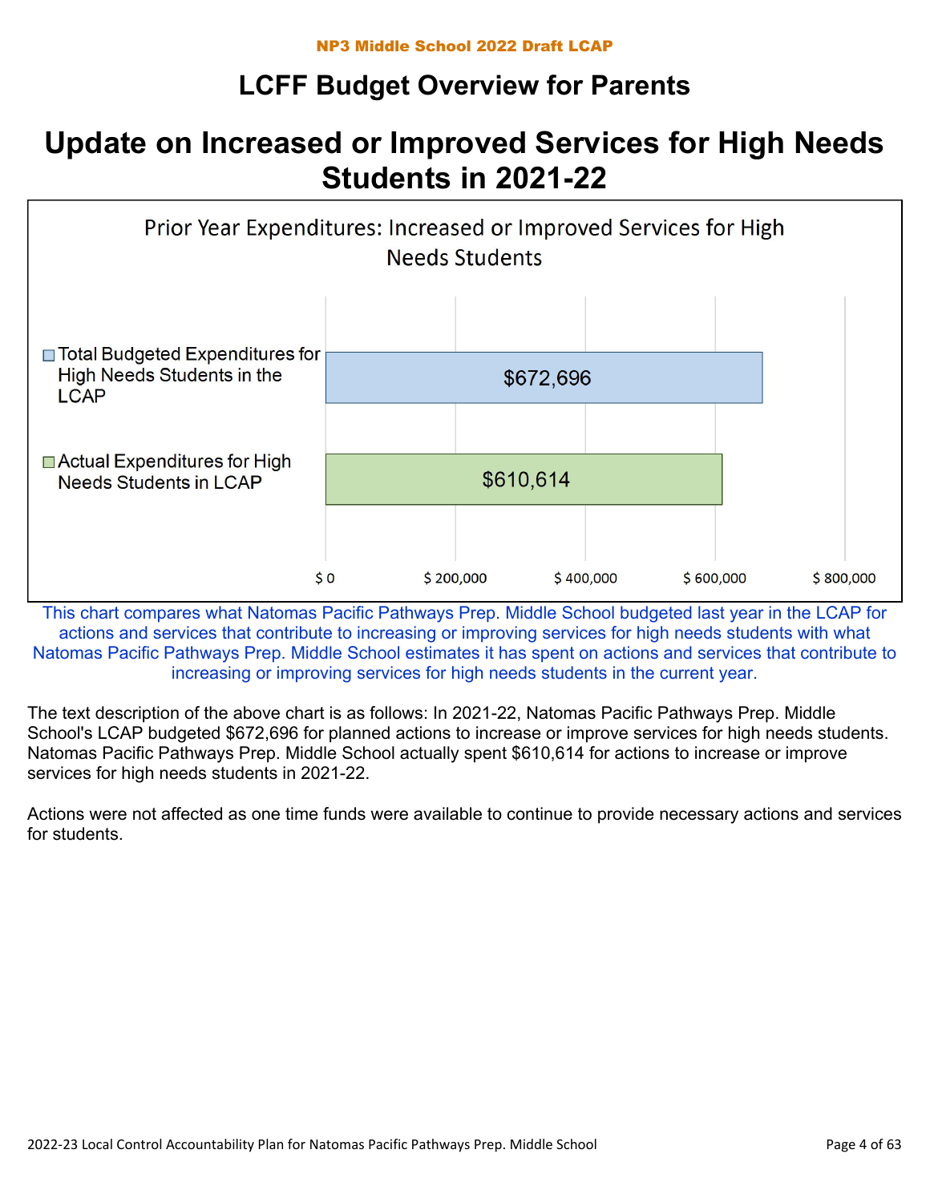# LCFF Budget Overview for Parents

## Update on Increased or Improved Services for High Needs Students in 2021-22

Prior Year Expenditures: Increased or Improved Services for High Needs Students

Total Budgeted Expenditures for High Needs Students in the LCAP

$672,696

Actual Expenditures for High Needs Students in LCAP

$610,614

$ 0
$ 200,000
$ 400,000
$ 600,000
$ 800,000

This chart compares what Natomas Pacific Pathways Prep. Middle School budgeted last year in the LCAP for actions and services that contribute to increasing or improving services for high needs students with what Natomas Pacific Pathways Prep. Middle School estimates it has spent on actions and services that contribute to increasing or improving services for high needs students in the current year.

The text description of the above chart is as follows: In 2021-22, Natomas Pacific Pathways Prep. Middle School's LCAP budgeted $672,696 for planned actions to increase or improve services for high needs students. Natomas Pacific Pathways Prep. Middle School actually spent $610,614 for actions to increase or improve services for high needs students in 2021-22.

Actions were not affected as one time funds were available to continue to provide necessary actions and services for students.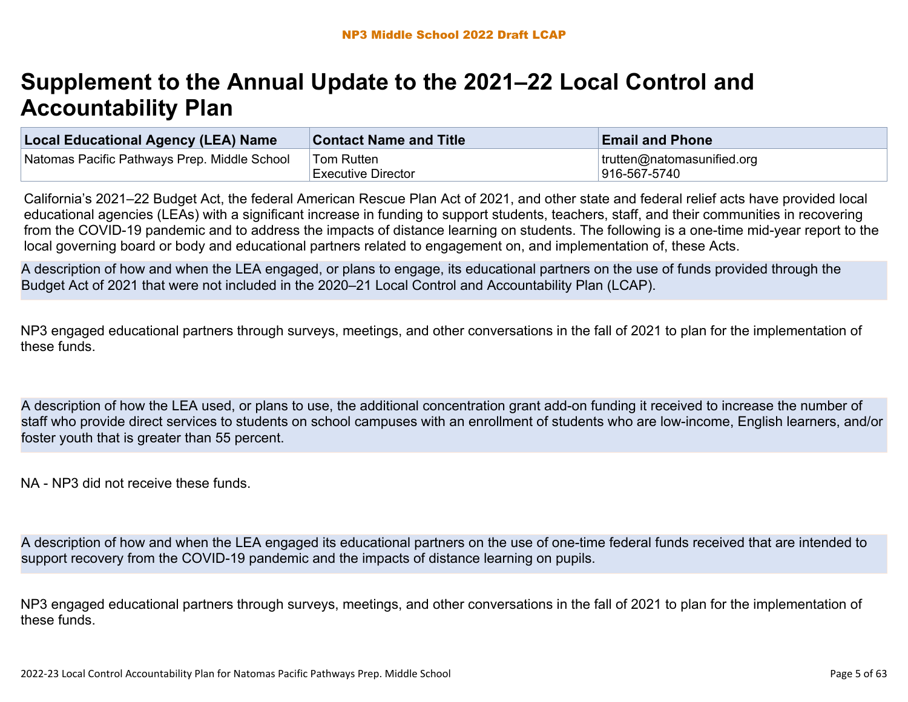# Supplement to the Annual Update to the 2021–22 Local Control and Accountability Plan

| Local Educational Agency (LEA) Name | Contact Name and Title | Email and Phone |
|---|---|---|
| Natomas Pacific Pathways Prep. Middle School | Tom Rutten<br>Executive Director | trutten@natomasunified.org<br>916-567-5740 |

California's 2021–22 Budget Act, the federal American Rescue Plan Act of 2021, and other state and federal relief acts have provided local educational agencies (LEAs) with a significant increase in funding to support students, teachers, staff, and their communities in recovering from the COVID-19 pandemic and to address the impacts of distance learning on students. The following is a one-time mid-year report to the local governing board or body and educational partners related to engagement on, and implementation of, these Acts.

**A description of how and when the LEA engaged, or plans to engage, its educational partners on the use of funds provided through the Budget Act of 2021 that were not included in the 2020–21 Local Control and Accountability Plan (LCAP).**

NP3 engaged educational partners through surveys, meetings, and other conversations in the fall of 2021 to plan for the implementation of these funds.

**A description of how the LEA used, or plans to use, the additional concentration grant add-on funding it received to increase the number of staff who provide direct services to students on school campuses with an enrollment of students who are low-income, English learners, and/or foster youth that is greater than 55 percent.**

NA - NP3 did not receive these funds.

**A description of how and when the LEA engaged its educational partners on the use of one-time federal funds received that are intended to support recovery from the COVID-19 pandemic and the impacts of distance learning on pupils.**

NP3 engaged educational partners through surveys, meetings, and other conversations in the fall of 2021 to plan for the implementation of these funds.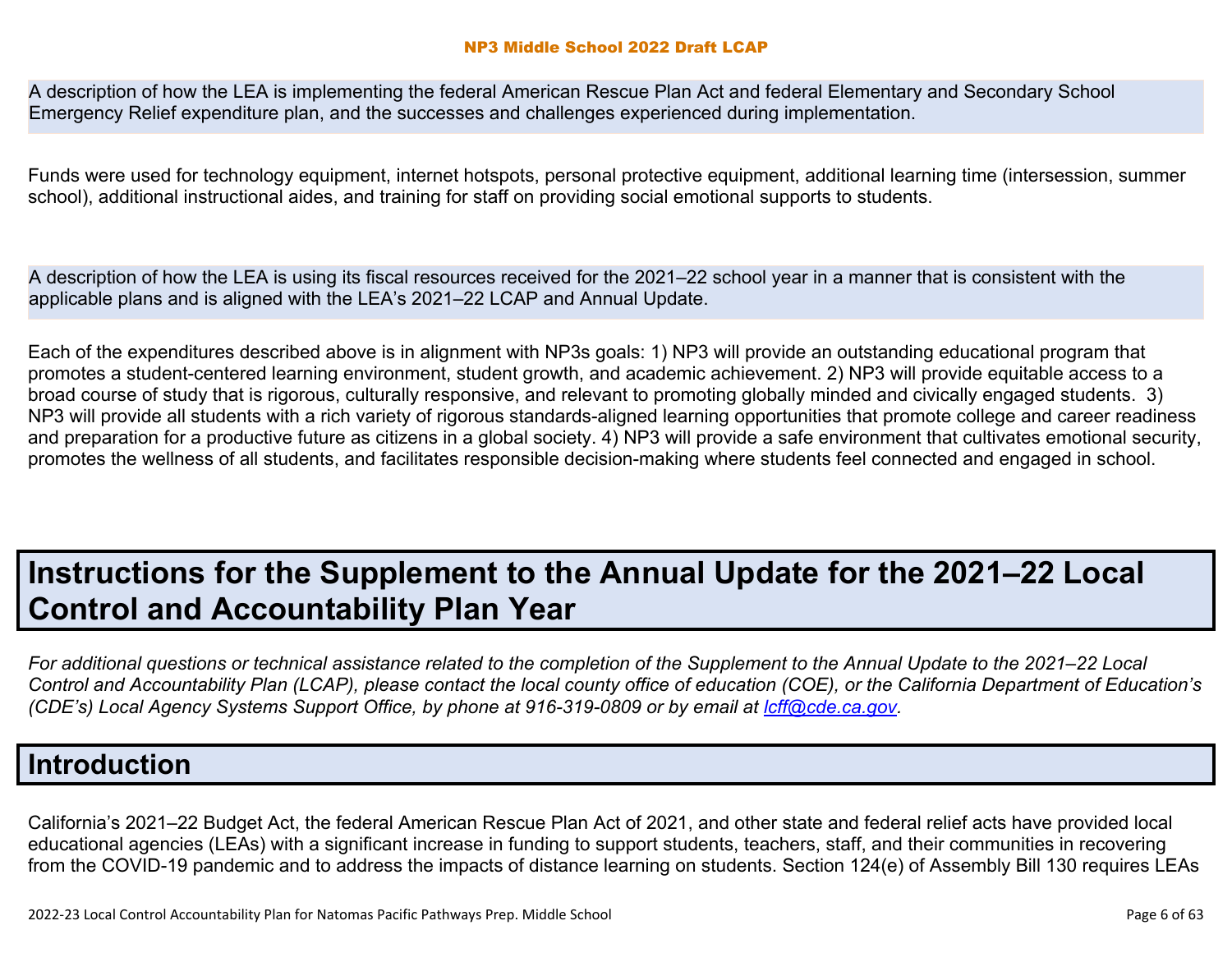A description of how the LEA is implementing the federal American Rescue Plan Act and federal Elementary and Secondary School Emergency Relief expenditure plan, and the successes and challenges experienced during implementation.

Funds were used for technology equipment, internet hotspots, personal protective equipment, additional learning time (intersession, summer school), additional instructional aides, and training for staff on providing social emotional supports to students.

A description of how the LEA is using its fiscal resources received for the 2021–22 school year in a manner that is consistent with the applicable plans and is aligned with the LEA's 2021–22 LCAP and Annual Update.

Each of the expenditures described above is in alignment with NP3s goals: 1) NP3 will provide an outstanding educational program that promotes a student-centered learning environment, student growth, and academic achievement. 2) NP3 will provide equitable access to a broad course of study that is rigorous, culturally responsive, and relevant to promoting globally minded and civically engaged students. 3) NP3 will provide all students with a rich variety of rigorous standards-aligned learning opportunities that promote college and career readiness and preparation for a productive future as citizens in a global society. 4) NP3 will provide a safe environment that cultivates emotional security, promotes the wellness of all students, and facilitates responsible decision-making where students feel connected and engaged in school.

# Instructions for the Supplement to the Annual Update for the 2021–22 Local Control and Accountability Plan Year

*For additional questions or technical assistance related to the completion of the Supplement to the Annual Update to the 2021–22 Local Control and Accountability Plan (LCAP), please contact the local county office of education (COE), or the California Department of Education's (CDE's) Local Agency Systems Support Office, by phone at 916-319-0809 or by email at [lcff@cde.ca.gov](mailto:lcff@cde.ca.gov).*

## Introduction

California's 2021–22 Budget Act, the federal American Rescue Plan Act of 2021, and other state and federal relief acts have provided local educational agencies (LEAs) with a significant increase in funding to support students, teachers, staff, and their communities in recovering from the COVID-19 pandemic and to address the impacts of distance learning on students. Section 124(e) of Assembly Bill 130 requires LEAs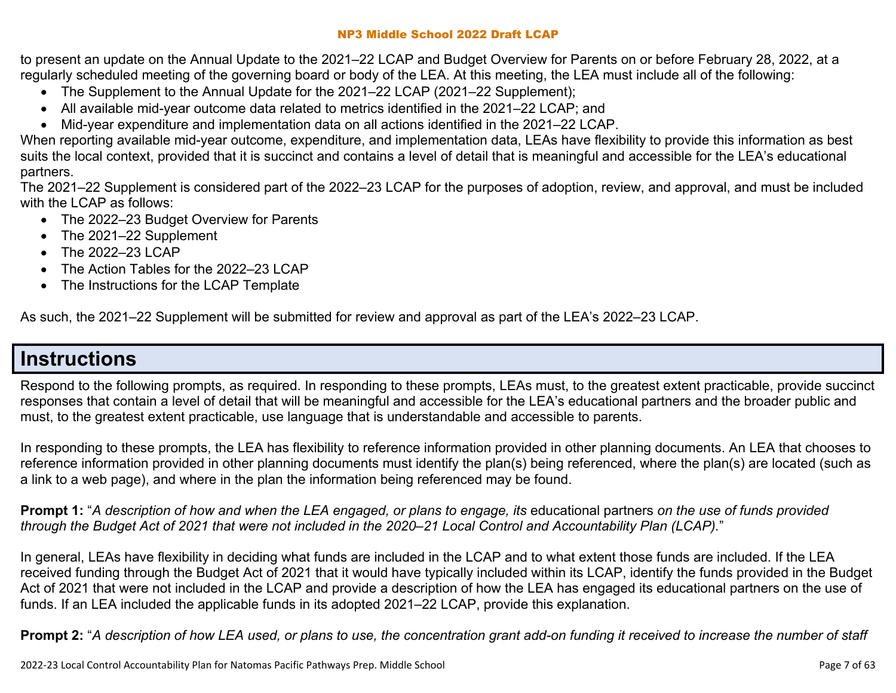to present an update on the Annual Update to the 2021–22 LCAP and Budget Overview for Parents on or before February 28, 2022, at a regularly scheduled meeting of the governing board or body of the LEA. At this meeting, the LEA must include all of the following:

- The Supplement to the Annual Update for the 2021–22 LCAP (2021–22 Supplement);
- All available mid-year outcome data related to metrics identified in the 2021–22 LCAP; and
- Mid-year expenditure and implementation data on all actions identified in the 2021–22 LCAP.

When reporting available mid-year outcome, expenditure, and implementation data, LEAs have flexibility to provide this information as best suits the local context, provided that it is succinct and contains a level of detail that is meaningful and accessible for the LEA's educational partners.

The 2021–22 Supplement is considered part of the 2022–23 LCAP for the purposes of adoption, review, and approval, and must be included with the LCAP as follows:

- The 2022–23 Budget Overview for Parents
- The 2021–22 Supplement
- The 2022–23 LCAP
- The Action Tables for the 2022–23 LCAP
- The Instructions for the LCAP Template

As such, the 2021–22 Supplement will be submitted for review and approval as part of the LEA's 2022–23 LCAP.

# Instructions

Respond to the following prompts, as required. In responding to these prompts, LEAs must, to the greatest extent practicable, provide succinct responses that contain a level of detail that will be meaningful and accessible for the LEA's educational partners and the broader public and must, to the greatest extent practicable, use language that is understandable and accessible to parents.

In responding to these prompts, the LEA has flexibility to reference information provided in other planning documents. An LEA that chooses to reference information provided in other planning documents must identify the plan(s) being referenced, where the plan(s) are located (such as a link to a web page), and where in the plan the information being referenced may be found.

**Prompt 1:** "*A description of how and when the LEA engaged, or plans to engage, its* educational partners *on the use of funds provided through the Budget Act of 2021 that were not included in the 2020–21 Local Control and Accountability Plan (LCAP).*"

In general, LEAs have flexibility in deciding what funds are included in the LCAP and to what extent those funds are included. If the LEA received funding through the Budget Act of 2021 that it would have typically included within its LCAP, identify the funds provided in the Budget Act of 2021 that were not included in the LCAP and provide a description of how the LEA has engaged its educational partners on the use of funds. If an LEA included the applicable funds in its adopted 2021–22 LCAP, provide this explanation.

**Prompt 2:** "*A description of how LEA used, or plans to use, the concentration grant add-on funding it received to increase the number of staff*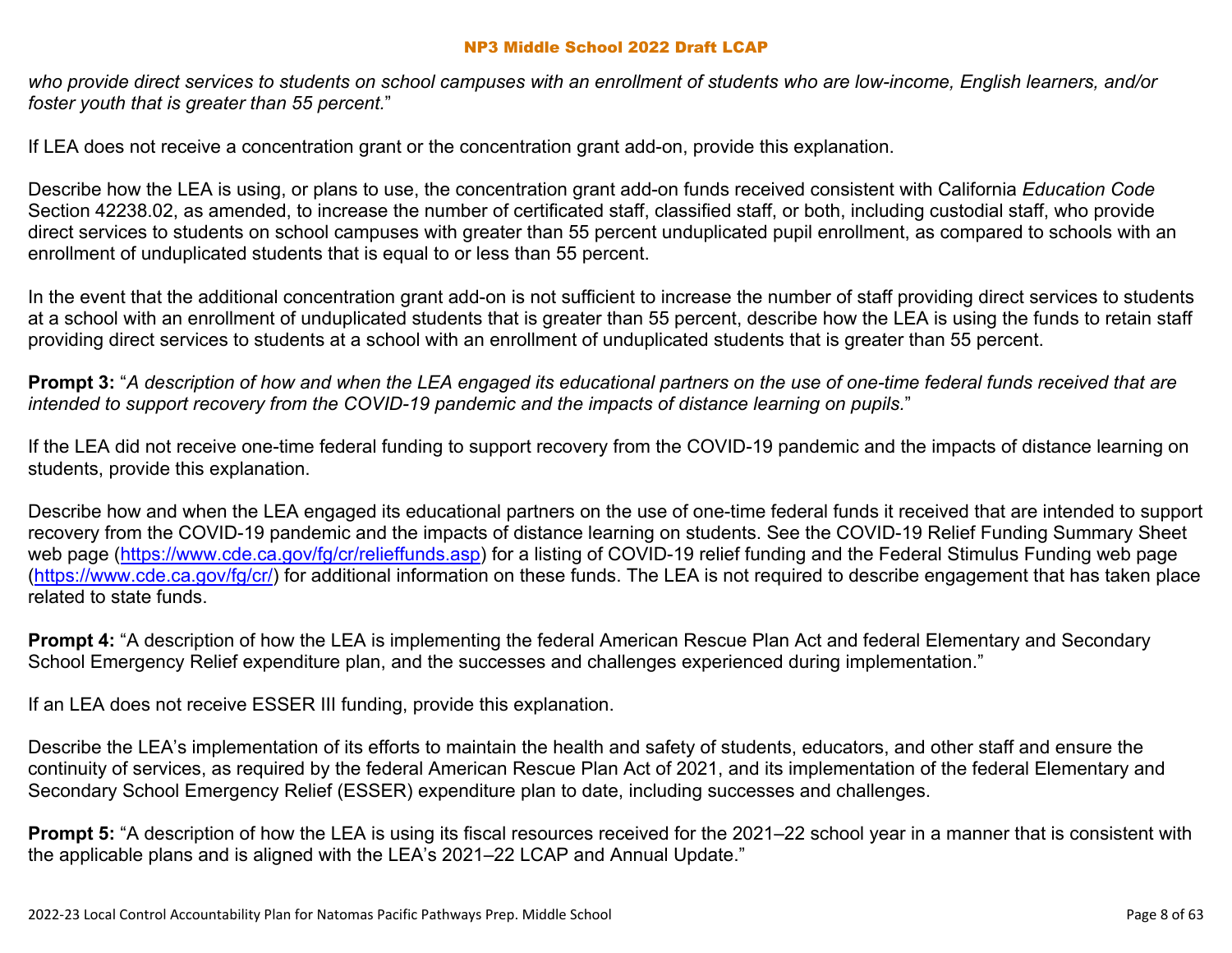*who provide direct services to students on school campuses with an enrollment of students who are low-income, English learners, and/or foster youth that is greater than 55 percent.*"

If LEA does not receive a concentration grant or the concentration grant add-on, provide this explanation.

Describe how the LEA is using, or plans to use, the concentration grant add-on funds received consistent with California *Education Code* Section 42238.02, as amended, to increase the number of certificated staff, classified staff, or both, including custodial staff, who provide direct services to students on school campuses with greater than 55 percent unduplicated pupil enrollment, as compared to schools with an enrollment of unduplicated students that is equal to or less than 55 percent.

In the event that the additional concentration grant add-on is not sufficient to increase the number of staff providing direct services to students at a school with an enrollment of unduplicated students that is greater than 55 percent, describe how the LEA is using the funds to retain staff providing direct services to students at a school with an enrollment of unduplicated students that is greater than 55 percent.

**Prompt 3:** "*A description of how and when the LEA engaged its educational partners on the use of one-time federal funds received that are intended to support recovery from the COVID-19 pandemic and the impacts of distance learning on pupils.*"

If the LEA did not receive one-time federal funding to support recovery from the COVID-19 pandemic and the impacts of distance learning on students, provide this explanation.

Describe how and when the LEA engaged its educational partners on the use of one-time federal funds it received that are intended to support recovery from the COVID-19 pandemic and the impacts of distance learning on students. See the COVID-19 Relief Funding Summary Sheet web page (https://www.cde.ca.gov/fg/cr/relieffunds.asp) for a listing of COVID-19 relief funding and the Federal Stimulus Funding web page (https://www.cde.ca.gov/fg/cr/) for additional information on these funds. The LEA is not required to describe engagement that has taken place related to state funds.

**Prompt 4:** "A description of how the LEA is implementing the federal American Rescue Plan Act and federal Elementary and Secondary School Emergency Relief expenditure plan, and the successes and challenges experienced during implementation."

If an LEA does not receive ESSER III funding, provide this explanation.

Describe the LEA's implementation of its efforts to maintain the health and safety of students, educators, and other staff and ensure the continuity of services, as required by the federal American Rescue Plan Act of 2021, and its implementation of the federal Elementary and Secondary School Emergency Relief (ESSER) expenditure plan to date, including successes and challenges.

**Prompt 5:** "A description of how the LEA is using its fiscal resources received for the 2021–22 school year in a manner that is consistent with the applicable plans and is aligned with the LEA's 2021–22 LCAP and Annual Update."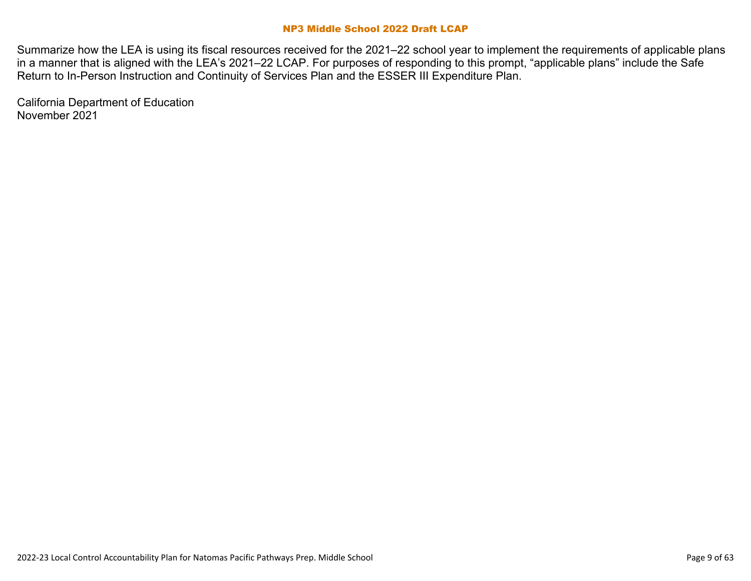Summarize how the LEA is using its fiscal resources received for the 2021–22 school year to implement the requirements of applicable plans in a manner that is aligned with the LEA's 2021–22 LCAP. For purposes of responding to this prompt, "applicable plans" include the Safe Return to In-Person Instruction and Continuity of Services Plan and the ESSER III Expenditure Plan.

California Department of Education
November 2021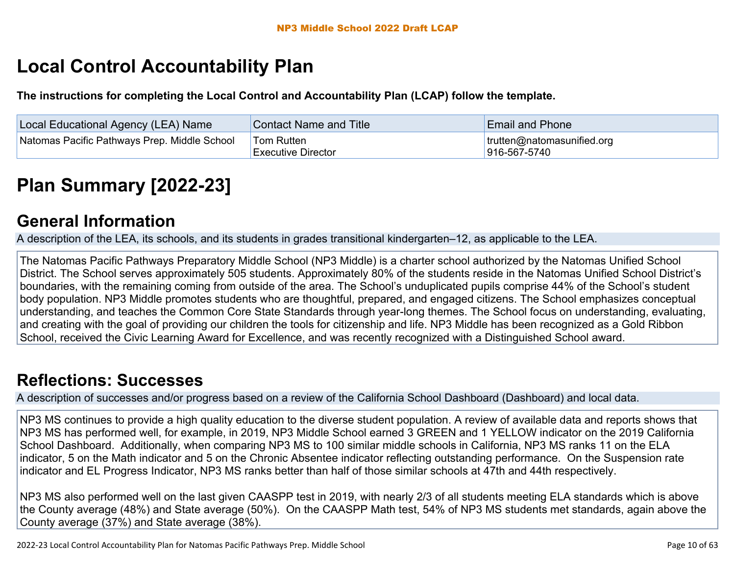# Local Control Accountability Plan

**The instructions for completing the Local Control and Accountability Plan (LCAP) follow the template.**

| Local Educational Agency (LEA) Name | Contact Name and Title | Email and Phone |
|---|---|---|
| Natomas Pacific Pathways Prep. Middle School | Tom Rutten<br>Executive Director | trutten@natomasunified.org<br>916-567-5740 |

# Plan Summary [2022-23]

## General Information

A description of the LEA, its schools, and its students in grades transitional kindergarten–12, as applicable to the LEA.

The Natomas Pacific Pathways Preparatory Middle School (NP3 Middle) is a charter school authorized by the Natomas Unified School District. The School serves approximately 505 students. Approximately 80% of the students reside in the Natomas Unified School District's boundaries, with the remaining coming from outside of the area. The School's unduplicated pupils comprise 44% of the School's student body population. NP3 Middle promotes students who are thoughtful, prepared, and engaged citizens. The School emphasizes conceptual understanding, and teaches the Common Core State Standards through year-long themes. The School focus on understanding, evaluating, and creating with the goal of providing our children the tools for citizenship and life. NP3 Middle has been recognized as a Gold Ribbon School, received the Civic Learning Award for Excellence, and was recently recognized with a Distinguished School award.

## Reflections: Successes

A description of successes and/or progress based on a review of the California School Dashboard (Dashboard) and local data.

NP3 MS continues to provide a high quality education to the diverse student population. A review of available data and reports shows that NP3 MS has performed well, for example, in 2019, NP3 Middle School earned 3 GREEN and 1 YELLOW indicator on the 2019 California School Dashboard. Additionally, when comparing NP3 MS to 100 similar middle schools in California, NP3 MS ranks 11 on the ELA indicator, 5 on the Math indicator and 5 on the Chronic Absentee indicator reflecting outstanding performance. On the Suspension rate indicator and EL Progress Indicator, NP3 MS ranks better than half of those similar schools at 47th and 44th respectively.

NP3 MS also performed well on the last given CAASPP test in 2019, with nearly 2/3 of all students meeting ELA standards which is above the County average (48%) and State average (50%). On the CAASPP Math test, 54% of NP3 MS students met standards, again above the County average (37%) and State average (38%).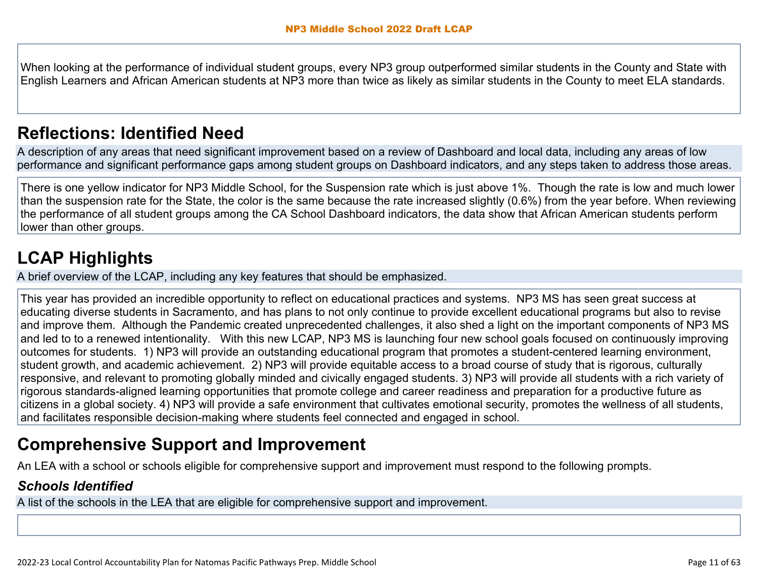When looking at the performance of individual student groups, every NP3 group outperformed similar students in the County and State with English Learners and African American students at NP3 more than twice as likely as similar students in the County to meet ELA standards.

## Reflections: Identified Need

A description of any areas that need significant improvement based on a review of Dashboard and local data, including any areas of low performance and significant performance gaps among student groups on Dashboard indicators, and any steps taken to address those areas.

There is one yellow indicator for NP3 Middle School, for the Suspension rate which is just above 1%. Though the rate is low and much lower than the suspension rate for the State, the color is the same because the rate increased slightly (0.6%) from the year before. When reviewing the performance of all student groups among the CA School Dashboard indicators, the data show that African American students perform lower than other groups.

## LCAP Highlights

A brief overview of the LCAP, including any key features that should be emphasized.

This year has provided an incredible opportunity to reflect on educational practices and systems. NP3 MS has seen great success at educating diverse students in Sacramento, and has plans to not only continue to provide excellent educational programs but also to revise and improve them. Although the Pandemic created unprecedented challenges, it also shed a light on the important components of NP3 MS and led to to a renewed intentionality. With this new LCAP, NP3 MS is launching four new school goals focused on continuously improving outcomes for students. 1) NP3 will provide an outstanding educational program that promotes a student-centered learning environment, student growth, and academic achievement. 2) NP3 will provide equitable access to a broad course of study that is rigorous, culturally responsive, and relevant to promoting globally minded and civically engaged students. 3) NP3 will provide all students with a rich variety of rigorous standards-aligned learning opportunities that promote college and career readiness and preparation for a productive future as citizens in a global society. 4) NP3 will provide a safe environment that cultivates emotional security, promotes the wellness of all students, and facilitates responsible decision-making where students feel connected and engaged in school.

## Comprehensive Support and Improvement

An LEA with a school or schools eligible for comprehensive support and improvement must respond to the following prompts.

### *Schools Identified*

A list of the schools in the LEA that are eligible for comprehensive support and improvement.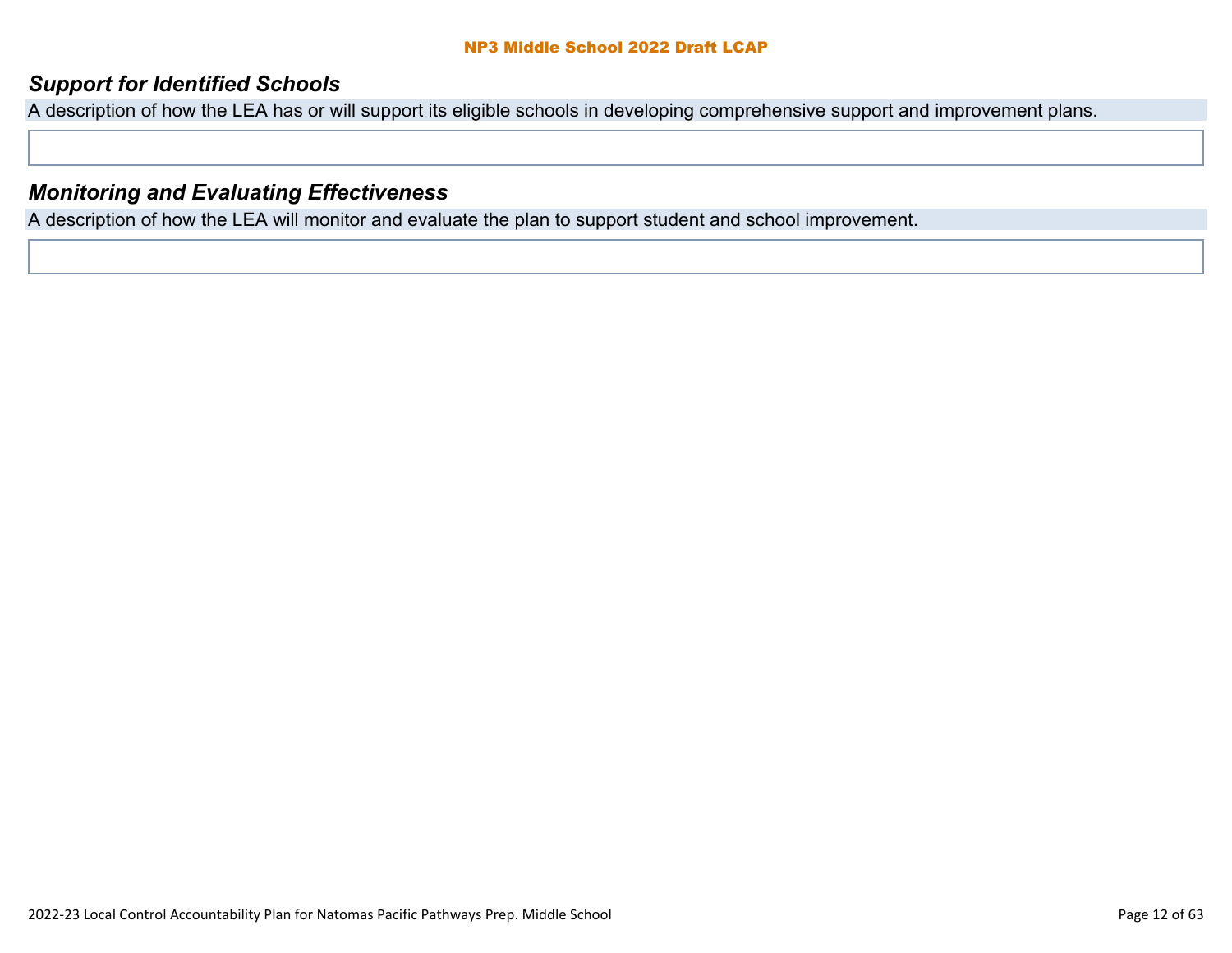## *Support for Identified Schools*

A description of how the LEA has or will support its eligible schools in developing comprehensive support and improvement plans.

## *Monitoring and Evaluating Effectiveness*

A description of how the LEA will monitor and evaluate the plan to support student and school improvement.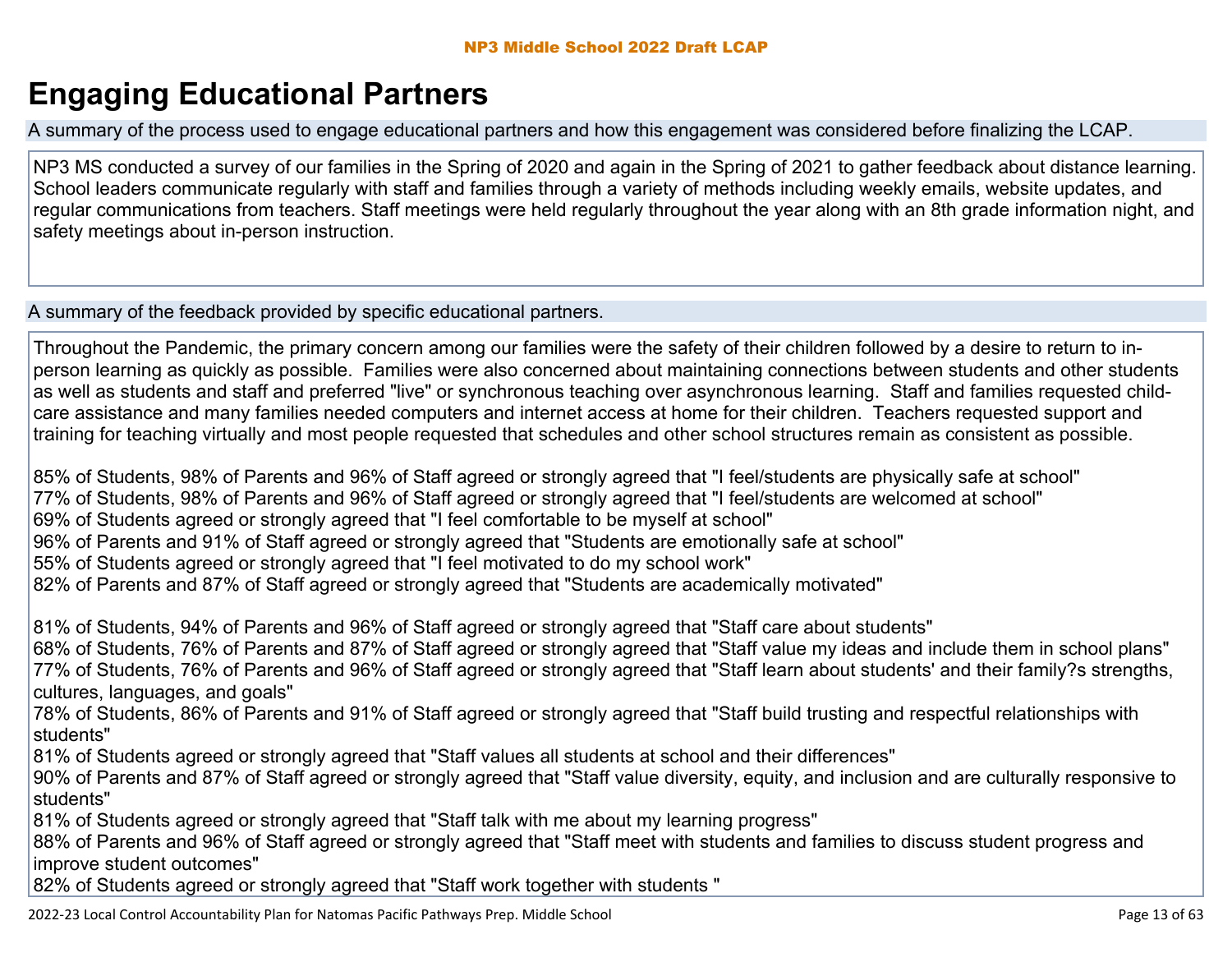# Engaging Educational Partners

A summary of the process used to engage educational partners and how this engagement was considered before finalizing the LCAP.

NP3 MS conducted a survey of our families in the Spring of 2020 and again in the Spring of 2021 to gather feedback about distance learning. School leaders communicate regularly with staff and families through a variety of methods including weekly emails, website updates, and regular communications from teachers. Staff meetings were held regularly throughout the year along with an 8th grade information night, and safety meetings about in-person instruction.

A summary of the feedback provided by specific educational partners.

Throughout the Pandemic, the primary concern among our families were the safety of their children followed by a desire to return to in-person learning as quickly as possible. Families were also concerned about maintaining connections between students and other students as well as students and staff and preferred "live" or synchronous teaching over asynchronous learning. Staff and families requested child-care assistance and many families needed computers and internet access at home for their children. Teachers requested support and training for teaching virtually and most people requested that schedules and other school structures remain as consistent as possible.

85% of Students, 98% of Parents and 96% of Staff agreed or strongly agreed that "I feel/students are physically safe at school"
77% of Students, 98% of Parents and 96% of Staff agreed or strongly agreed that "I feel/students are welcomed at school"
69% of Students agreed or strongly agreed that "I feel comfortable to be myself at school"
96% of Parents and 91% of Staff agreed or strongly agreed that "Students are emotionally safe at school"
55% of Students agreed or strongly agreed that "I feel motivated to do my school work"
82% of Parents and 87% of Staff agreed or strongly agreed that "Students are academically motivated"

81% of Students, 94% of Parents and 96% of Staff agreed or strongly agreed that "Staff care about students"
68% of Students, 76% of Parents and 87% of Staff agreed or strongly agreed that "Staff value my ideas and include them in school plans"
77% of Students, 76% of Parents and 96% of Staff agreed or strongly agreed that "Staff learn about students' and their family?s strengths, cultures, languages, and goals"
78% of Students, 86% of Parents and 91% of Staff agreed or strongly agreed that "Staff build trusting and respectful relationships with students"
81% of Students agreed or strongly agreed that "Staff values all students at school and their differences"
90% of Parents and 87% of Staff agreed or strongly agreed that "Staff value diversity, equity, and inclusion and are culturally responsive to students"
81% of Students agreed or strongly agreed that "Staff talk with me about my learning progress"
88% of Parents and 96% of Staff agreed or strongly agreed that "Staff meet with students and families to discuss student progress and improve student outcomes"
82% of Students agreed or strongly agreed that "Staff work together with students "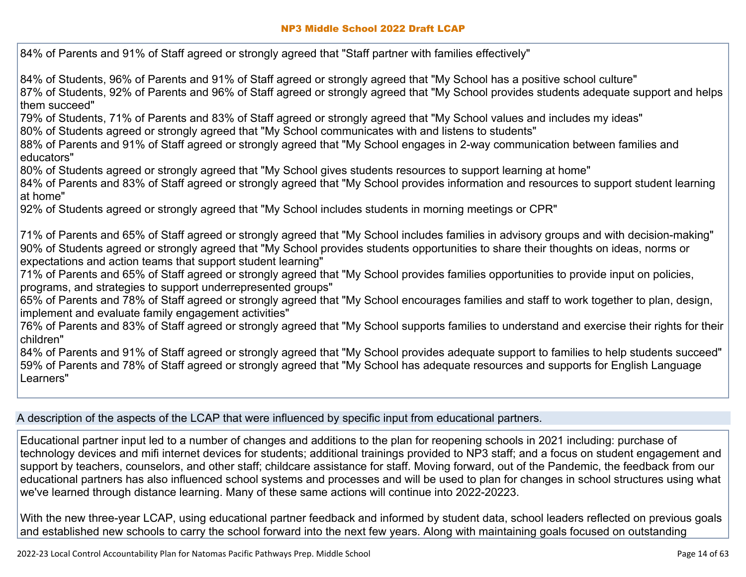84% of Parents and 91% of Staff agreed or strongly agreed that "Staff partner with families effectively"

84% of Students, 96% of Parents and 91% of Staff agreed or strongly agreed that "My School has a positive school culture"
87% of Students, 92% of Parents and 96% of Staff agreed or strongly agreed that "My School provides students adequate support and helps them succeed"
79% of Students, 71% of Parents and 83% of Staff agreed or strongly agreed that "My School values and includes my ideas"
80% of Students agreed or strongly agreed that "My School communicates with and listens to students"
88% of Parents and 91% of Staff agreed or strongly agreed that "My School engages in 2-way communication between families and educators"
80% of Students agreed or strongly agreed that "My School gives students resources to support learning at home"
84% of Parents and 83% of Staff agreed or strongly agreed that "My School provides information and resources to support student learning at home"
92% of Students agreed or strongly agreed that "My School includes students in morning meetings or CPR"

71% of Parents and 65% of Staff agreed or strongly agreed that "My School includes families in advisory groups and with decision-making"
90% of Students agreed or strongly agreed that "My School provides students opportunities to share their thoughts on ideas, norms or expectations and action teams that support student learning"
71% of Parents and 65% of Staff agreed or strongly agreed that "My School provides families opportunities to provide input on policies, programs, and strategies to support underrepresented groups"
65% of Parents and 78% of Staff agreed or strongly agreed that "My School encourages families and staff to work together to plan, design, implement and evaluate family engagement activities"
76% of Parents and 83% of Staff agreed or strongly agreed that "My School supports families to understand and exercise their rights for their children"
84% of Parents and 91% of Staff agreed or strongly agreed that "My School provides adequate support to families to help students succeed"
59% of Parents and 78% of Staff agreed or strongly agreed that "My School has adequate resources and supports for English Language Learners"

## A description of the aspects of the LCAP that were influenced by specific input from educational partners.

Educational partner input led to a number of changes and additions to the plan for reopening schools in 2021 including: purchase of technology devices and mifi internet devices for students; additional trainings provided to NP3 staff; and a focus on student engagement and support by teachers, counselors, and other staff; childcare assistance for staff. Moving forward, out of the Pandemic, the feedback from our educational partners has also influenced school systems and processes and will be used to plan for changes in school structures using what we've learned through distance learning. Many of these same actions will continue into 2022-20223.

With the new three-year LCAP, using educational partner feedback and informed by student data, school leaders reflected on previous goals and established new schools to carry the school forward into the next few years. Along with maintaining goals focused on outstanding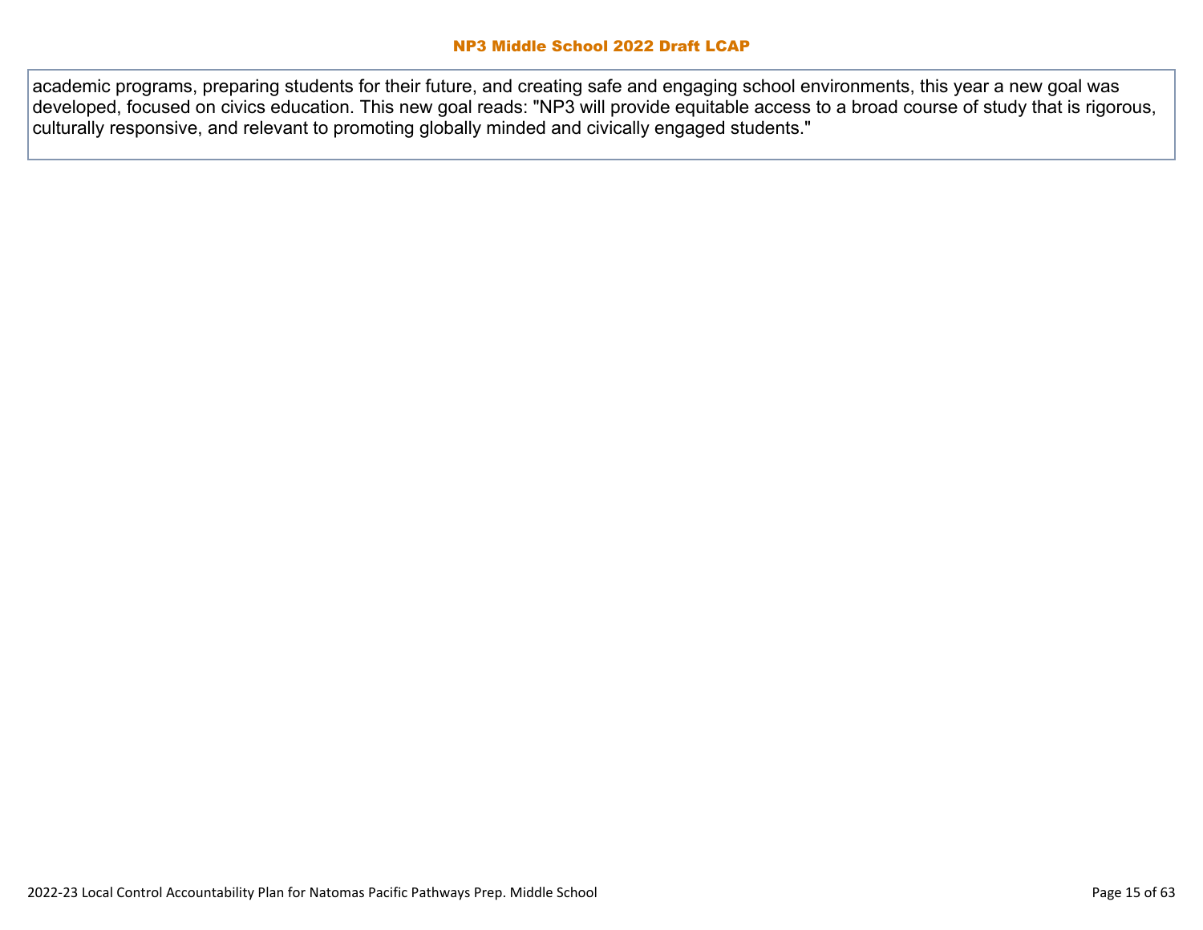academic programs, preparing students for their future, and creating safe and engaging school environments, this year a new goal was developed, focused on civics education. This new goal reads: "NP3 will provide equitable access to a broad course of study that is rigorous, culturally responsive, and relevant to promoting globally minded and civically engaged students."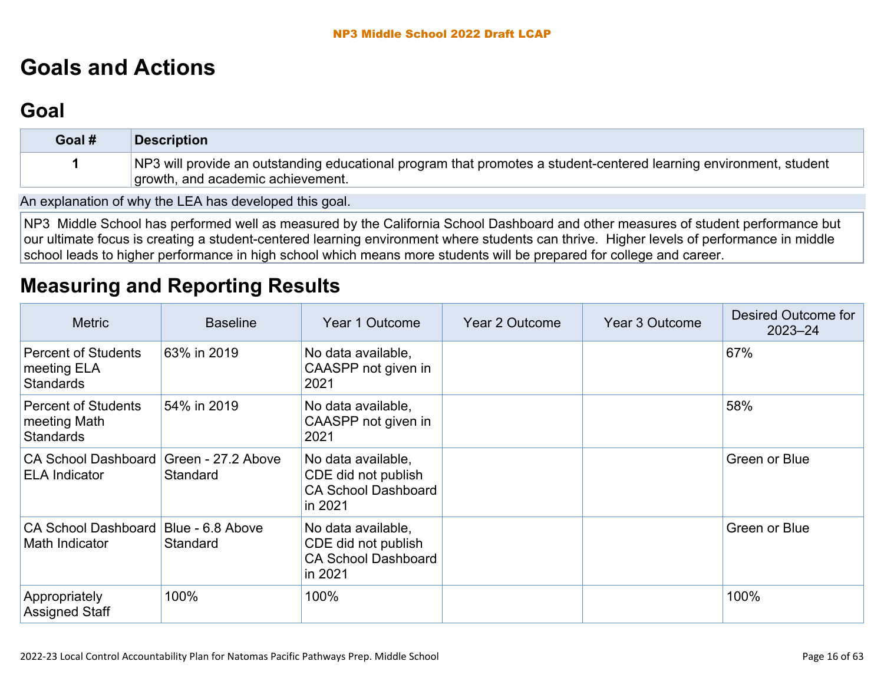# Goals and Actions

## Goal

| Goal # | Description |
|---|---|
| 1 | NP3 will provide an outstanding educational program that promotes a student-centered learning environment, student growth, and academic achievement. |

An explanation of why the LEA has developed this goal.

NP3 Middle School has performed well as measured by the California School Dashboard and other measures of student performance but our ultimate focus is creating a student-centered learning environment where students can thrive. Higher levels of performance in middle school leads to higher performance in high school which means more students will be prepared for college and career.

## Measuring and Reporting Results

| Metric | Baseline | Year 1 Outcome | Year 2 Outcome | Year 3 Outcome | Desired Outcome for 2023–24 |
|---|---|---|---|---|---|
| Percent of Students meeting ELA Standards | 63% in 2019 | No data available, CAASPP not given in 2021 | | | 67% |
| Percent of Students meeting Math Standards | 54% in 2019 | No data available, CAASPP not given in 2021 | | | 58% |
| CA School Dashboard ELA Indicator | Green - 27.2 Above Standard | No data available, CDE did not publish CA School Dashboard in 2021 | | | Green or Blue |
| CA School Dashboard Math Indicator | Blue - 6.8 Above Standard | No data available, CDE did not publish CA School Dashboard in 2021 | | | Green or Blue |
| Appropriately Assigned Staff | 100% | 100% | | | 100% |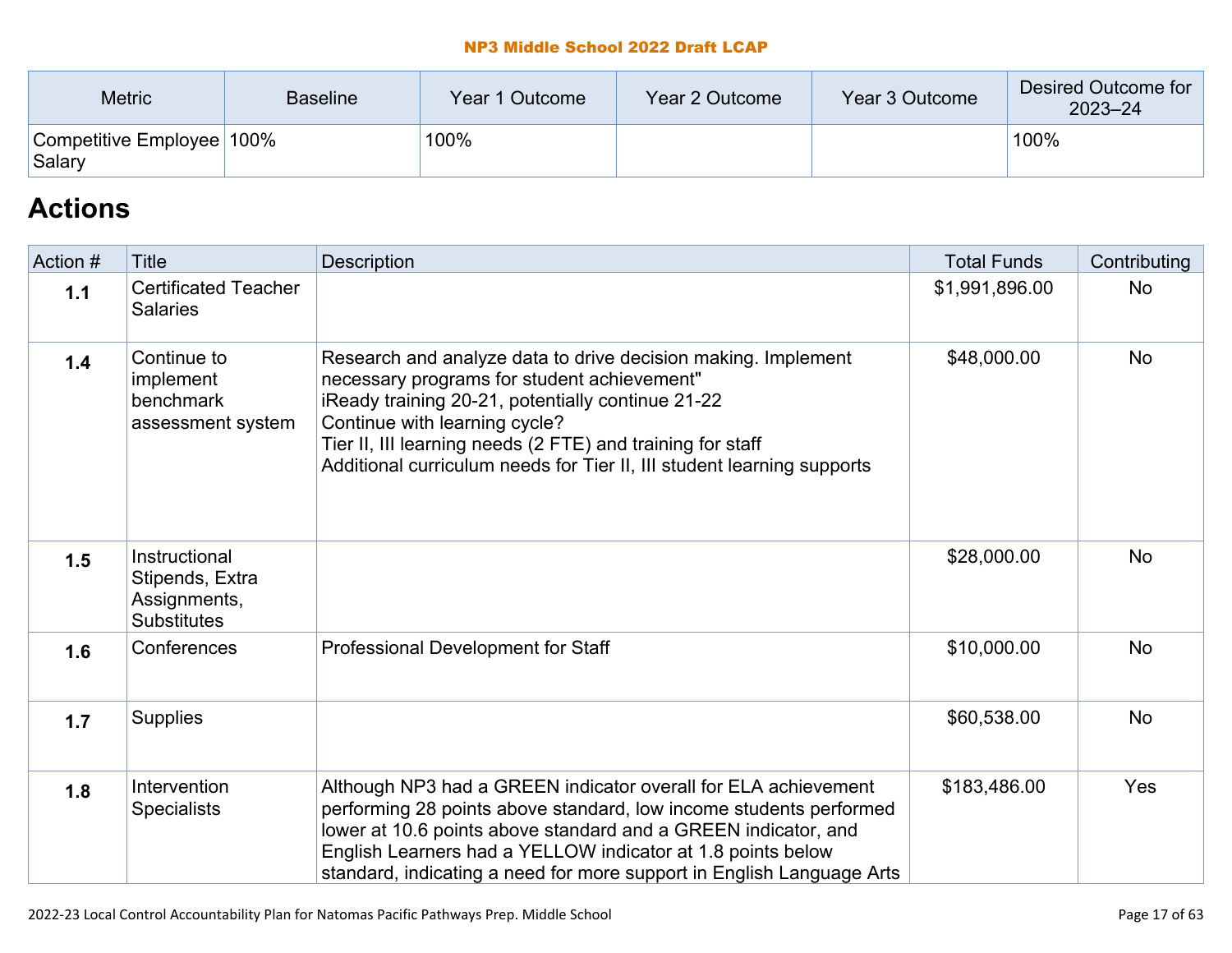NP3 Middle School 2022 Draft LCAP

| Metric | Baseline | Year 1 Outcome | Year 2 Outcome | Year 3 Outcome | Desired Outcome for 2023–24 |
|---|---|---|---|---|---|
| Competitive Employee Salary | 100% | 100% | | | 100% |

## Actions

| Action # | Title | Description | Total Funds | Contributing |
|---|---|---|---|---|
| **1.1** | Certificated Teacher Salaries | | $1,991,896.00 | No |
| **1.4** | Continue to implement benchmark assessment system | Research and analyze data to drive decision making. Implement necessary programs for student achievement"<br>iReady training 20-21, potentially continue 21-22<br>Continue with learning cycle?<br>Tier II, III learning needs (2 FTE) and training for staff<br>Additional curriculum needs for Tier II, III student learning supports | $48,000.00 | No |
| **1.5** | Instructional Stipends, Extra Assignments, Substitutes | | $28,000.00 | No |
| **1.6** | Conferences | Professional Development for Staff | $10,000.00 | No |
| **1.7** | Supplies | | $60,538.00 | No |
| **1.8** | Intervention Specialists | Although NP3 had a GREEN indicator overall for ELA achievement performing 28 points above standard, low income students performed lower at 10.6 points above standard and a GREEN indicator, and English Learners had a YELLOW indicator at 1.8 points below standard, indicating a need for more support in English Language Arts | $183,486.00 | Yes |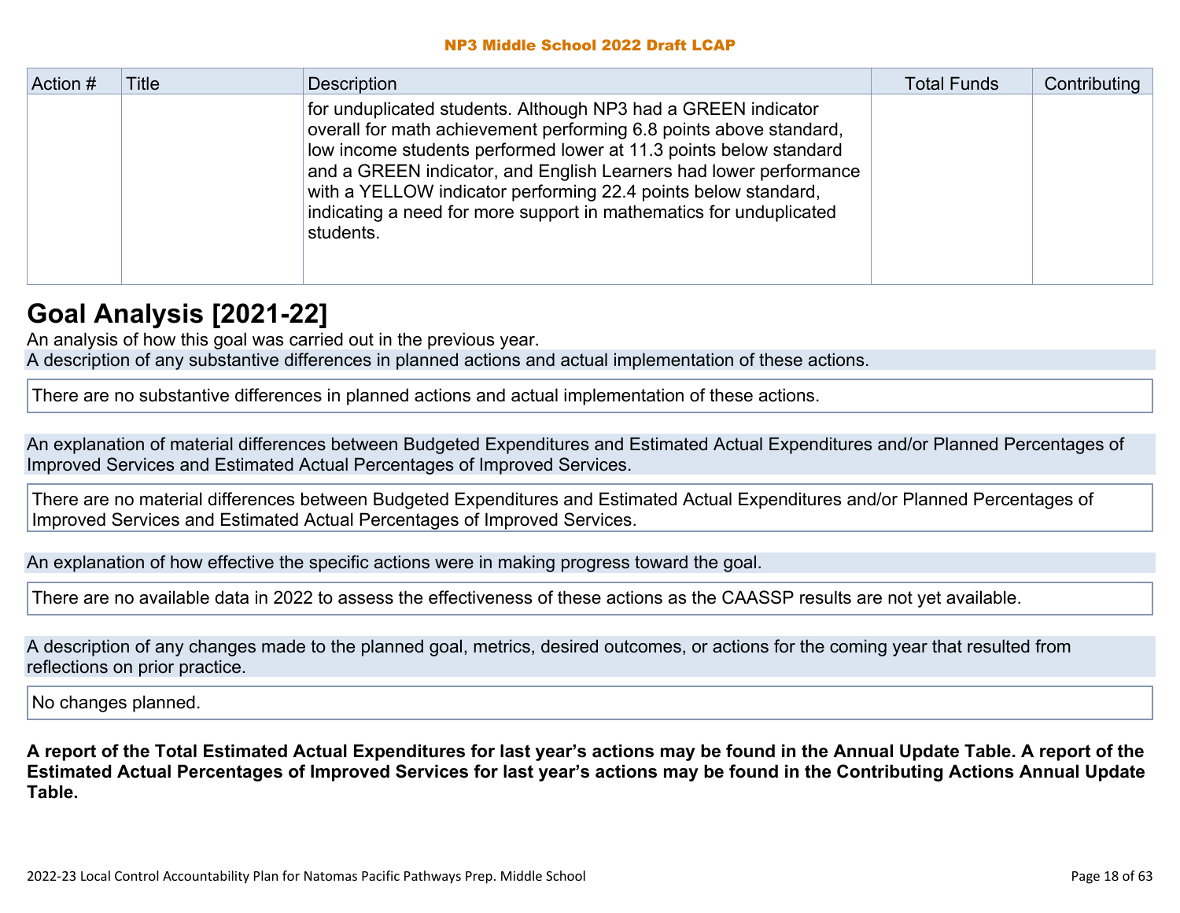| Action # | Title | Description | Total Funds | Contributing |
|---|---|---|---|---|
| | | for unduplicated students. Although NP3 had a GREEN indicator overall for math achievement performing 6.8 points above standard, low income students performed lower at 11.3 points below standard and a GREEN indicator, and English Learners had lower performance with a YELLOW indicator performing 22.4 points below standard, indicating a need for more support in mathematics for unduplicated students. | | |

## Goal Analysis [2021-22]

An analysis of how this goal was carried out in the previous year.

A description of any substantive differences in planned actions and actual implementation of these actions.

There are no substantive differences in planned actions and actual implementation of these actions.

An explanation of material differences between Budgeted Expenditures and Estimated Actual Expenditures and/or Planned Percentages of Improved Services and Estimated Actual Percentages of Improved Services.

There are no material differences between Budgeted Expenditures and Estimated Actual Expenditures and/or Planned Percentages of Improved Services and Estimated Actual Percentages of Improved Services.

An explanation of how effective the specific actions were in making progress toward the goal.

There are no available data in 2022 to assess the effectiveness of these actions as the CAASSP results are not yet available.

A description of any changes made to the planned goal, metrics, desired outcomes, or actions for the coming year that resulted from reflections on prior practice.

No changes planned.

**A report of the Total Estimated Actual Expenditures for last year's actions may be found in the Annual Update Table. A report of the Estimated Actual Percentages of Improved Services for last year's actions may be found in the Contributing Actions Annual Update Table.**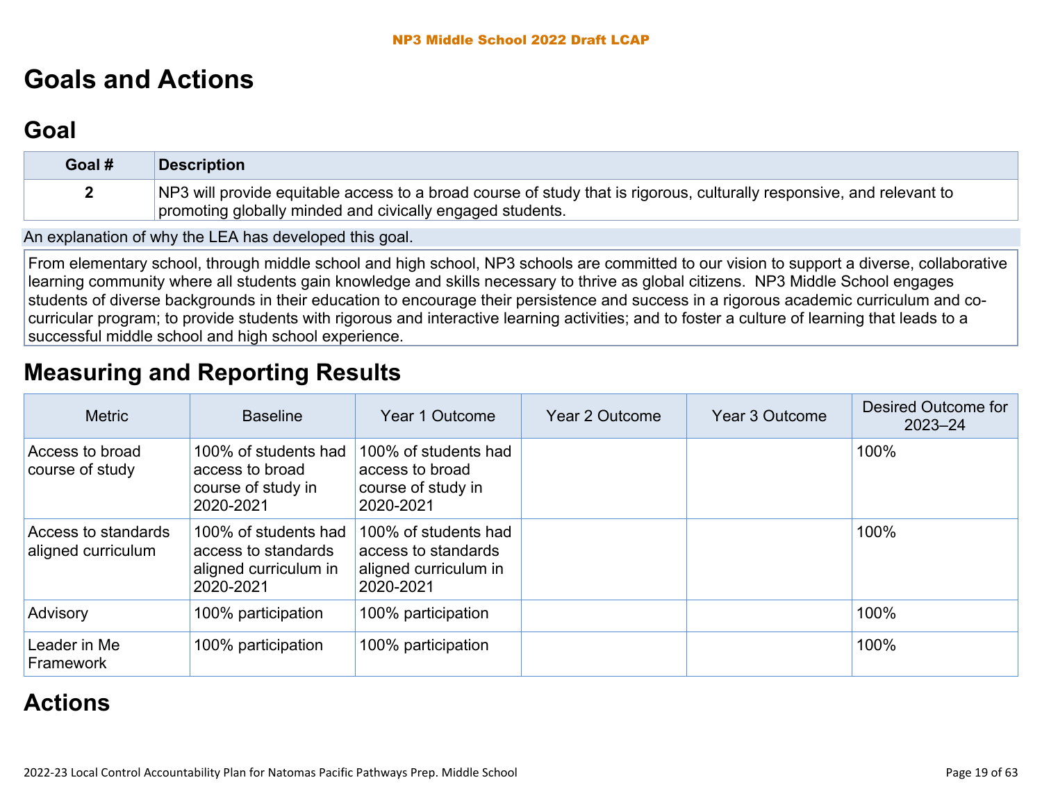# Goals and Actions

## Goal

| Goal # | Description |
|---|---|
| 2 | NP3 will provide equitable access to a broad course of study that is rigorous, culturally responsive, and relevant to promoting globally minded and civically engaged students. |

An explanation of why the LEA has developed this goal.

From elementary school, through middle school and high school, NP3 schools are committed to our vision to support a diverse, collaborative learning community where all students gain knowledge and skills necessary to thrive as global citizens. NP3 Middle School engages students of diverse backgrounds in their education to encourage their persistence and success in a rigorous academic curriculum and co-curricular program; to provide students with rigorous and interactive learning activities; and to foster a culture of learning that leads to a successful middle school and high school experience.

## Measuring and Reporting Results

| Metric | Baseline | Year 1 Outcome | Year 2 Outcome | Year 3 Outcome | Desired Outcome for 2023–24 |
|---|---|---|---|---|---|
| Access to broad course of study | 100% of students had access to broad course of study in 2020-2021 | 100% of students had access to broad course of study in 2020-2021 | | | 100% |
| Access to standards aligned curriculum | 100% of students had access to standards aligned curriculum in 2020-2021 | 100% of students had access to standards aligned curriculum in 2020-2021 | | | 100% |
| Advisory | 100% participation | 100% participation | | | 100% |
| Leader in Me Framework | 100% participation | 100% participation | | | 100% |

## Actions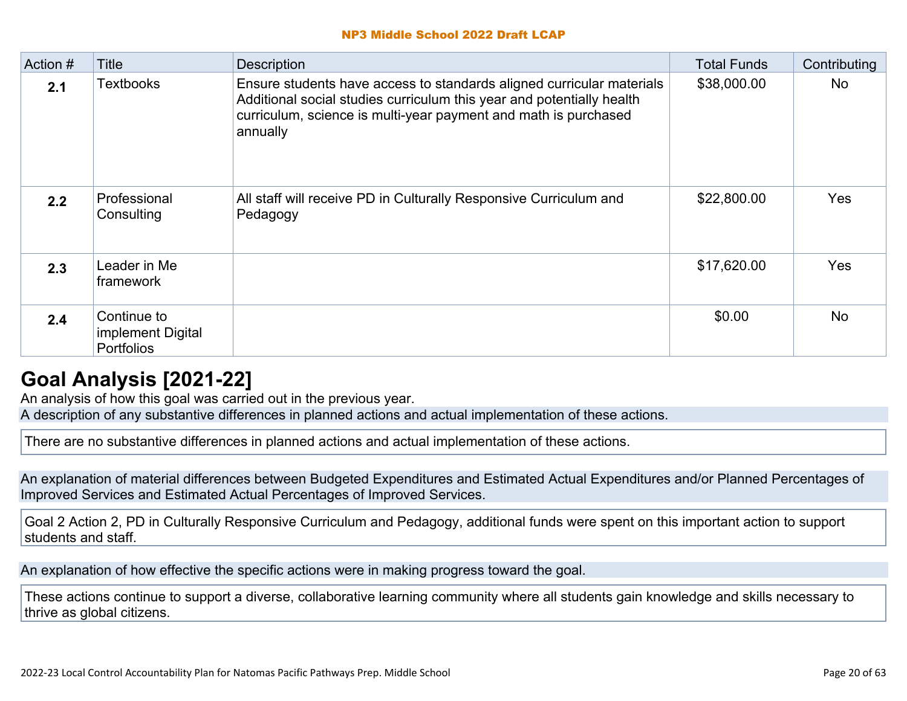| Action # | Title | Description | Total Funds | Contributing |
|---|---|---|---|---|
| **2.1** | Textbooks | Ensure students have access to standards aligned curricular materials Additional social studies curriculum this year and potentially health curriculum, science is multi-year payment and math is purchased annually | $38,000.00 | No |
| **2.2** | Professional Consulting | All staff will receive PD in Culturally Responsive Curriculum and Pedagogy | $22,800.00 | Yes |
| **2.3** | Leader in Me framework | | $17,620.00 | Yes |
| **2.4** | Continue to implement Digital Portfolios | | $0.00 | No |

# Goal Analysis [2021-22]

An analysis of how this goal was carried out in the previous year.

A description of any substantive differences in planned actions and actual implementation of these actions.

There are no substantive differences in planned actions and actual implementation of these actions.

An explanation of material differences between Budgeted Expenditures and Estimated Actual Expenditures and/or Planned Percentages of Improved Services and Estimated Actual Percentages of Improved Services.

Goal 2 Action 2, PD in Culturally Responsive Curriculum and Pedagogy, additional funds were spent on this important action to support students and staff.

An explanation of how effective the specific actions were in making progress toward the goal.

These actions continue to support a diverse, collaborative learning community where all students gain knowledge and skills necessary to thrive as global citizens.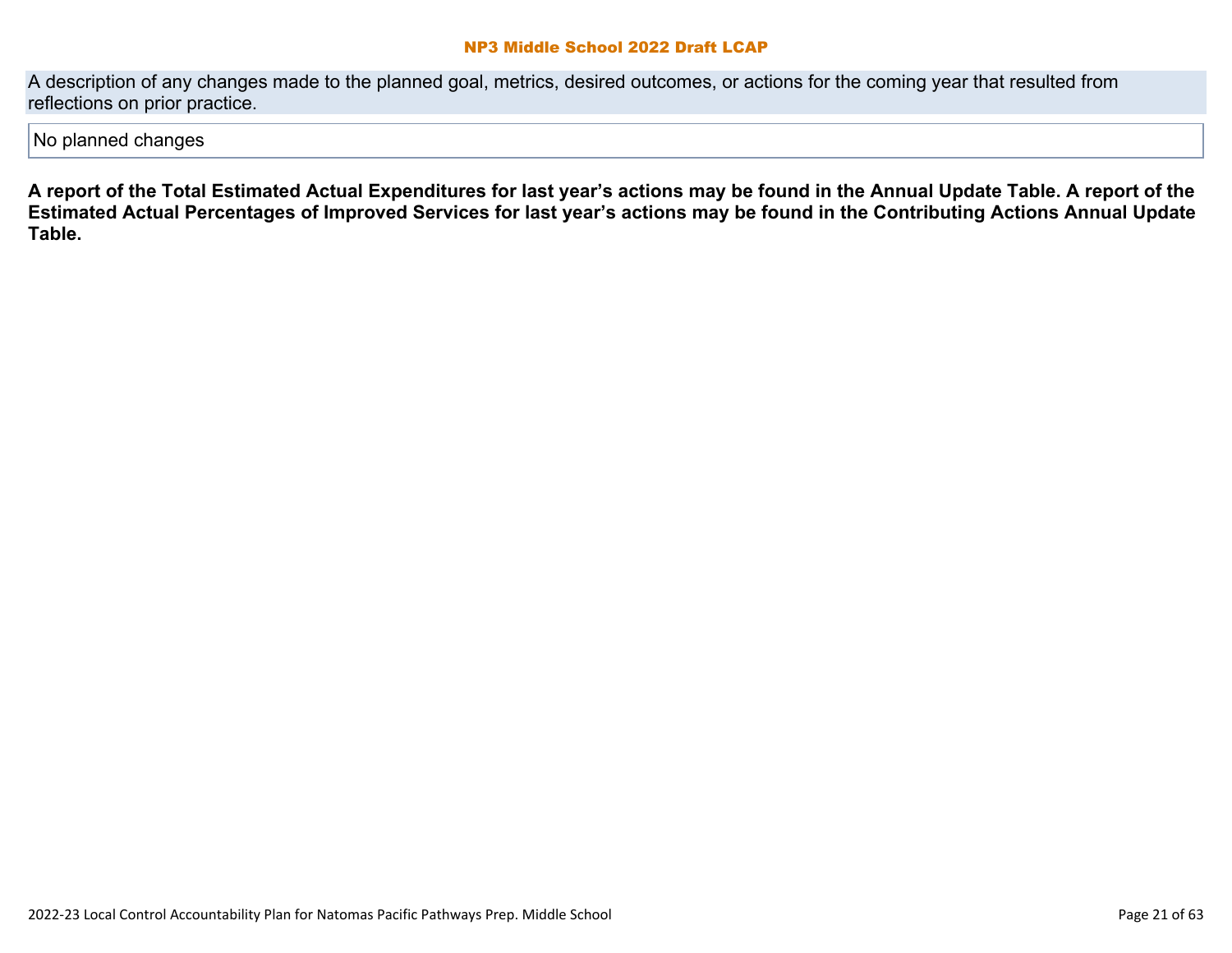A description of any changes made to the planned goal, metrics, desired outcomes, or actions for the coming year that resulted from reflections on prior practice.

No planned changes

**A report of the Total Estimated Actual Expenditures for last year's actions may be found in the Annual Update Table. A report of the Estimated Actual Percentages of Improved Services for last year's actions may be found in the Contributing Actions Annual Update Table.**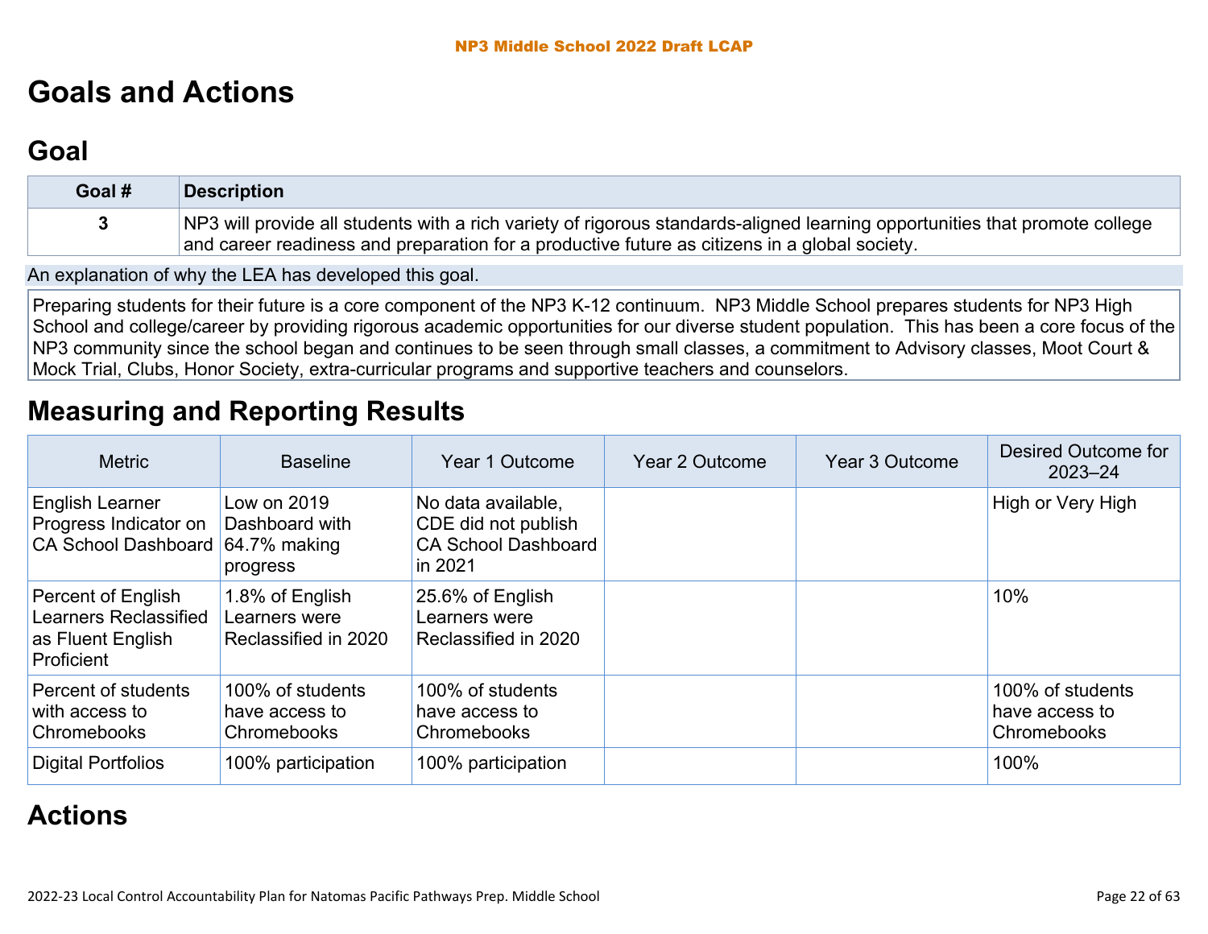# Goals and Actions

## Goal

| Goal # | Description |
|---|---|
| 3 | NP3 will provide all students with a rich variety of rigorous standards-aligned learning opportunities that promote college and career readiness and preparation for a productive future as citizens in a global society. |

An explanation of why the LEA has developed this goal.

Preparing students for their future is a core component of the NP3 K-12 continuum. NP3 Middle School prepares students for NP3 High School and college/career by providing rigorous academic opportunities for our diverse student population. This has been a core focus of the NP3 community since the school began and continues to be seen through small classes, a commitment to Advisory classes, Moot Court & Mock Trial, Clubs, Honor Society, extra-curricular programs and supportive teachers and counselors.

# Measuring and Reporting Results

| Metric | Baseline | Year 1 Outcome | Year 2 Outcome | Year 3 Outcome | Desired Outcome for 2023–24 |
|---|---|---|---|---|---|
| English Learner Progress Indicator on CA School Dashboard | Low on 2019 Dashboard with 64.7% making progress | No data available, CDE did not publish CA School Dashboard in 2021 | | | High or Very High |
| Percent of English Learners Reclassified as Fluent English Proficient | 1.8% of English Learners were Reclassified in 2020 | 25.6% of English Learners were Reclassified in 2020 | | | 10% |
| Percent of students with access to Chromebooks | 100% of students have access to Chromebooks | 100% of students have access to Chromebooks | | | 100% of students have access to Chromebooks |
| Digital Portfolios | 100% participation | 100% participation | | | 100% |

# Actions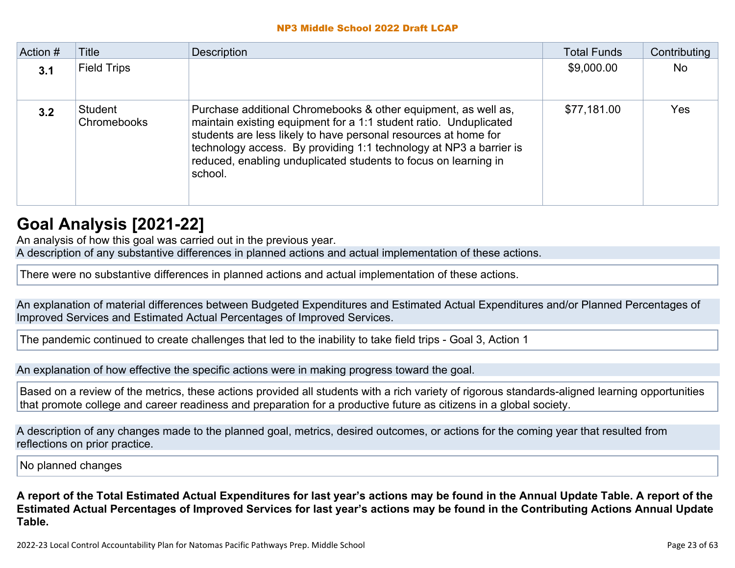| Action # | Title | Description | Total Funds | Contributing |
|---|---|---|---|---|
| **3.1** | Field Trips | | $9,000.00 | No |
| **3.2** | Student Chromebooks | Purchase additional Chromebooks & other equipment, as well as, maintain existing equipment for a 1:1 student ratio. Unduplicated students are less likely to have personal resources at home for technology access. By providing 1:1 technology at NP3 a barrier is reduced, enabling unduplicated students to focus on learning in school. | $77,181.00 | Yes |

## Goal Analysis [2021-22]

An analysis of how this goal was carried out in the previous year.

A description of any substantive differences in planned actions and actual implementation of these actions.

There were no substantive differences in planned actions and actual implementation of these actions.

An explanation of material differences between Budgeted Expenditures and Estimated Actual Expenditures and/or Planned Percentages of Improved Services and Estimated Actual Percentages of Improved Services.

The pandemic continued to create challenges that led to the inability to take field trips - Goal 3, Action 1

An explanation of how effective the specific actions were in making progress toward the goal.

Based on a review of the metrics, these actions provided all students with a rich variety of rigorous standards-aligned learning opportunities that promote college and career readiness and preparation for a productive future as citizens in a global society.

A description of any changes made to the planned goal, metrics, desired outcomes, or actions for the coming year that resulted from reflections on prior practice.

No planned changes

**A report of the Total Estimated Actual Expenditures for last year's actions may be found in the Annual Update Table. A report of the Estimated Actual Percentages of Improved Services for last year's actions may be found in the Contributing Actions Annual Update Table.**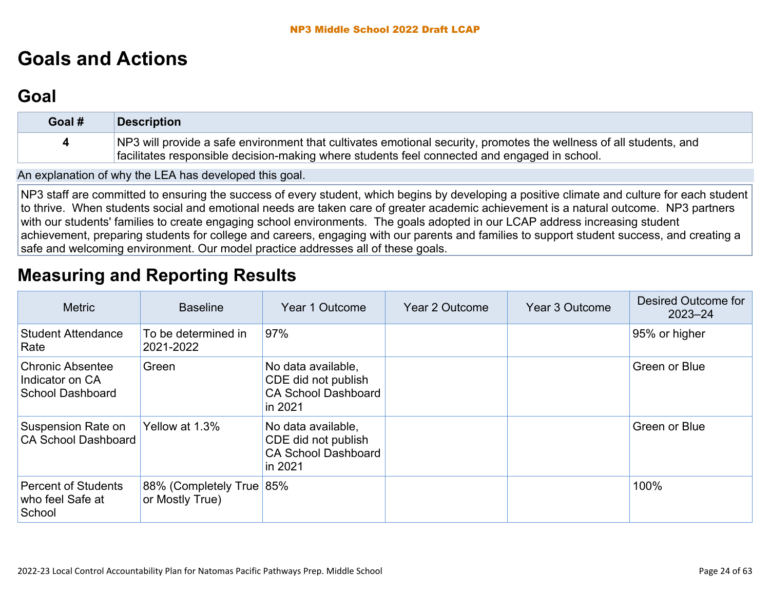# Goals and Actions

## Goal

| Goal # | Description |
| --- | --- |
| 4 | NP3 will provide a safe environment that cultivates emotional security, promotes the wellness of all students, and facilitates responsible decision-making where students feel connected and engaged in school. |

An explanation of why the LEA has developed this goal.

NP3 staff are committed to ensuring the success of every student, which begins by developing a positive climate and culture for each student to thrive. When students social and emotional needs are taken care of greater academic achievement is a natural outcome. NP3 partners with our students' families to create engaging school environments. The goals adopted in our LCAP address increasing student achievement, preparing students for college and careers, engaging with our parents and families to support student success, and creating a safe and welcoming environment. Our model practice addresses all of these goals.

# Measuring and Reporting Results

| Metric | Baseline | Year 1 Outcome | Year 2 Outcome | Year 3 Outcome | Desired Outcome for 2023–24 |
| --- | --- | --- | --- | --- | --- |
| Student Attendance Rate | To be determined in 2021-2022 | 97% | | | 95% or higher |
| Chronic Absentee Indicator on CA School Dashboard | Green | No data available, CDE did not publish CA School Dashboard in 2021 | | | Green or Blue |
| Suspension Rate on CA School Dashboard | Yellow at 1.3% | No data available, CDE did not publish CA School Dashboard in 2021 | | | Green or Blue |
| Percent of Students who feel Safe at School | 88% (Completely True or Mostly True) | 85% | | | 100% |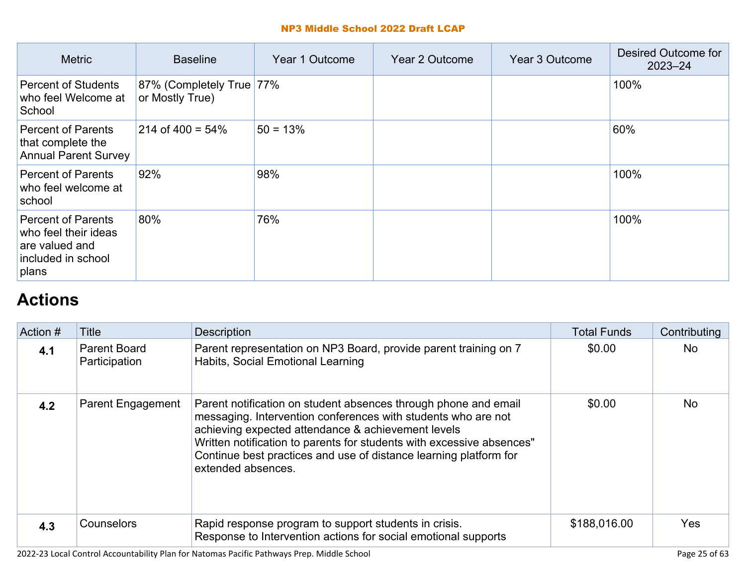| Metric | Baseline | Year 1 Outcome | Year 2 Outcome | Year 3 Outcome | Desired Outcome for 2023–24 |
|---|---|---|---|---|---|
| Percent of Students who feel Welcome at School | 87% (Completely True or Mostly True) | 77% | | | 100% |
| Percent of Parents that complete the Annual Parent Survey | 214 of 400 = 54% | 50 = 13% | | | 60% |
| Percent of Parents who feel welcome at school | 92% | 98% | | | 100% |
| Percent of Parents who feel their ideas are valued and included in school plans | 80% | 76% | | | 100% |

# Actions

| Action # | Title | Description | Total Funds | Contributing |
|---|---|---|---|---|
| **4.1** | Parent Board Participation | Parent representation on NP3 Board, provide parent training on 7 Habits, Social Emotional Learning | $0.00 | No |
| **4.2** | Parent Engagement | Parent notification on student absences through phone and email messaging. Intervention conferences with students who are not achieving expected attendance & achievement levels<br>Written notification to parents for students with excessive absences"<br>Continue best practices and use of distance learning platform for extended absences. | $0.00 | No |
| **4.3** | Counselors | Rapid response program to support students in crisis.<br>Response to Intervention actions for social emotional supports | $188,016.00 | Yes |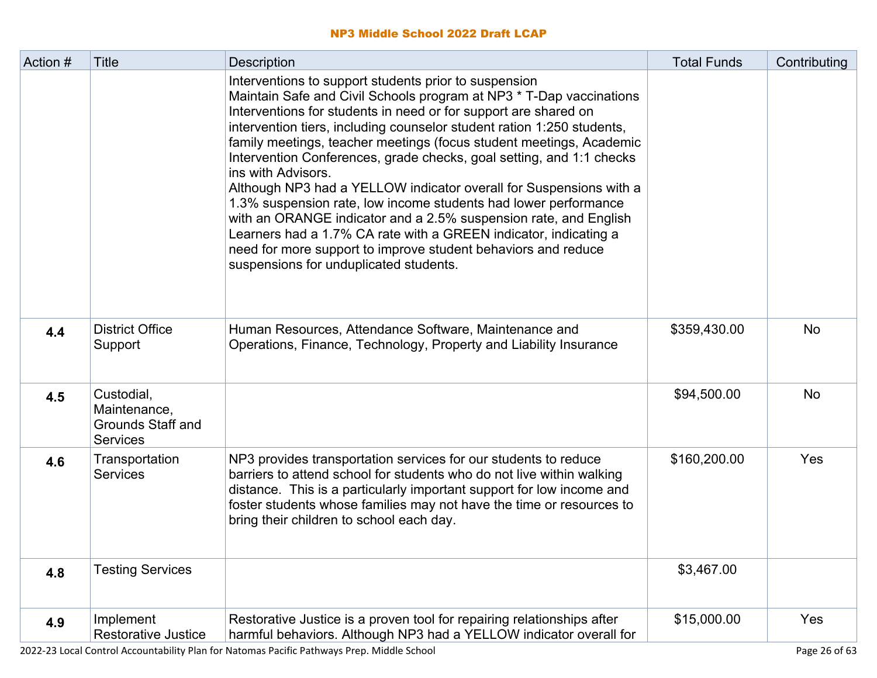| Action # | Title | Description | Total Funds | Contributing |
|---|---|---|---|---|
| | | Interventions to support students prior to suspension<br>Maintain Safe and Civil Schools program at NP3 * T-Dap vaccinations Interventions for students in need or for support are shared on intervention tiers, including counselor student ration 1:250 students, family meetings, teacher meetings (focus student meetings, Academic Intervention Conferences, grade checks, goal setting, and 1:1 checks ins with Advisors.<br>Although NP3 had a YELLOW indicator overall for Suspensions with a 1.3% suspension rate, low income students had lower performance with an ORANGE indicator and a 2.5% suspension rate, and English Learners had a 1.7% CA rate with a GREEN indicator, indicating a need for more support to improve student behaviors and reduce suspensions for unduplicated students. | | |
| **4.4** | District Office Support | Human Resources, Attendance Software, Maintenance and Operations, Finance, Technology, Property and Liability Insurance | $359,430.00 | No |
| **4.5** | Custodial, Maintenance, Grounds Staff and Services | | $94,500.00 | No |
| **4.6** | Transportation Services | NP3 provides transportation services for our students to reduce barriers to attend school for students who do not live within walking distance. This is a particularly important support for low income and foster students whose families may not have the time or resources to bring their children to school each day. | $160,200.00 | Yes |
| **4.8** | Testing Services | | $3,467.00 | |
| **4.9** | Implement Restorative Justice | Restorative Justice is a proven tool for repairing relationships after harmful behaviors. Although NP3 had a YELLOW indicator overall for | $15,000.00 | Yes |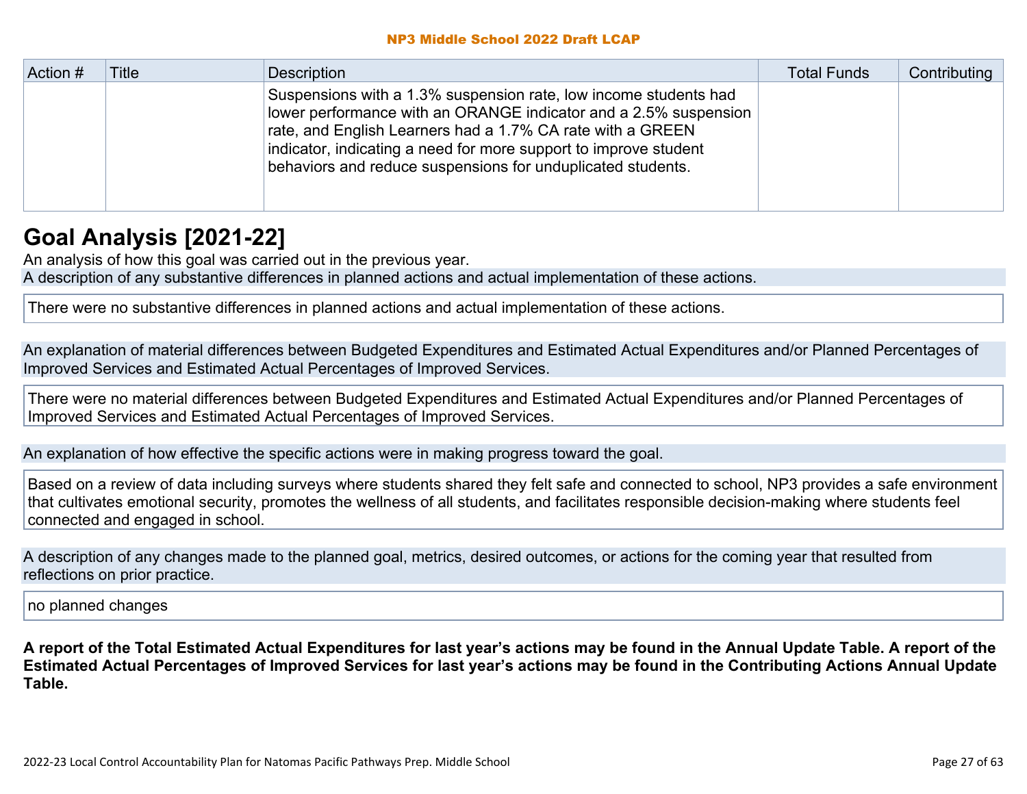| Action # | Title | Description | Total Funds | Contributing |
|---|---|---|---|---|
| | | Suspensions with a 1.3% suspension rate, low income students had lower performance with an ORANGE indicator and a 2.5% suspension rate, and English Learners had a 1.7% CA rate with a GREEN indicator, indicating a need for more support to improve student behaviors and reduce suspensions for unduplicated students. | | |

## Goal Analysis [2021-22]

An analysis of how this goal was carried out in the previous year.

A description of any substantive differences in planned actions and actual implementation of these actions.

There were no substantive differences in planned actions and actual implementation of these actions.

An explanation of material differences between Budgeted Expenditures and Estimated Actual Expenditures and/or Planned Percentages of Improved Services and Estimated Actual Percentages of Improved Services.

There were no material differences between Budgeted Expenditures and Estimated Actual Expenditures and/or Planned Percentages of Improved Services and Estimated Actual Percentages of Improved Services.

An explanation of how effective the specific actions were in making progress toward the goal.

Based on a review of data including surveys where students shared they felt safe and connected to school, NP3 provides a safe environment that cultivates emotional security, promotes the wellness of all students, and facilitates responsible decision-making where students feel connected and engaged in school.

A description of any changes made to the planned goal, metrics, desired outcomes, or actions for the coming year that resulted from reflections on prior practice.

no planned changes

**A report of the Total Estimated Actual Expenditures for last year's actions may be found in the Annual Update Table. A report of the Estimated Actual Percentages of Improved Services for last year's actions may be found in the Contributing Actions Annual Update Table.**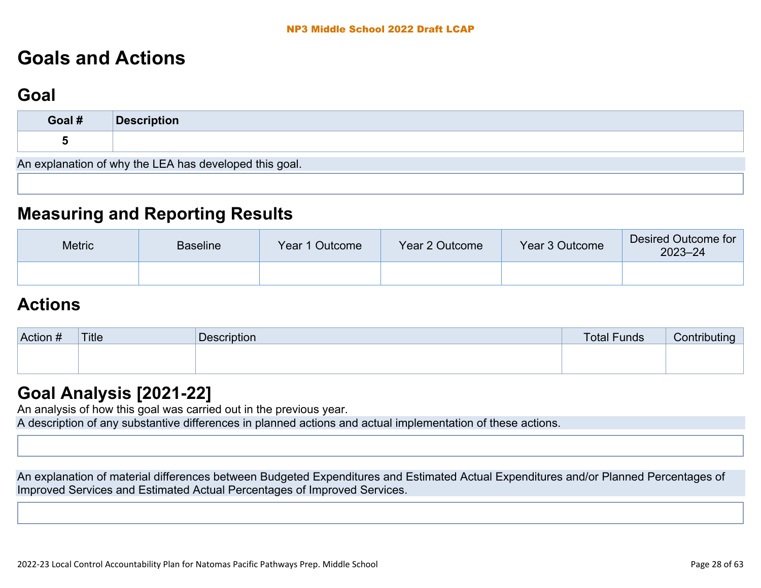# Goals and Actions

## Goal

| Goal # | Description |
| --- | --- |
| 5 | |

An explanation of why the LEA has developed this goal.

## Measuring and Reporting Results

| Metric | Baseline | Year 1 Outcome | Year 2 Outcome | Year 3 Outcome | Desired Outcome for 2023–24 |
| --- | --- | --- | --- | --- | --- |
| | | | | | |

## Actions

| Action # | Title | Description | Total Funds | Contributing |
| --- | --- | --- | --- | --- |
| | | | | |

## Goal Analysis [2021-22]

An analysis of how this goal was carried out in the previous year.

A description of any substantive differences in planned actions and actual implementation of these actions.

An explanation of material differences between Budgeted Expenditures and Estimated Actual Expenditures and/or Planned Percentages of Improved Services and Estimated Actual Percentages of Improved Services.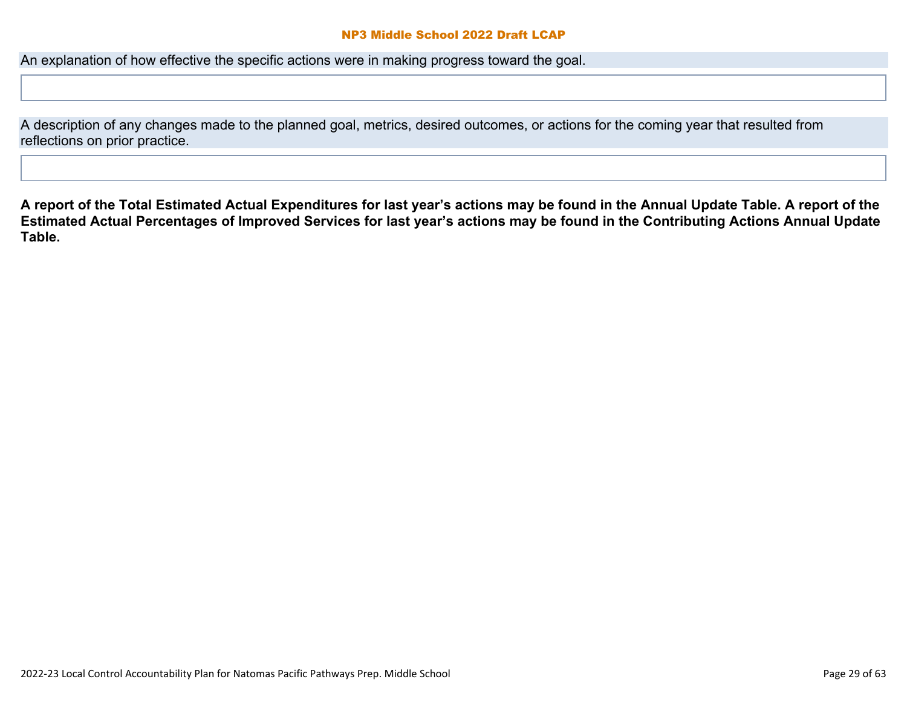An explanation of how effective the specific actions were in making progress toward the goal.

| |
|---|
| |

A description of any changes made to the planned goal, metrics, desired outcomes, or actions for the coming year that resulted from reflections on prior practice.

| |
|---|
| |

**A report of the Total Estimated Actual Expenditures for last year's actions may be found in the Annual Update Table. A report of the Estimated Actual Percentages of Improved Services for last year's actions may be found in the Contributing Actions Annual Update Table.**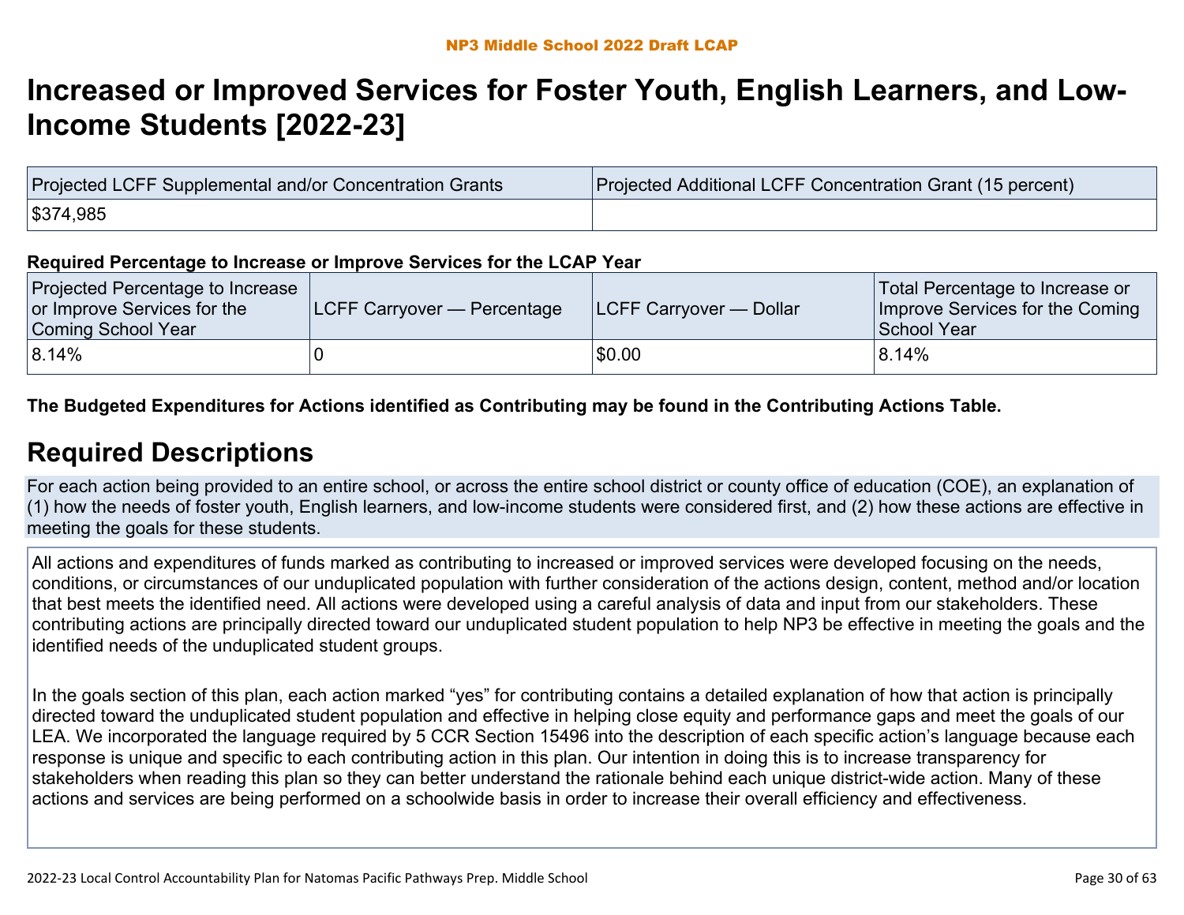# Increased or Improved Services for Foster Youth, English Learners, and Low-Income Students [2022-23]

| Projected LCFF Supplemental and/or Concentration Grants | Projected Additional LCFF Concentration Grant (15 percent) |
|---|---|
| $374,985 | |

**Required Percentage to Increase or Improve Services for the LCAP Year**

| Projected Percentage to Increase or Improve Services for the Coming School Year | LCFF Carryover — Percentage | LCFF Carryover — Dollar | Total Percentage to Increase or Improve Services for the Coming School Year |
|---|---|---|---|
| 8.14% | 0 | $0.00 | 8.14% |

**The Budgeted Expenditures for Actions identified as Contributing may be found in the Contributing Actions Table.**

## Required Descriptions

For each action being provided to an entire school, or across the entire school district or county office of education (COE), an explanation of (1) how the needs of foster youth, English learners, and low-income students were considered first, and (2) how these actions are effective in meeting the goals for these students.

All actions and expenditures of funds marked as contributing to increased or improved services were developed focusing on the needs, conditions, or circumstances of our unduplicated population with further consideration of the actions design, content, method and/or location that best meets the identified need. All actions were developed using a careful analysis of data and input from our stakeholders. These contributing actions are principally directed toward our unduplicated student population to help NP3 be effective in meeting the goals and the identified needs of the unduplicated student groups.

In the goals section of this plan, each action marked "yes" for contributing contains a detailed explanation of how that action is principally directed toward the unduplicated student population and effective in helping close equity and performance gaps and meet the goals of our LEA. We incorporated the language required by 5 CCR Section 15496 into the description of each specific action's language because each response is unique and specific to each contributing action in this plan. Our intention in doing this is to increase transparency for stakeholders when reading this plan so they can better understand the rationale behind each unique district-wide action. Many of these actions and services are being performed on a schoolwide basis in order to increase their overall efficiency and effectiveness.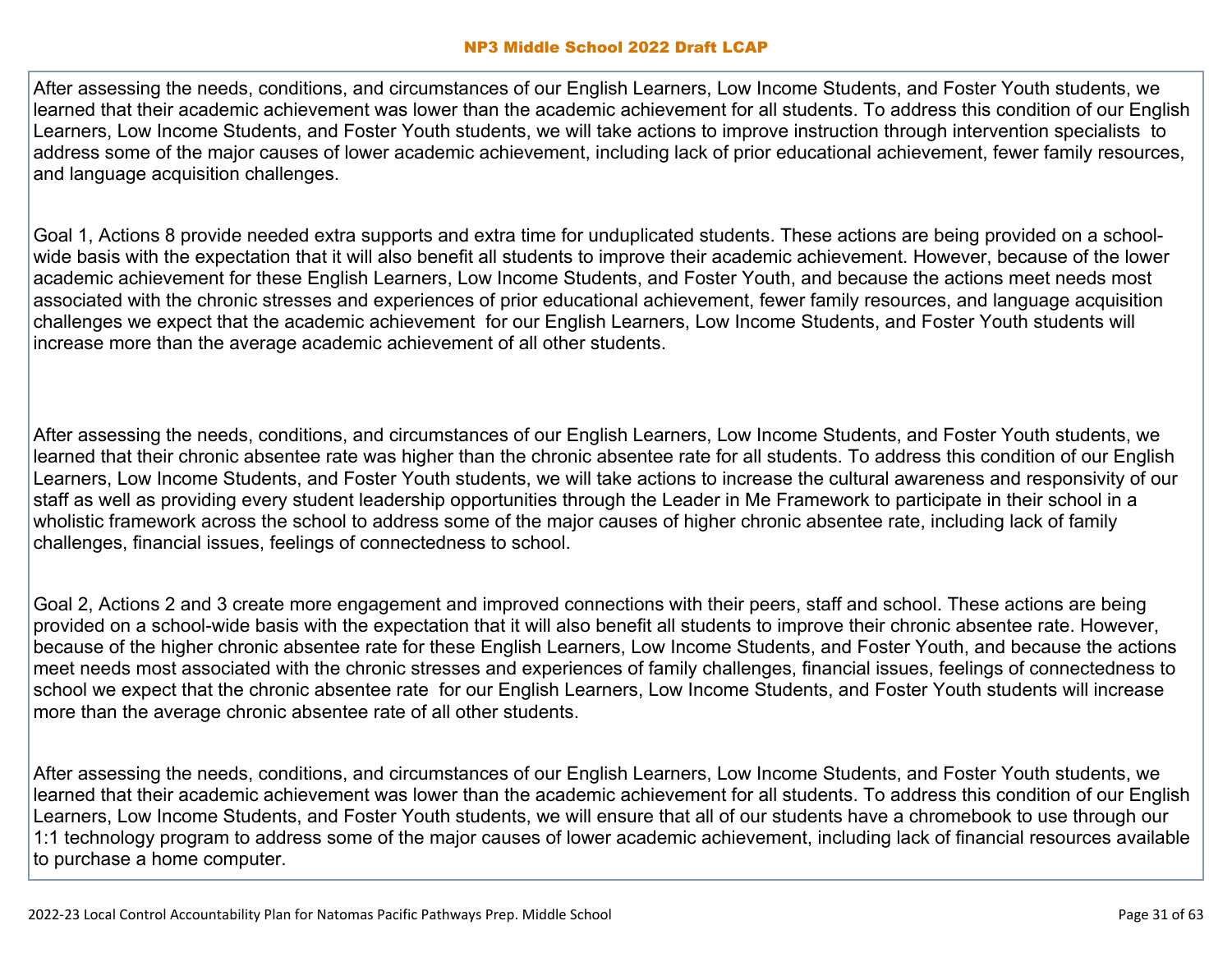After assessing the needs, conditions, and circumstances of our English Learners, Low Income Students, and Foster Youth students, we learned that their academic achievement was lower than the academic achievement for all students. To address this condition of our English Learners, Low Income Students, and Foster Youth students, we will take actions to improve instruction through intervention specialists to address some of the major causes of lower academic achievement, including lack of prior educational achievement, fewer family resources, and language acquisition challenges.

Goal 1, Actions 8 provide needed extra supports and extra time for unduplicated students. These actions are being provided on a school-wide basis with the expectation that it will also benefit all students to improve their academic achievement. However, because of the lower academic achievement for these English Learners, Low Income Students, and Foster Youth, and because the actions meet needs most associated with the chronic stresses and experiences of prior educational achievement, fewer family resources, and language acquisition challenges we expect that the academic achievement for our English Learners, Low Income Students, and Foster Youth students will increase more than the average academic achievement of all other students.

After assessing the needs, conditions, and circumstances of our English Learners, Low Income Students, and Foster Youth students, we learned that their chronic absentee rate was higher than the chronic absentee rate for all students. To address this condition of our English Learners, Low Income Students, and Foster Youth students, we will take actions to increase the cultural awareness and responsivity of our staff as well as providing every student leadership opportunities through the Leader in Me Framework to participate in their school in a wholistic framework across the school to address some of the major causes of higher chronic absentee rate, including lack of family challenges, financial issues, feelings of connectedness to school.

Goal 2, Actions 2 and 3 create more engagement and improved connections with their peers, staff and school. These actions are being provided on a school-wide basis with the expectation that it will also benefit all students to improve their chronic absentee rate. However, because of the higher chronic absentee rate for these English Learners, Low Income Students, and Foster Youth, and because the actions meet needs most associated with the chronic stresses and experiences of family challenges, financial issues, feelings of connectedness to school we expect that the chronic absentee rate for our English Learners, Low Income Students, and Foster Youth students will increase more than the average chronic absentee rate of all other students.

After assessing the needs, conditions, and circumstances of our English Learners, Low Income Students, and Foster Youth students, we learned that their academic achievement was lower than the academic achievement for all students. To address this condition of our English Learners, Low Income Students, and Foster Youth students, we will ensure that all of our students have a chromebook to use through our 1:1 technology program to address some of the major causes of lower academic achievement, including lack of financial resources available to purchase a home computer.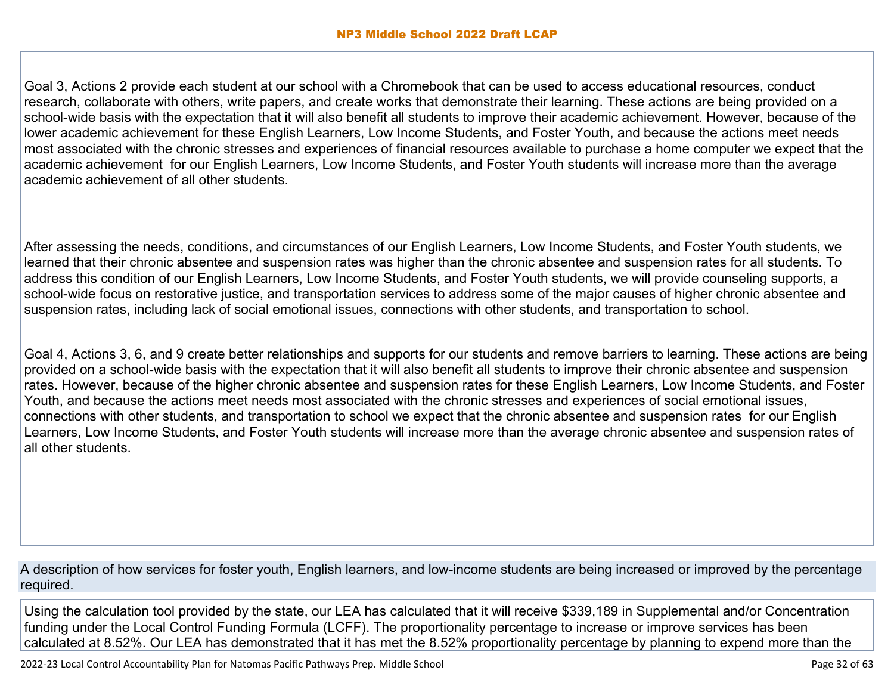Goal 3, Actions 2 provide each student at our school with a Chromebook that can be used to access educational resources, conduct research, collaborate with others, write papers, and create works that demonstrate their learning. These actions are being provided on a school-wide basis with the expectation that it will also benefit all students to improve their academic achievement. However, because of the lower academic achievement for these English Learners, Low Income Students, and Foster Youth, and because the actions meet needs most associated with the chronic stresses and experiences of financial resources available to purchase a home computer we expect that the academic achievement for our English Learners, Low Income Students, and Foster Youth students will increase more than the average academic achievement of all other students.

After assessing the needs, conditions, and circumstances of our English Learners, Low Income Students, and Foster Youth students, we learned that their chronic absentee and suspension rates was higher than the chronic absentee and suspension rates for all students. To address this condition of our English Learners, Low Income Students, and Foster Youth students, we will provide counseling supports, a school-wide focus on restorative justice, and transportation services to address some of the major causes of higher chronic absentee and suspension rates, including lack of social emotional issues, connections with other students, and transportation to school.

Goal 4, Actions 3, 6, and 9 create better relationships and supports for our students and remove barriers to learning. These actions are being provided on a school-wide basis with the expectation that it will also benefit all students to improve their chronic absentee and suspension rates. However, because of the higher chronic absentee and suspension rates for these English Learners, Low Income Students, and Foster Youth, and because the actions meet needs most associated with the chronic stresses and experiences of social emotional issues, connections with other students, and transportation to school we expect that the chronic absentee and suspension rates for our English Learners, Low Income Students, and Foster Youth students will increase more than the average chronic absentee and suspension rates of all other students.

A description of how services for foster youth, English learners, and low-income students are being increased or improved by the percentage required.

Using the calculation tool provided by the state, our LEA has calculated that it will receive $339,189 in Supplemental and/or Concentration funding under the Local Control Funding Formula (LCFF). The proportionality percentage to increase or improve services has been calculated at 8.52%. Our LEA has demonstrated that it has met the 8.52% proportionality percentage by planning to expend more than the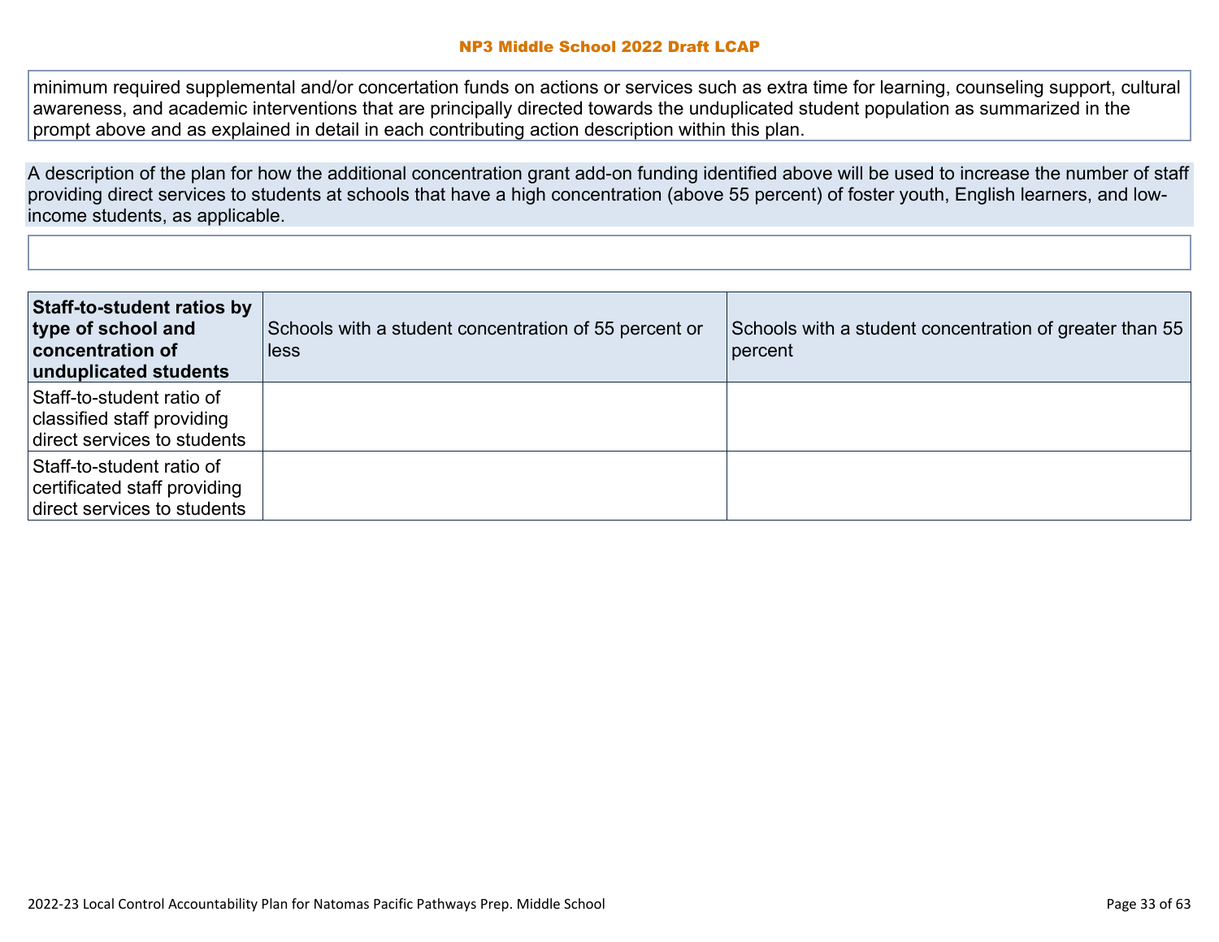minimum required supplemental and/or concertation funds on actions or services such as extra time for learning, counseling support, cultural awareness, and academic interventions that are principally directed towards the unduplicated student population as summarized in the prompt above and as explained in detail in each contributing action description within this plan.

A description of the plan for how the additional concentration grant add-on funding identified above will be used to increase the number of staff providing direct services to students at schools that have a high concentration (above 55 percent) of foster youth, English learners, and low-income students, as applicable.

| **Staff-to-student ratios by type of school and concentration of unduplicated students** | Schools with a student concentration of 55 percent or less | Schools with a student concentration of greater than 55 percent |
|---|---|---|
| Staff-to-student ratio of classified staff providing direct services to students | | |
| Staff-to-student ratio of certificated staff providing direct services to students | | |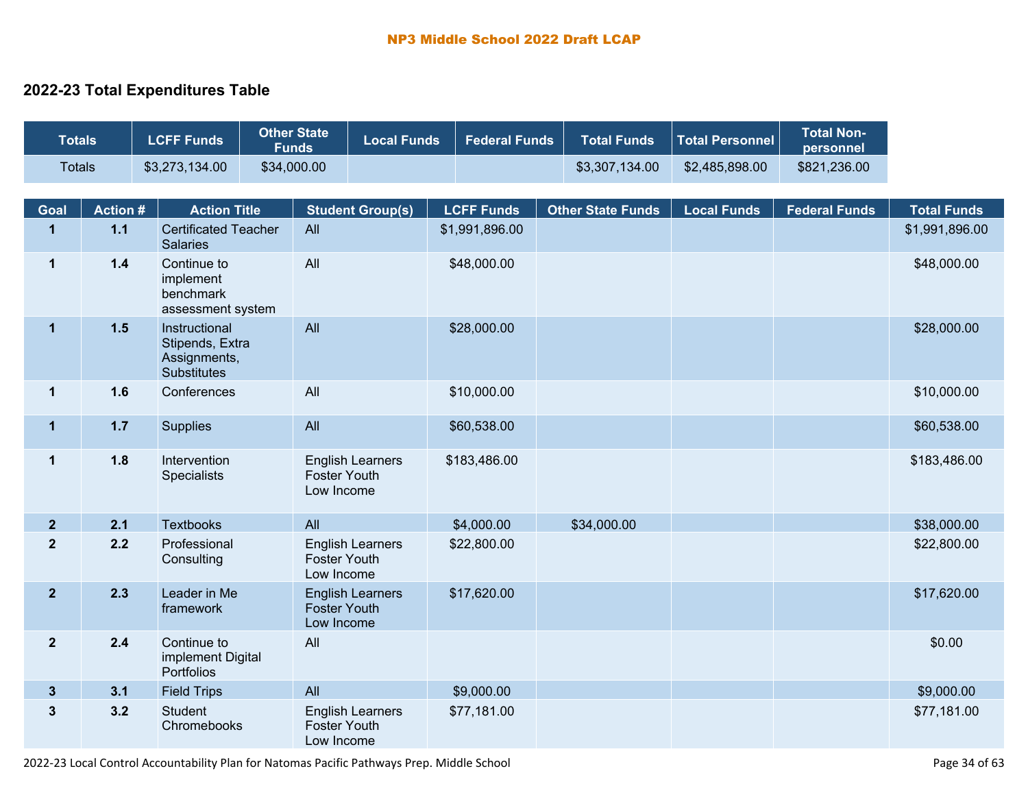**NP3 Middle School 2022 Draft LCAP**

## 2022-23 Total Expenditures Table

| Totals | LCFF Funds | Other State Funds | Local Funds | Federal Funds | Total Funds | Total Personnel | Total Non-personnel |
|---|---|---|---|---|---|---|---|
| Totals | $3,273,134.00 | $34,000.00 | | | $3,307,134.00 | $2,485,898.00 | $821,236.00 |

| Goal | Action # | Action Title | Student Group(s) | LCFF Funds | Other State Funds | Local Funds | Federal Funds | Total Funds |
|---|---|---|---|---|---|---|---|---|
| 1 | 1.1 | Certificated Teacher Salaries | All | $1,991,896.00 | | | | $1,991,896.00 |
| 1 | 1.4 | Continue to implement benchmark assessment system | All | $48,000.00 | | | | $48,000.00 |
| 1 | 1.5 | Instructional Stipends, Extra Assignments, Substitutes | All | $28,000.00 | | | | $28,000.00 |
| 1 | 1.6 | Conferences | All | $10,000.00 | | | | $10,000.00 |
| 1 | 1.7 | Supplies | All | $60,538.00 | | | | $60,538.00 |
| 1 | 1.8 | Intervention Specialists | English Learners Foster Youth Low Income | $183,486.00 | | | | $183,486.00 |
| 2 | 2.1 | Textbooks | All | $4,000.00 | $34,000.00 | | | $38,000.00 |
| 2 | 2.2 | Professional Consulting | English Learners Foster Youth Low Income | $22,800.00 | | | | $22,800.00 |
| 2 | 2.3 | Leader in Me framework | English Learners Foster Youth Low Income | $17,620.00 | | | | $17,620.00 |
| 2 | 2.4 | Continue to implement Digital Portfolios | All | | | | | $0.00 |
| 3 | 3.1 | Field Trips | All | $9,000.00 | | | | $9,000.00 |
| 3 | 3.2 | Student Chromebooks | English Learners Foster Youth Low Income | $77,181.00 | | | | $77,181.00 |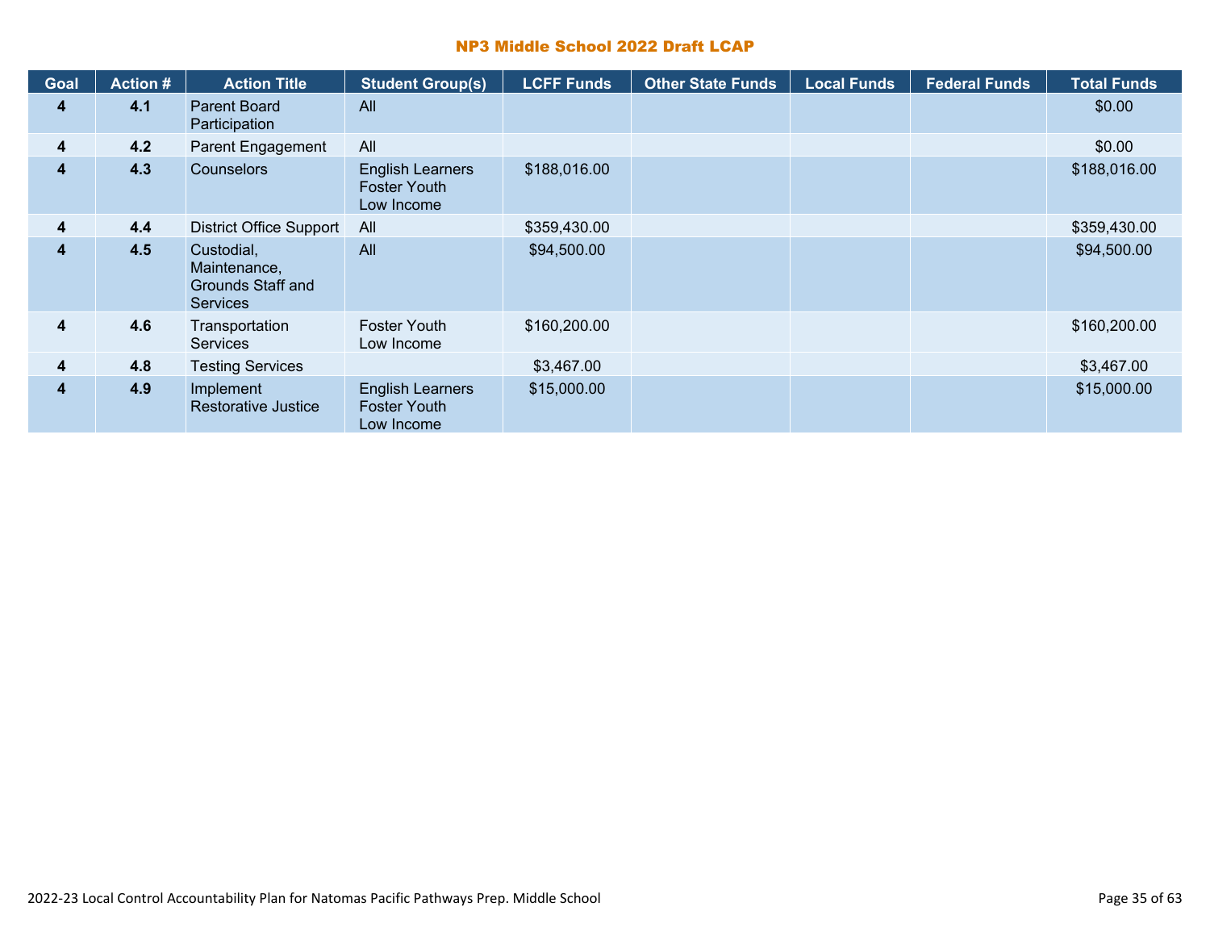## NP3 Middle School 2022 Draft LCAP

| Goal | Action # | Action Title | Student Group(s) | LCFF Funds | Other State Funds | Local Funds | Federal Funds | Total Funds |
|---|---|---|---|---|---|---|---|---|
| 4 | 4.1 | Parent Board Participation | All | | | | | $0.00 |
| 4 | 4.2 | Parent Engagement | All | | | | | $0.00 |
| 4 | 4.3 | Counselors | English Learners<br>Foster Youth<br>Low Income | $188,016.00 | | | | $188,016.00 |
| 4 | 4.4 | District Office Support | All | $359,430.00 | | | | $359,430.00 |
| 4 | 4.5 | Custodial, Maintenance, Grounds Staff and Services | All | $94,500.00 | | | | $94,500.00 |
| 4 | 4.6 | Transportation Services | Foster Youth<br>Low Income | $160,200.00 | | | | $160,200.00 |
| 4 | 4.8 | Testing Services | | $3,467.00 | | | | $3,467.00 |
| 4 | 4.9 | Implement Restorative Justice | English Learners<br>Foster Youth<br>Low Income | $15,000.00 | | | | $15,000.00 |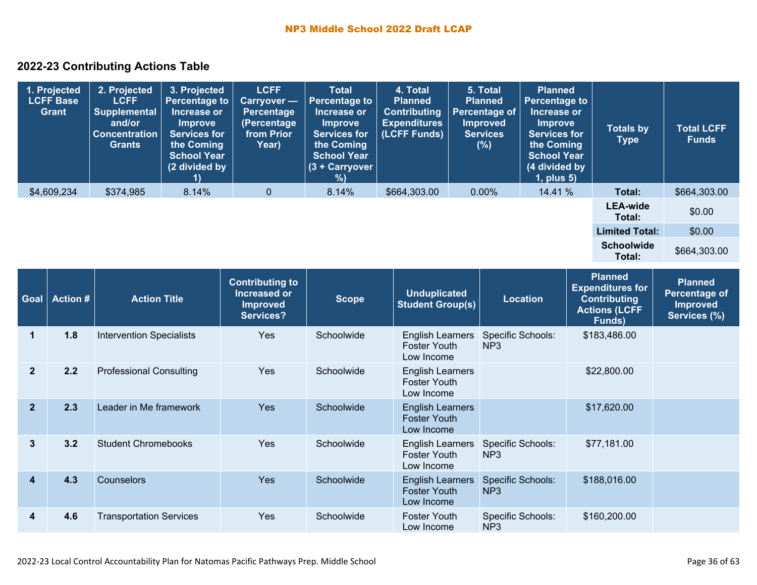## 2022-23 Contributing Actions Table

| 1. Projected LCFF Base Grant | 2. Projected LCFF Supplemental and/or Concentration Grants | 3. Projected Percentage to Increase or Improve Services for the Coming School Year (2 divided by 1) | LCFF Carryover — Percentage (Percentage from Prior Year) | Total Percentage to Increase or Improve Services for the Coming School Year (3 + Carryover %) | 4. Total Planned Contributing Expenditures (LCFF Funds) | 5. Total Planned Percentage of Improved Services (%) | Planned Percentage to Increase or Improve Services for the Coming School Year (4 divided by 1, plus 5) | Totals by Type | Total LCFF Funds |
|---|---|---|---|---|---|---|---|---|---|
| $4,609,234 | $374,985 | 8.14% | 0 | 8.14% | $664,303.00 | 0.00% | 14.41 % | **Total:** | $664,303.00 |
| | | | | | | | | **LEA-wide Total:** | $0.00 |
| | | | | | | | | **Limited Total:** | $0.00 |
| | | | | | | | | **Schoolwide Total:** | $664,303.00 |

| Goal | Action # | Action Title | Contributing to Increased or Improved Services? | Scope | Unduplicated Student Group(s) | Location | Planned Expenditures for Contributing Actions (LCFF Funds) | Planned Percentage of Improved Services (%) |
|---|---|---|---|---|---|---|---|---|
| 1 | 1.8 | Intervention Specialists | Yes | Schoolwide | English Learners Foster Youth Low Income | Specific Schools: NP3 | $183,486.00 | |
| 2 | 2.2 | Professional Consulting | Yes | Schoolwide | English Learners Foster Youth Low Income | | $22,800.00 | |
| 2 | 2.3 | Leader in Me framework | Yes | Schoolwide | English Learners Foster Youth Low Income | | $17,620.00 | |
| 3 | 3.2 | Student Chromebooks | Yes | Schoolwide | English Learners Foster Youth Low Income | Specific Schools: NP3 | $77,181.00 | |
| 4 | 4.3 | Counselors | Yes | Schoolwide | English Learners Foster Youth Low Income | Specific Schools: NP3 | $188,016.00 | |
| 4 | 4.6 | Transportation Services | Yes | Schoolwide | Foster Youth Low Income | Specific Schools: NP3 | $160,200.00 | |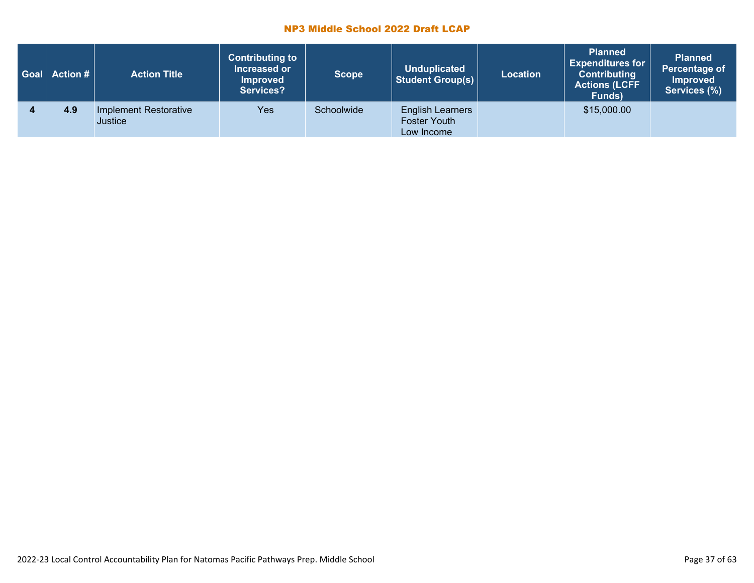## NP3 Middle School 2022 Draft LCAP

| Goal | Action # | Action Title | Contributing to Increased or Improved Services? | Scope | Unduplicated Student Group(s) | Location | Planned Expenditures for Contributing Actions (LCFF Funds) | Planned Percentage of Improved Services (%) |
|---|---|---|---|---|---|---|---|---|
| 4 | 4.9 | Implement Restorative Justice | Yes | Schoolwide | English Learners<br>Foster Youth<br>Low Income | | $15,000.00 | |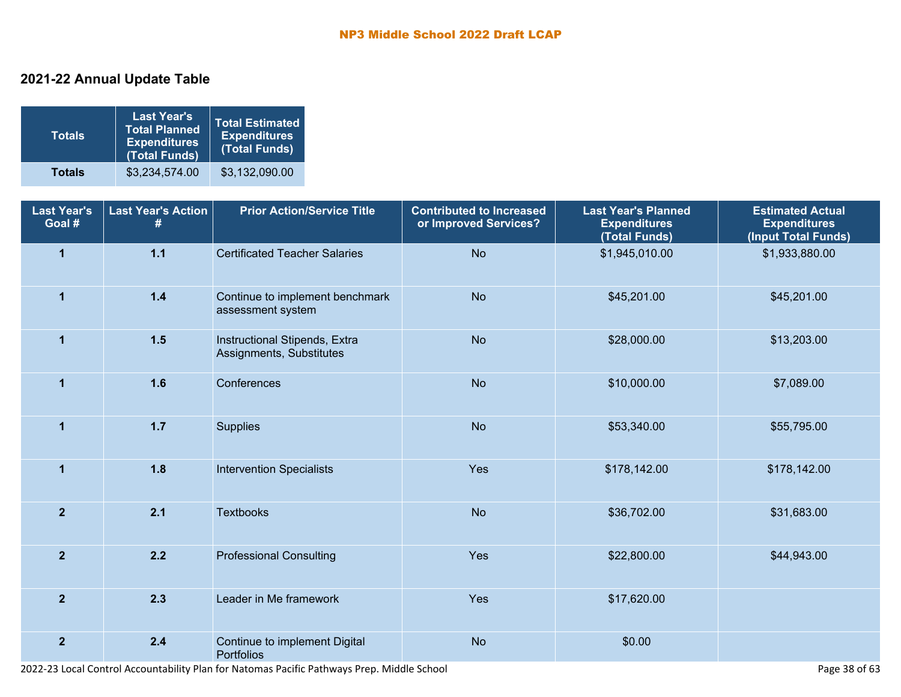## 2021-22 Annual Update Table

| Totals | Last Year's Total Planned Expenditures (Total Funds) | Total Estimated Expenditures (Total Funds) |
|---|---|---|
| **Totals** | $3,234,574.00 | $3,132,090.00 |

| Last Year's Goal # | Last Year's Action # | Prior Action/Service Title | Contributed to Increased or Improved Services? | Last Year's Planned Expenditures (Total Funds) | Estimated Actual Expenditures (Input Total Funds) |
|---|---|---|---|---|---|
| 1 | 1.1 | Certificated Teacher Salaries | No | $1,945,010.00 | $1,933,880.00 |
| 1 | 1.4 | Continue to implement benchmark assessment system | No | $45,201.00 | $45,201.00 |
| 1 | 1.5 | Instructional Stipends, Extra Assignments, Substitutes | No | $28,000.00 | $13,203.00 |
| 1 | 1.6 | Conferences | No | $10,000.00 | $7,089.00 |
| 1 | 1.7 | Supplies | No | $53,340.00 | $55,795.00 |
| 1 | 1.8 | Intervention Specialists | Yes | $178,142.00 | $178,142.00 |
| 2 | 2.1 | Textbooks | No | $36,702.00 | $31,683.00 |
| 2 | 2.2 | Professional Consulting | Yes | $22,800.00 | $44,943.00 |
| 2 | 2.3 | Leader in Me framework | Yes | $17,620.00 | |
| 2 | 2.4 | Continue to implement Digital Portfolios | No | $0.00 | |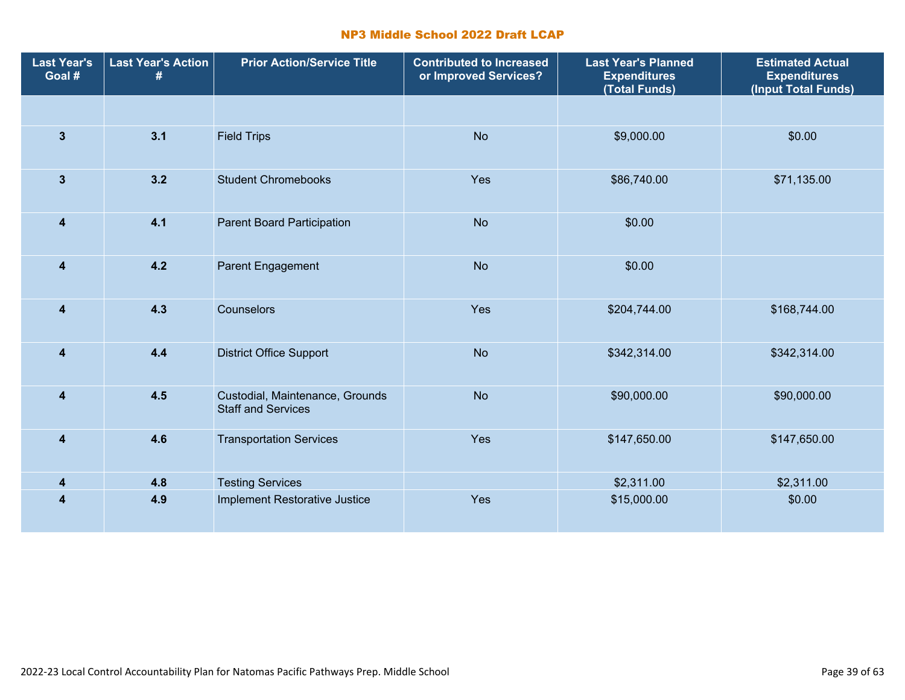# NP3 Middle School 2022 Draft LCAP

| Last Year's Goal # | Last Year's Action # | Prior Action/Service Title | Contributed to Increased or Improved Services? | Last Year's Planned Expenditures (Total Funds) | Estimated Actual Expenditures (Input Total Funds) |
|---|---|---|---|---|---|
| | | | | | |
| 3 | 3.1 | Field Trips | No | $9,000.00 | $0.00 |
| 3 | 3.2 | Student Chromebooks | Yes | $86,740.00 | $71,135.00 |
| 4 | 4.1 | Parent Board Participation | No | $0.00 | |
| 4 | 4.2 | Parent Engagement | No | $0.00 | |
| 4 | 4.3 | Counselors | Yes | $204,744.00 | $168,744.00 |
| 4 | 4.4 | District Office Support | No | $342,314.00 | $342,314.00 |
| 4 | 4.5 | Custodial, Maintenance, Grounds Staff and Services | No | $90,000.00 | $90,000.00 |
| 4 | 4.6 | Transportation Services | Yes | $147,650.00 | $147,650.00 |
| 4 | 4.8 | Testing Services | | $2,311.00 | $2,311.00 |
| 4 | 4.9 | Implement Restorative Justice | Yes | $15,000.00 | $0.00 |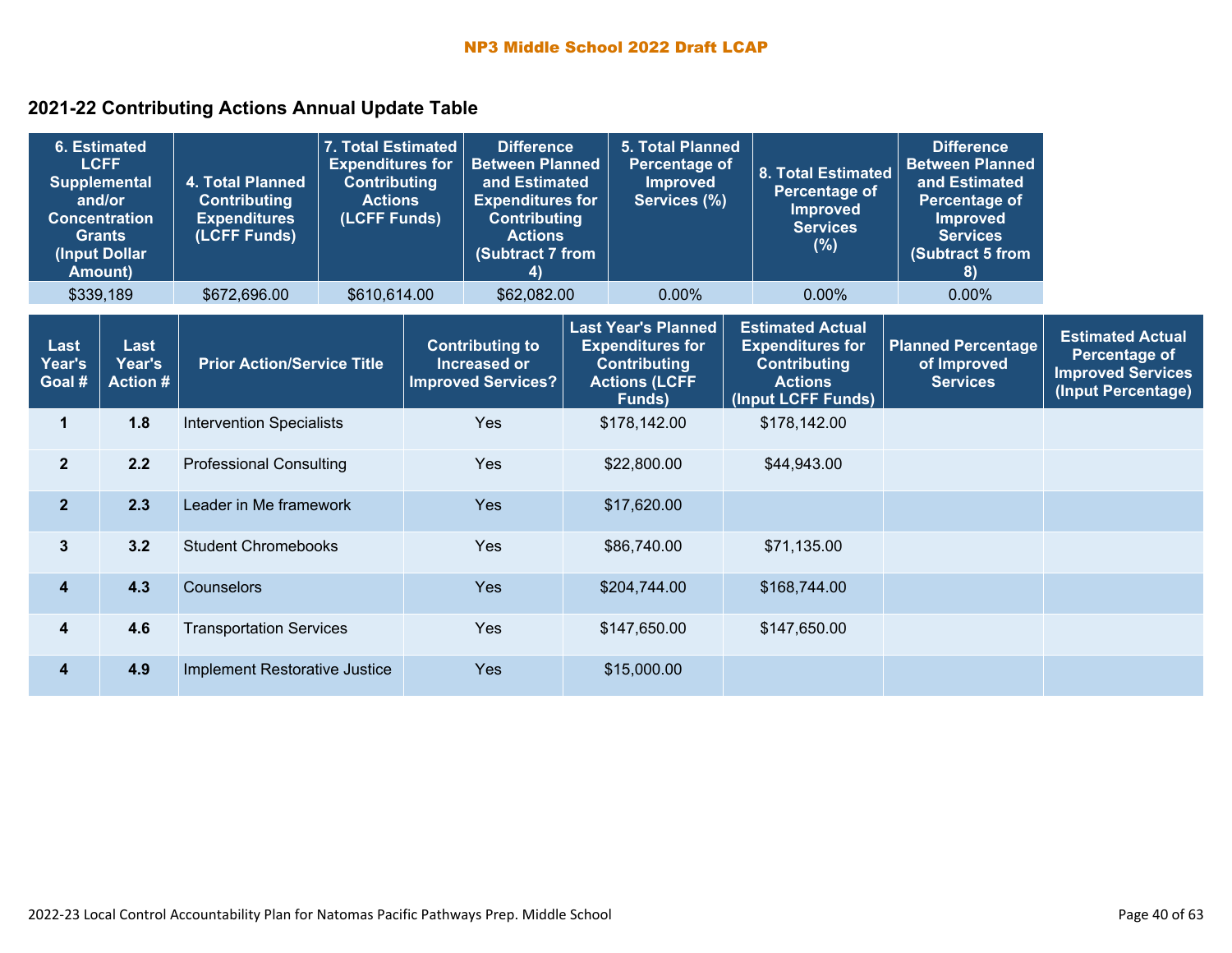## 2021-22 Contributing Actions Annual Update Table

| 6. Estimated LCFF Supplemental and/or Concentration Grants (Input Dollar Amount) | 4. Total Planned Contributing Expenditures (LCFF Funds) | 7. Total Estimated Expenditures for Contributing Actions (LCFF Funds) | Difference Between Planned and Estimated Expenditures for Contributing Actions (Subtract 7 from 4) | 5. Total Planned Percentage of Improved Services (%) | 8. Total Estimated Percentage of Improved Services (%) | Difference Between Planned and Estimated Percentage of Improved Services (Subtract 5 from 8) |
|---|---|---|---|---|---|---|
| $339,189 | $672,696.00 | $610,614.00 | $62,082.00 | 0.00% | 0.00% | 0.00% |

| Last Year's Goal # | Last Year's Action # | Prior Action/Service Title | Contributing to Increased or Improved Services? | Last Year's Planned Expenditures for Contributing Actions (LCFF Funds) | Estimated Actual Expenditures for Contributing Actions (Input LCFF Funds) | Planned Percentage of Improved Services | Estimated Actual Percentage of Improved Services (Input Percentage) |
|---|---|---|---|---|---|---|---|
| 1 | 1.8 | Intervention Specialists | Yes | $178,142.00 | $178,142.00 | | |
| 2 | 2.2 | Professional Consulting | Yes | $22,800.00 | $44,943.00 | | |
| 2 | 2.3 | Leader in Me framework | Yes | $17,620.00 | | | |
| 3 | 3.2 | Student Chromebooks | Yes | $86,740.00 | $71,135.00 | | |
| 4 | 4.3 | Counselors | Yes | $204,744.00 | $168,744.00 | | |
| 4 | 4.6 | Transportation Services | Yes | $147,650.00 | $147,650.00 | | |
| 4 | 4.9 | Implement Restorative Justice | Yes | $15,000.00 | | | |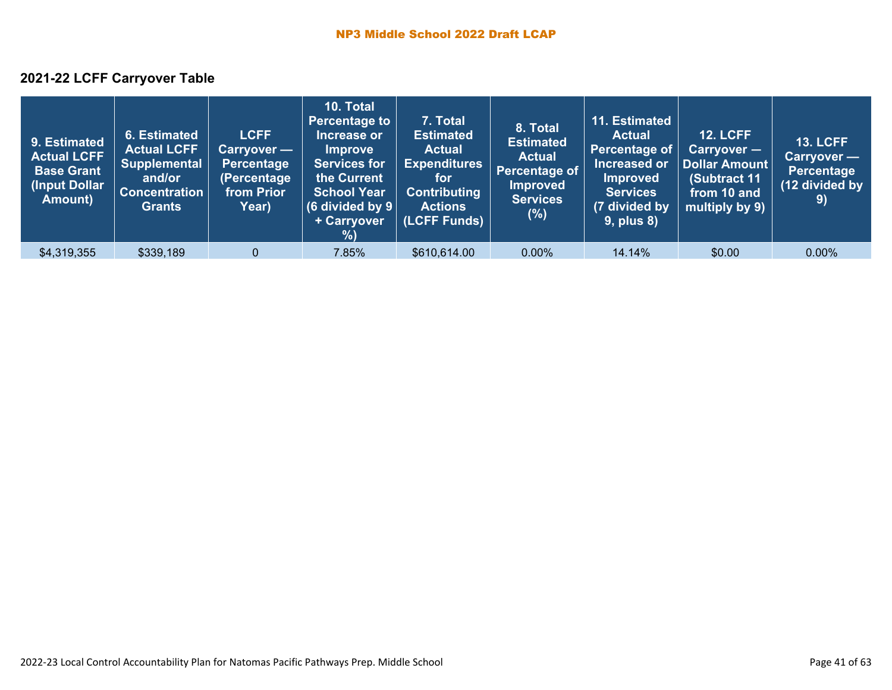## 2021-22 LCFF Carryover Table

| 9. Estimated Actual LCFF Base Grant (Input Dollar Amount) | 6. Estimated Actual LCFF Supplemental and/or Concentration Grants | LCFF Carryover — Percentage (Percentage from Prior Year) | 10. Total Percentage to Increase or Improve Services for the Current School Year (6 divided by 9 + Carryover %) | 7. Total Estimated Actual Expenditures for Contributing Actions (LCFF Funds) | 8. Total Estimated Actual Percentage of Improved Services (%) | 11. Estimated Actual Percentage of Increased or Improved Services (7 divided by 9, plus 8) | 12. LCFF Carryover — Dollar Amount (Subtract 11 from 10 and multiply by 9) | 13. LCFF Carryover — Percentage (12 divided by 9) |
|---|---|---|---|---|---|---|---|---|
| $4,319,355 | $339,189 | 0 | 7.85% | $610,614.00 | 0.00% | 14.14% | $0.00 | 0.00% |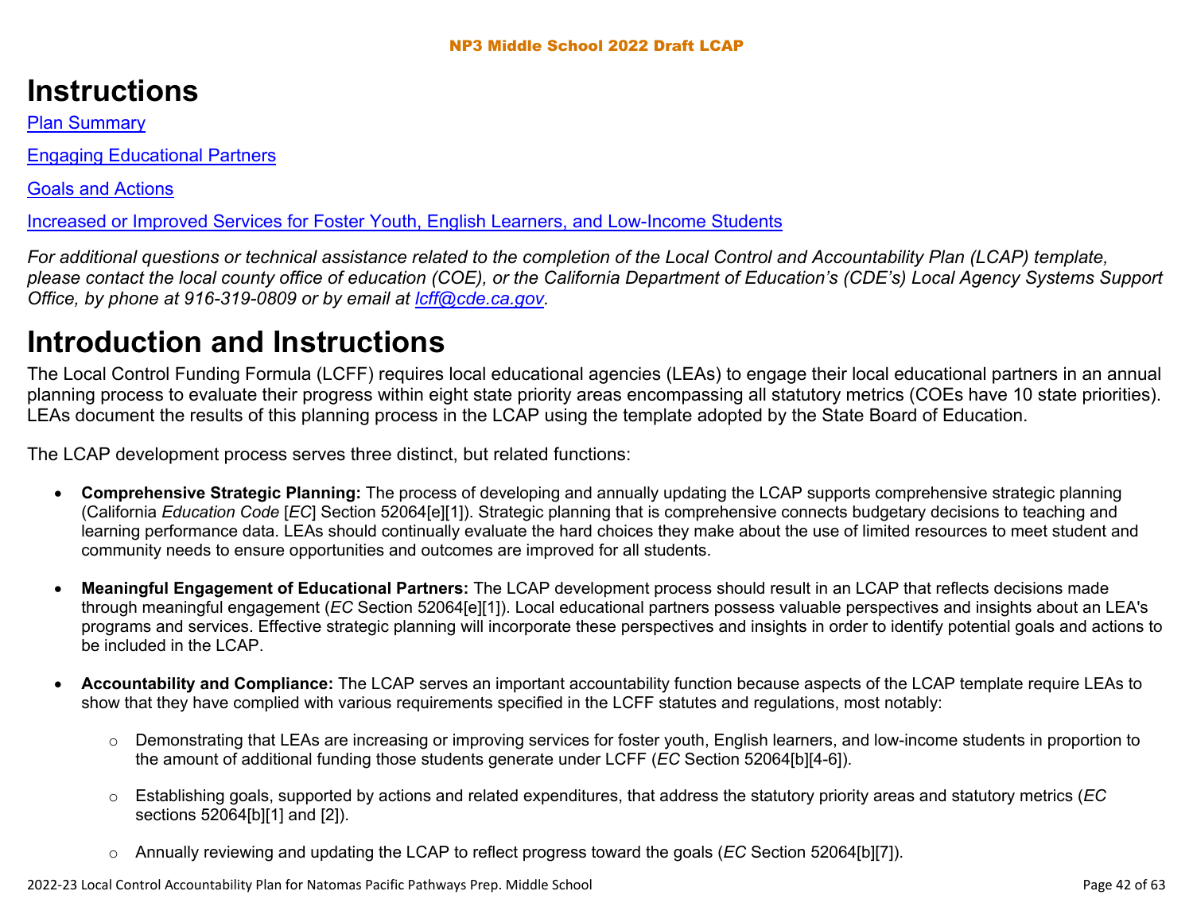# Instructions

[Plan Summary]

[Engaging Educational Partners]

[Goals and Actions]

[Increased or Improved Services for Foster Youth, English Learners, and Low-Income Students]

*For additional questions or technical assistance related to the completion of the Local Control and Accountability Plan (LCAP) template, please contact the local county office of education (COE), or the California Department of Education's (CDE's) Local Agency Systems Support Office, by phone at 916-319-0809 or by email at lcff@cde.ca.gov.*

# Introduction and Instructions

The Local Control Funding Formula (LCFF) requires local educational agencies (LEAs) to engage their local educational partners in an annual planning process to evaluate their progress within eight state priority areas encompassing all statutory metrics (COEs have 10 state priorities). LEAs document the results of this planning process in the LCAP using the template adopted by the State Board of Education.

The LCAP development process serves three distinct, but related functions:

- **Comprehensive Strategic Planning:** The process of developing and annually updating the LCAP supports comprehensive strategic planning (California *Education Code* [*EC*] Section 52064[e][1]). Strategic planning that is comprehensive connects budgetary decisions to teaching and learning performance data. LEAs should continually evaluate the hard choices they make about the use of limited resources to meet student and community needs to ensure opportunities and outcomes are improved for all students.

- **Meaningful Engagement of Educational Partners:** The LCAP development process should result in an LCAP that reflects decisions made through meaningful engagement (*EC* Section 52064[e][1]). Local educational partners possess valuable perspectives and insights about an LEA's programs and services. Effective strategic planning will incorporate these perspectives and insights in order to identify potential goals and actions to be included in the LCAP.

- **Accountability and Compliance:** The LCAP serves an important accountability function because aspects of the LCAP template require LEAs to show that they have complied with various requirements specified in the LCFF statutes and regulations, most notably:

  - Demonstrating that LEAs are increasing or improving services for foster youth, English learners, and low-income students in proportion to the amount of additional funding those students generate under LCFF (*EC* Section 52064[b][4-6]).

  - Establishing goals, supported by actions and related expenditures, that address the statutory priority areas and statutory metrics (*EC* sections 52064[b][1] and [2]).

  - Annually reviewing and updating the LCAP to reflect progress toward the goals (*EC* Section 52064[b][7]).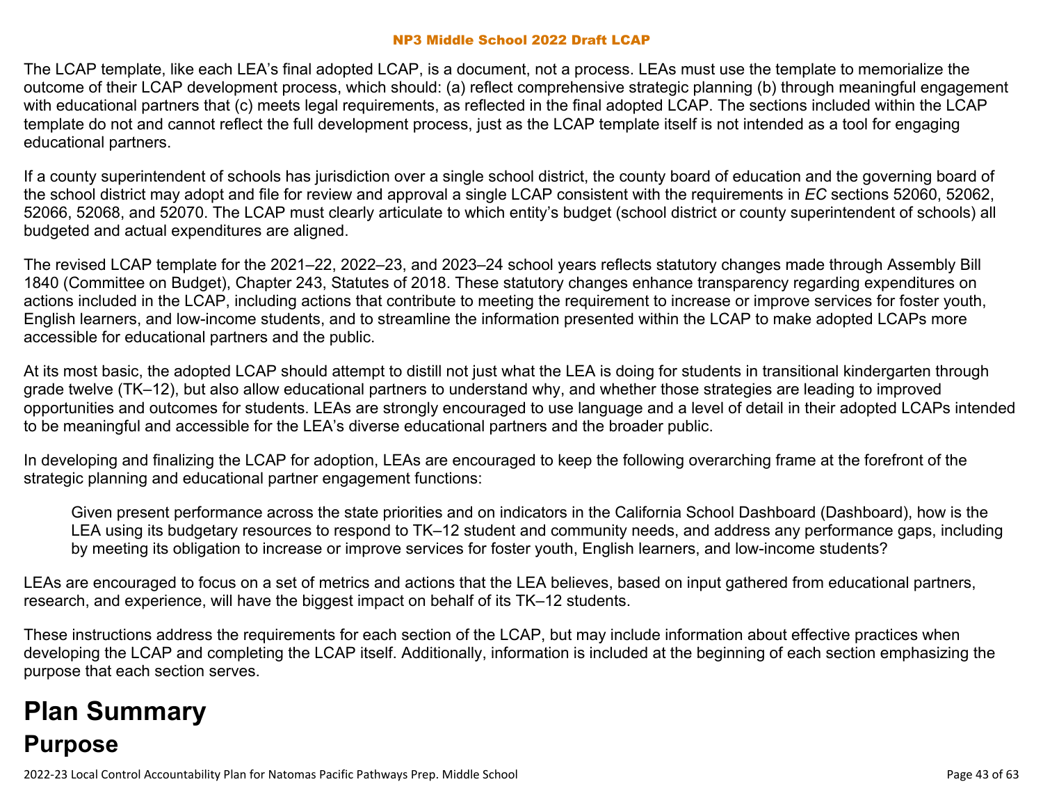The LCAP template, like each LEA's final adopted LCAP, is a document, not a process. LEAs must use the template to memorialize the outcome of their LCAP development process, which should: (a) reflect comprehensive strategic planning (b) through meaningful engagement with educational partners that (c) meets legal requirements, as reflected in the final adopted LCAP. The sections included within the LCAP template do not and cannot reflect the full development process, just as the LCAP template itself is not intended as a tool for engaging educational partners.

If a county superintendent of schools has jurisdiction over a single school district, the county board of education and the governing board of the school district may adopt and file for review and approval a single LCAP consistent with the requirements in *EC* sections 52060, 52062, 52066, 52068, and 52070. The LCAP must clearly articulate to which entity's budget (school district or county superintendent of schools) all budgeted and actual expenditures are aligned.

The revised LCAP template for the 2021–22, 2022–23, and 2023–24 school years reflects statutory changes made through Assembly Bill 1840 (Committee on Budget), Chapter 243, Statutes of 2018. These statutory changes enhance transparency regarding expenditures on actions included in the LCAP, including actions that contribute to meeting the requirement to increase or improve services for foster youth, English learners, and low-income students, and to streamline the information presented within the LCAP to make adopted LCAPs more accessible for educational partners and the public.

At its most basic, the adopted LCAP should attempt to distill not just what the LEA is doing for students in transitional kindergarten through grade twelve (TK–12), but also allow educational partners to understand why, and whether those strategies are leading to improved opportunities and outcomes for students. LEAs are strongly encouraged to use language and a level of detail in their adopted LCAPs intended to be meaningful and accessible for the LEA's diverse educational partners and the broader public.

In developing and finalizing the LCAP for adoption, LEAs are encouraged to keep the following overarching frame at the forefront of the strategic planning and educational partner engagement functions:

> Given present performance across the state priorities and on indicators in the California School Dashboard (Dashboard), how is the LEA using its budgetary resources to respond to TK–12 student and community needs, and address any performance gaps, including by meeting its obligation to increase or improve services for foster youth, English learners, and low-income students?

LEAs are encouraged to focus on a set of metrics and actions that the LEA believes, based on input gathered from educational partners, research, and experience, will have the biggest impact on behalf of its TK–12 students.

These instructions address the requirements for each section of the LCAP, but may include information about effective practices when developing the LCAP and completing the LCAP itself. Additionally, information is included at the beginning of each section emphasizing the purpose that each section serves.

# Plan Summary

## Purpose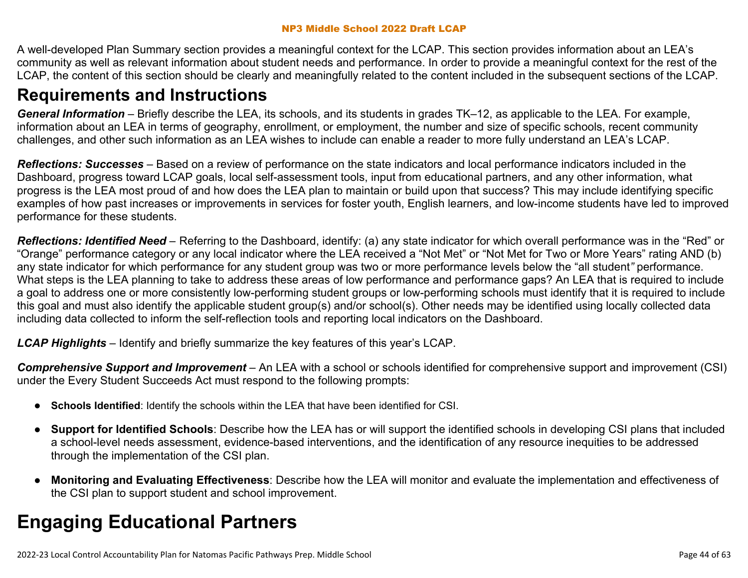A well-developed Plan Summary section provides a meaningful context for the LCAP. This section provides information about an LEA's community as well as relevant information about student needs and performance. In order to provide a meaningful context for the rest of the LCAP, the content of this section should be clearly and meaningfully related to the content included in the subsequent sections of the LCAP.

# Requirements and Instructions

***General Information*** – Briefly describe the LEA, its schools, and its students in grades TK–12, as applicable to the LEA. For example, information about an LEA in terms of geography, enrollment, or employment, the number and size of specific schools, recent community challenges, and other such information as an LEA wishes to include can enable a reader to more fully understand an LEA's LCAP.

***Reflections: Successes*** – Based on a review of performance on the state indicators and local performance indicators included in the Dashboard, progress toward LCAP goals, local self-assessment tools, input from educational partners, and any other information, what progress is the LEA most proud of and how does the LEA plan to maintain or build upon that success? This may include identifying specific examples of how past increases or improvements in services for foster youth, English learners, and low-income students have led to improved performance for these students.

***Reflections: Identified Need*** – Referring to the Dashboard, identify: (a) any state indicator for which overall performance was in the "Red" or "Orange" performance category or any local indicator where the LEA received a "Not Met" or "Not Met for Two or More Years" rating AND (b) any state indicator for which performance for any student group was two or more performance levels below the "all student" performance. What steps is the LEA planning to take to address these areas of low performance and performance gaps? An LEA that is required to include a goal to address one or more consistently low-performing student groups or low-performing schools must identify that it is required to include this goal and must also identify the applicable student group(s) and/or school(s). Other needs may be identified using locally collected data including data collected to inform the self-reflection tools and reporting local indicators on the Dashboard.

***LCAP Highlights*** – Identify and briefly summarize the key features of this year's LCAP.

***Comprehensive Support and Improvement*** – An LEA with a school or schools identified for comprehensive support and improvement (CSI) under the Every Student Succeeds Act must respond to the following prompts:

- **Schools Identified**: Identify the schools within the LEA that have been identified for CSI.
- **Support for Identified Schools**: Describe how the LEA has or will support the identified schools in developing CSI plans that included a school-level needs assessment, evidence-based interventions, and the identification of any resource inequities to be addressed through the implementation of the CSI plan.
- **Monitoring and Evaluating Effectiveness**: Describe how the LEA will monitor and evaluate the implementation and effectiveness of the CSI plan to support student and school improvement.

# Engaging Educational Partners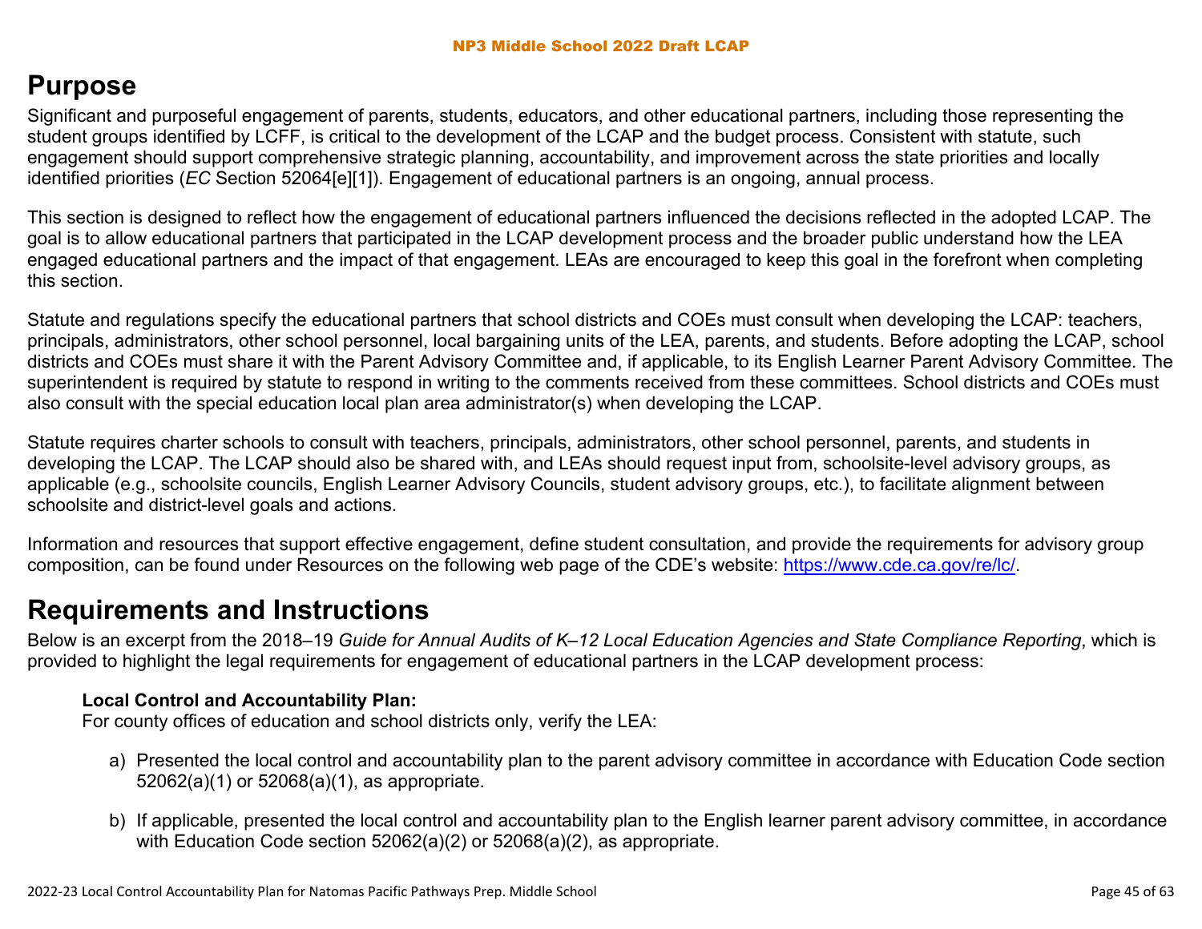# Purpose

Significant and purposeful engagement of parents, students, educators, and other educational partners, including those representing the student groups identified by LCFF, is critical to the development of the LCAP and the budget process. Consistent with statute, such engagement should support comprehensive strategic planning, accountability, and improvement across the state priorities and locally identified priorities (*EC* Section 52064[e][1]). Engagement of educational partners is an ongoing, annual process.

This section is designed to reflect how the engagement of educational partners influenced the decisions reflected in the adopted LCAP. The goal is to allow educational partners that participated in the LCAP development process and the broader public understand how the LEA engaged educational partners and the impact of that engagement. LEAs are encouraged to keep this goal in the forefront when completing this section.

Statute and regulations specify the educational partners that school districts and COEs must consult when developing the LCAP: teachers, principals, administrators, other school personnel, local bargaining units of the LEA, parents, and students. Before adopting the LCAP, school districts and COEs must share it with the Parent Advisory Committee and, if applicable, to its English Learner Parent Advisory Committee. The superintendent is required by statute to respond in writing to the comments received from these committees. School districts and COEs must also consult with the special education local plan area administrator(s) when developing the LCAP.

Statute requires charter schools to consult with teachers, principals, administrators, other school personnel, parents, and students in developing the LCAP. The LCAP should also be shared with, and LEAs should request input from, schoolsite-level advisory groups, as applicable (e.g., schoolsite councils, English Learner Advisory Councils, student advisory groups, etc.), to facilitate alignment between schoolsite and district-level goals and actions.

Information and resources that support effective engagement, define student consultation, and provide the requirements for advisory group composition, can be found under Resources on the following web page of the CDE's website: https://www.cde.ca.gov/re/lc/.

# Requirements and Instructions

Below is an excerpt from the 2018–19 *Guide for Annual Audits of K–12 Local Education Agencies and State Compliance Reporting*, which is provided to highlight the legal requirements for engagement of educational partners in the LCAP development process:

**Local Control and Accountability Plan:**
For county offices of education and school districts only, verify the LEA:

a) Presented the local control and accountability plan to the parent advisory committee in accordance with Education Code section 52062(a)(1) or 52068(a)(1), as appropriate.

b) If applicable, presented the local control and accountability plan to the English learner parent advisory committee, in accordance with Education Code section 52062(a)(2) or 52068(a)(2), as appropriate.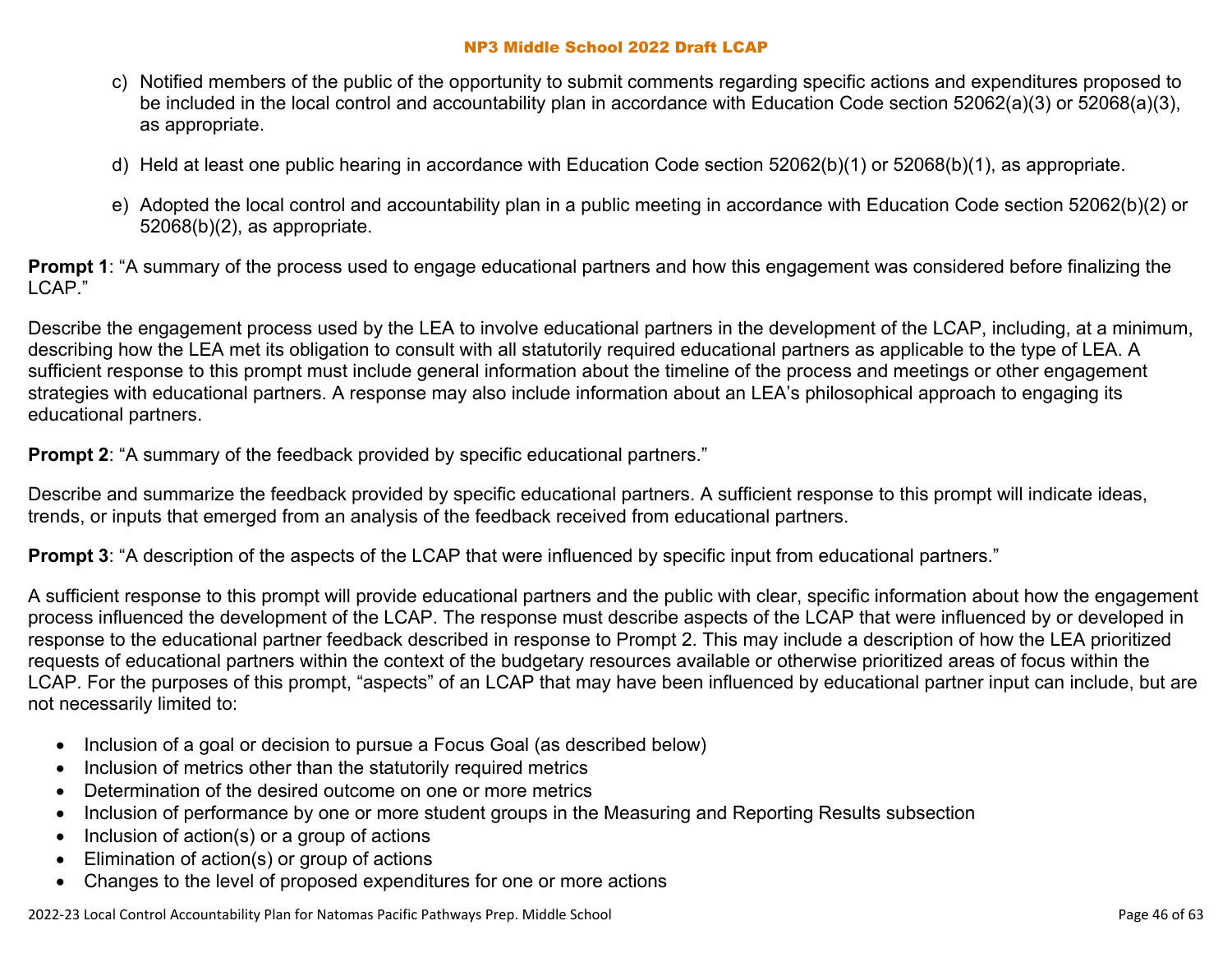c) Notified members of the public of the opportunity to submit comments regarding specific actions and expenditures proposed to be included in the local control and accountability plan in accordance with Education Code section 52062(a)(3) or 52068(a)(3), as appropriate.

d) Held at least one public hearing in accordance with Education Code section 52062(b)(1) or 52068(b)(1), as appropriate.

e) Adopted the local control and accountability plan in a public meeting in accordance with Education Code section 52062(b)(2) or 52068(b)(2), as appropriate.

**Prompt 1**: "A summary of the process used to engage educational partners and how this engagement was considered before finalizing the LCAP."

Describe the engagement process used by the LEA to involve educational partners in the development of the LCAP, including, at a minimum, describing how the LEA met its obligation to consult with all statutorily required educational partners as applicable to the type of LEA. A sufficient response to this prompt must include general information about the timeline of the process and meetings or other engagement strategies with educational partners. A response may also include information about an LEA's philosophical approach to engaging its educational partners.

**Prompt 2**: "A summary of the feedback provided by specific educational partners."

Describe and summarize the feedback provided by specific educational partners. A sufficient response to this prompt will indicate ideas, trends, or inputs that emerged from an analysis of the feedback received from educational partners.

**Prompt 3**: "A description of the aspects of the LCAP that were influenced by specific input from educational partners."

A sufficient response to this prompt will provide educational partners and the public with clear, specific information about how the engagement process influenced the development of the LCAP. The response must describe aspects of the LCAP that were influenced by or developed in response to the educational partner feedback described in response to Prompt 2. This may include a description of how the LEA prioritized requests of educational partners within the context of the budgetary resources available or otherwise prioritized areas of focus within the LCAP. For the purposes of this prompt, "aspects" of an LCAP that may have been influenced by educational partner input can include, but are not necessarily limited to:

- Inclusion of a goal or decision to pursue a Focus Goal (as described below)
- Inclusion of metrics other than the statutorily required metrics
- Determination of the desired outcome on one or more metrics
- Inclusion of performance by one or more student groups in the Measuring and Reporting Results subsection
- Inclusion of action(s) or a group of actions
- Elimination of action(s) or group of actions
- Changes to the level of proposed expenditures for one or more actions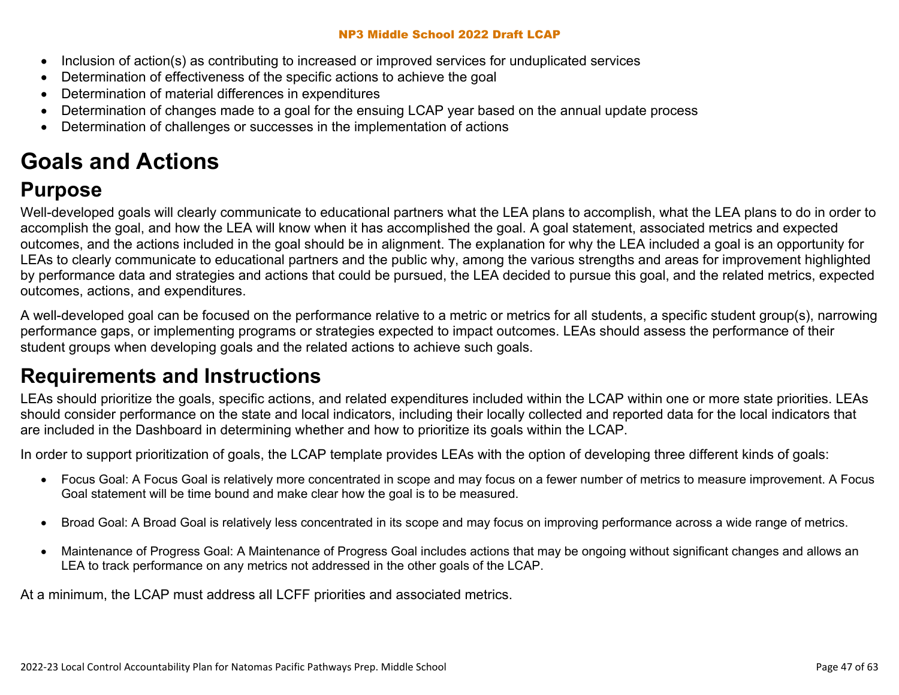- Inclusion of action(s) as contributing to increased or improved services for unduplicated services
- Determination of effectiveness of the specific actions to achieve the goal
- Determination of material differences in expenditures
- Determination of changes made to a goal for the ensuing LCAP year based on the annual update process
- Determination of challenges or successes in the implementation of actions

# Goals and Actions

## Purpose

Well-developed goals will clearly communicate to educational partners what the LEA plans to accomplish, what the LEA plans to do in order to accomplish the goal, and how the LEA will know when it has accomplished the goal. A goal statement, associated metrics and expected outcomes, and the actions included in the goal should be in alignment. The explanation for why the LEA included a goal is an opportunity for LEAs to clearly communicate to educational partners and the public why, among the various strengths and areas for improvement highlighted by performance data and strategies and actions that could be pursued, the LEA decided to pursue this goal, and the related metrics, expected outcomes, actions, and expenditures.

A well-developed goal can be focused on the performance relative to a metric or metrics for all students, a specific student group(s), narrowing performance gaps, or implementing programs or strategies expected to impact outcomes. LEAs should assess the performance of their student groups when developing goals and the related actions to achieve such goals.

## Requirements and Instructions

LEAs should prioritize the goals, specific actions, and related expenditures included within the LCAP within one or more state priorities. LEAs should consider performance on the state and local indicators, including their locally collected and reported data for the local indicators that are included in the Dashboard in determining whether and how to prioritize its goals within the LCAP.

In order to support prioritization of goals, the LCAP template provides LEAs with the option of developing three different kinds of goals:

- Focus Goal: A Focus Goal is relatively more concentrated in scope and may focus on a fewer number of metrics to measure improvement. A Focus Goal statement will be time bound and make clear how the goal is to be measured.

- Broad Goal: A Broad Goal is relatively less concentrated in its scope and may focus on improving performance across a wide range of metrics.

- Maintenance of Progress Goal: A Maintenance of Progress Goal includes actions that may be ongoing without significant changes and allows an LEA to track performance on any metrics not addressed in the other goals of the LCAP.

At a minimum, the LCAP must address all LCFF priorities and associated metrics.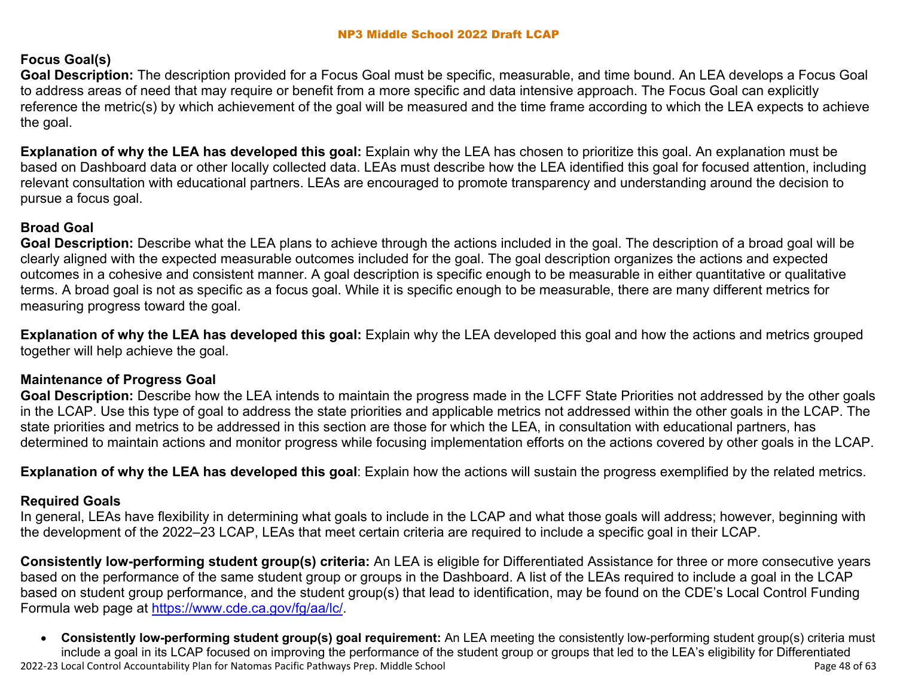**Focus Goal(s)**

**Goal Description:** The description provided for a Focus Goal must be specific, measurable, and time bound. An LEA develops a Focus Goal to address areas of need that may require or benefit from a more specific and data intensive approach. The Focus Goal can explicitly reference the metric(s) by which achievement of the goal will be measured and the time frame according to which the LEA expects to achieve the goal.

**Explanation of why the LEA has developed this goal:** Explain why the LEA has chosen to prioritize this goal. An explanation must be based on Dashboard data or other locally collected data. LEAs must describe how the LEA identified this goal for focused attention, including relevant consultation with educational partners. LEAs are encouraged to promote transparency and understanding around the decision to pursue a focus goal.

**Broad Goal**

**Goal Description:** Describe what the LEA plans to achieve through the actions included in the goal. The description of a broad goal will be clearly aligned with the expected measurable outcomes included for the goal. The goal description organizes the actions and expected outcomes in a cohesive and consistent manner. A goal description is specific enough to be measurable in either quantitative or qualitative terms. A broad goal is not as specific as a focus goal. While it is specific enough to be measurable, there are many different metrics for measuring progress toward the goal.

**Explanation of why the LEA has developed this goal:** Explain why the LEA developed this goal and how the actions and metrics grouped together will help achieve the goal.

**Maintenance of Progress Goal**

**Goal Description:** Describe how the LEA intends to maintain the progress made in the LCFF State Priorities not addressed by the other goals in the LCAP. Use this type of goal to address the state priorities and applicable metrics not addressed within the other goals in the LCAP. The state priorities and metrics to be addressed in this section are those for which the LEA, in consultation with educational partners, has determined to maintain actions and monitor progress while focusing implementation efforts on the actions covered by other goals in the LCAP.

**Explanation of why the LEA has developed this goal**: Explain how the actions will sustain the progress exemplified by the related metrics.

**Required Goals**

In general, LEAs have flexibility in determining what goals to include in the LCAP and what those goals will address; however, beginning with the development of the 2022–23 LCAP, LEAs that meet certain criteria are required to include a specific goal in their LCAP.

**Consistently low-performing student group(s) criteria:** An LEA is eligible for Differentiated Assistance for three or more consecutive years based on the performance of the same student group or groups in the Dashboard. A list of the LEAs required to include a goal in the LCAP based on student group performance, and the student group(s) that lead to identification, may be found on the CDE's Local Control Funding Formula web page at [https://www.cde.ca.gov/fg/aa/lc/](https://www.cde.ca.gov/fg/aa/lc/).

- **Consistently low-performing student group(s) goal requirement:** An LEA meeting the consistently low-performing student group(s) criteria must include a goal in its LCAP focused on improving the performance of the student group or groups that led to the LEA's eligibility for Differentiated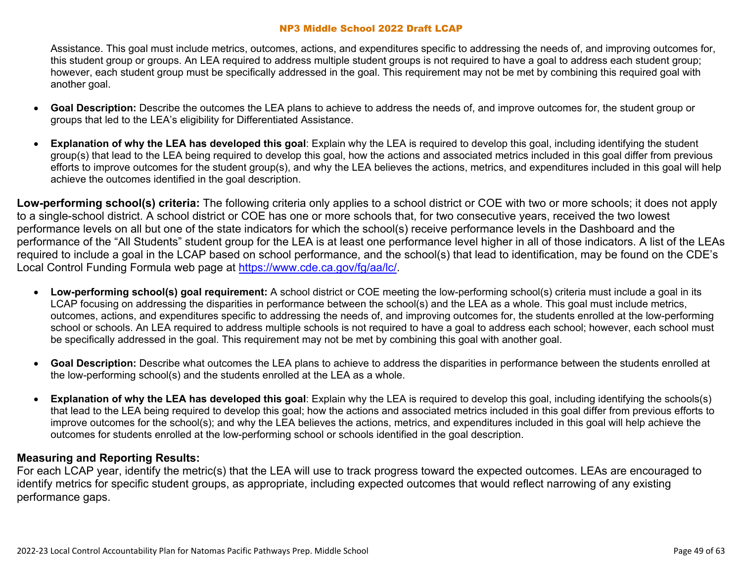Assistance. This goal must include metrics, outcomes, actions, and expenditures specific to addressing the needs of, and improving outcomes for, this student group or groups. An LEA required to address multiple student groups is not required to have a goal to address each student group; however, each student group must be specifically addressed in the goal. This requirement may not be met by combining this required goal with another goal.

- **Goal Description:** Describe the outcomes the LEA plans to achieve to address the needs of, and improve outcomes for, the student group or groups that led to the LEA's eligibility for Differentiated Assistance.
- **Explanation of why the LEA has developed this goal**: Explain why the LEA is required to develop this goal, including identifying the student group(s) that lead to the LEA being required to develop this goal, how the actions and associated metrics included in this goal differ from previous efforts to improve outcomes for the student group(s), and why the LEA believes the actions, metrics, and expenditures included in this goal will help achieve the outcomes identified in the goal description.

**Low-performing school(s) criteria:** The following criteria only applies to a school district or COE with two or more schools; it does not apply to a single-school district. A school district or COE has one or more schools that, for two consecutive years, received the two lowest performance levels on all but one of the state indicators for which the school(s) receive performance levels in the Dashboard and the performance of the "All Students" student group for the LEA is at least one performance level higher in all of those indicators. A list of the LEAs required to include a goal in the LCAP based on school performance, and the school(s) that lead to identification, may be found on the CDE's Local Control Funding Formula web page at https://www.cde.ca.gov/fg/aa/lc/.

- **Low-performing school(s) goal requirement:** A school district or COE meeting the low-performing school(s) criteria must include a goal in its LCAP focusing on addressing the disparities in performance between the school(s) and the LEA as a whole. This goal must include metrics, outcomes, actions, and expenditures specific to addressing the needs of, and improving outcomes for, the students enrolled at the low-performing school or schools. An LEA required to address multiple schools is not required to have a goal to address each school; however, each school must be specifically addressed in the goal. This requirement may not be met by combining this goal with another goal.
- **Goal Description:** Describe what outcomes the LEA plans to achieve to address the disparities in performance between the students enrolled at the low-performing school(s) and the students enrolled at the LEA as a whole.
- **Explanation of why the LEA has developed this goal**: Explain why the LEA is required to develop this goal, including identifying the schools(s) that lead to the LEA being required to develop this goal; how the actions and associated metrics included in this goal differ from previous efforts to improve outcomes for the school(s); and why the LEA believes the actions, metrics, and expenditures included in this goal will help achieve the outcomes for students enrolled at the low-performing school or schools identified in the goal description.

### Measuring and Reporting Results:

For each LCAP year, identify the metric(s) that the LEA will use to track progress toward the expected outcomes. LEAs are encouraged to identify metrics for specific student groups, as appropriate, including expected outcomes that would reflect narrowing of any existing performance gaps.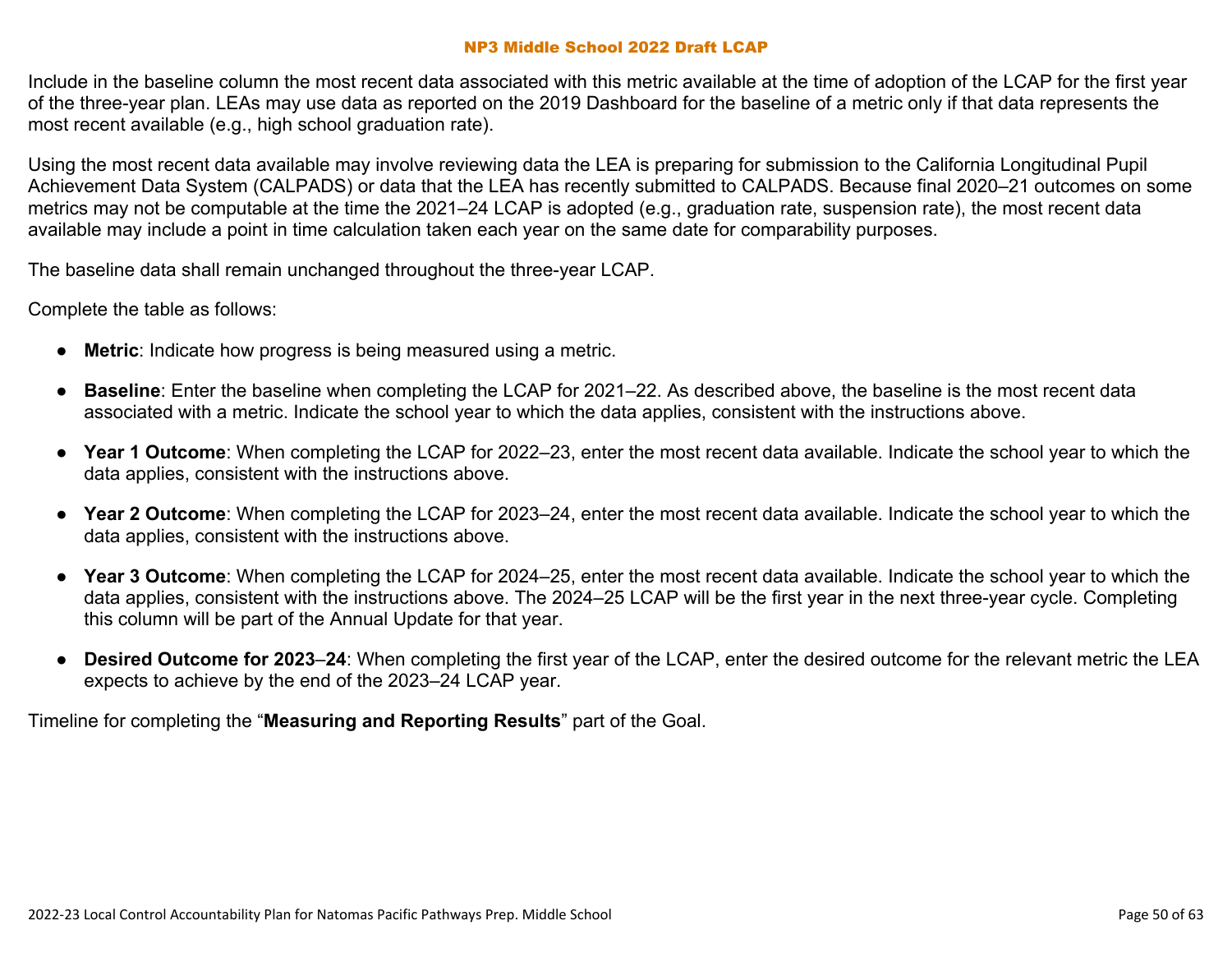Include in the baseline column the most recent data associated with this metric available at the time of adoption of the LCAP for the first year of the three-year plan. LEAs may use data as reported on the 2019 Dashboard for the baseline of a metric only if that data represents the most recent available (e.g., high school graduation rate).

Using the most recent data available may involve reviewing data the LEA is preparing for submission to the California Longitudinal Pupil Achievement Data System (CALPADS) or data that the LEA has recently submitted to CALPADS. Because final 2020–21 outcomes on some metrics may not be computable at the time the 2021–24 LCAP is adopted (e.g., graduation rate, suspension rate), the most recent data available may include a point in time calculation taken each year on the same date for comparability purposes.

The baseline data shall remain unchanged throughout the three-year LCAP.

Complete the table as follows:

- **Metric**: Indicate how progress is being measured using a metric.
- **Baseline**: Enter the baseline when completing the LCAP for 2021–22. As described above, the baseline is the most recent data associated with a metric. Indicate the school year to which the data applies, consistent with the instructions above.
- **Year 1 Outcome**: When completing the LCAP for 2022–23, enter the most recent data available. Indicate the school year to which the data applies, consistent with the instructions above.
- **Year 2 Outcome**: When completing the LCAP for 2023–24, enter the most recent data available. Indicate the school year to which the data applies, consistent with the instructions above.
- **Year 3 Outcome**: When completing the LCAP for 2024–25, enter the most recent data available. Indicate the school year to which the data applies, consistent with the instructions above. The 2024–25 LCAP will be the first year in the next three-year cycle. Completing this column will be part of the Annual Update for that year.
- **Desired Outcome for 2023–24**: When completing the first year of the LCAP, enter the desired outcome for the relevant metric the LEA expects to achieve by the end of the 2023–24 LCAP year.

Timeline for completing the "**Measuring and Reporting Results**" part of the Goal.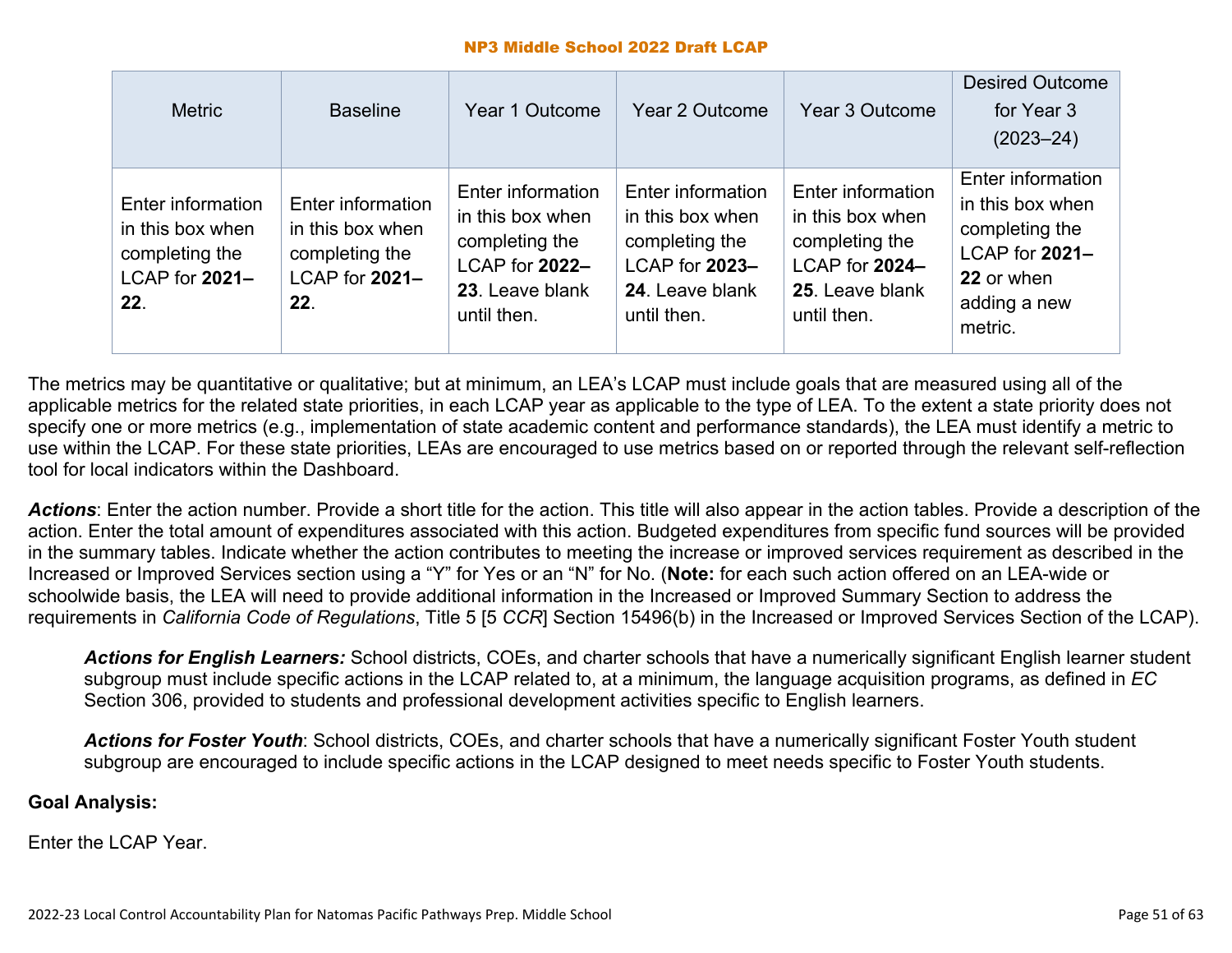| Metric | Baseline | Year 1 Outcome | Year 2 Outcome | Year 3 Outcome | Desired Outcome for Year 3 (2023–24) |
|---|---|---|---|---|---|
| Enter information in this box when completing the LCAP for **2021–22**. | Enter information in this box when completing the LCAP for **2021–22**. | Enter information in this box when completing the LCAP for **2022–23**. Leave blank until then. | Enter information in this box when completing the LCAP for **2023–24**. Leave blank until then. | Enter information in this box when completing the LCAP for **2024–25**. Leave blank until then. | Enter information in this box when completing the LCAP for **2021–22** or when adding a new metric. |

The metrics may be quantitative or qualitative; but at minimum, an LEA's LCAP must include goals that are measured using all of the applicable metrics for the related state priorities, in each LCAP year as applicable to the type of LEA. To the extent a state priority does not specify one or more metrics (e.g., implementation of state academic content and performance standards), the LEA must identify a metric to use within the LCAP. For these state priorities, LEAs are encouraged to use metrics based on or reported through the relevant self-reflection tool for local indicators within the Dashboard.

***Actions***: Enter the action number. Provide a short title for the action. This title will also appear in the action tables. Provide a description of the action. Enter the total amount of expenditures associated with this action. Budgeted expenditures from specific fund sources will be provided in the summary tables. Indicate whether the action contributes to meeting the increase or improved services requirement as described in the Increased or Improved Services section using a "Y" for Yes or an "N" for No. (**Note:** for each such action offered on an LEA-wide or schoolwide basis, the LEA will need to provide additional information in the Increased or Improved Summary Section to address the requirements in *California Code of Regulations*, Title 5 [5 *CCR*] Section 15496(b) in the Increased or Improved Services Section of the LCAP).

> ***Actions for English Learners:*** School districts, COEs, and charter schools that have a numerically significant English learner student subgroup must include specific actions in the LCAP related to, at a minimum, the language acquisition programs, as defined in *EC* Section 306, provided to students and professional development activities specific to English learners.
>
> ***Actions for Foster Youth***: School districts, COEs, and charter schools that have a numerically significant Foster Youth student subgroup are encouraged to include specific actions in the LCAP designed to meet needs specific to Foster Youth students.

**Goal Analysis:**

Enter the LCAP Year.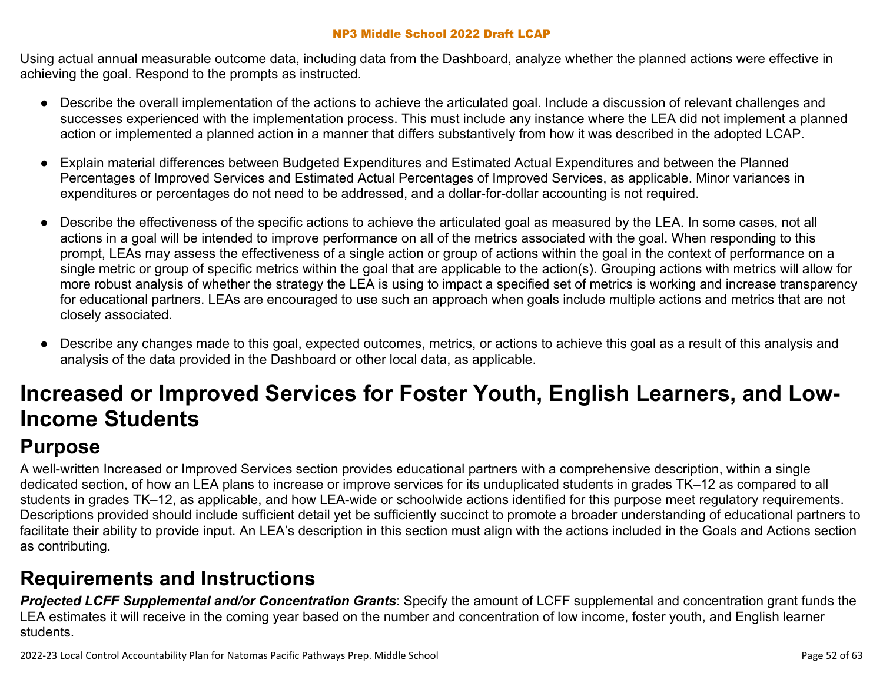Using actual annual measurable outcome data, including data from the Dashboard, analyze whether the planned actions were effective in achieving the goal. Respond to the prompts as instructed.

- Describe the overall implementation of the actions to achieve the articulated goal. Include a discussion of relevant challenges and successes experienced with the implementation process. This must include any instance where the LEA did not implement a planned action or implemented a planned action in a manner that differs substantively from how it was described in the adopted LCAP.
- Explain material differences between Budgeted Expenditures and Estimated Actual Expenditures and between the Planned Percentages of Improved Services and Estimated Actual Percentages of Improved Services, as applicable. Minor variances in expenditures or percentages do not need to be addressed, and a dollar-for-dollar accounting is not required.
- Describe the effectiveness of the specific actions to achieve the articulated goal as measured by the LEA. In some cases, not all actions in a goal will be intended to improve performance on all of the metrics associated with the goal. When responding to this prompt, LEAs may assess the effectiveness of a single action or group of actions within the goal in the context of performance on a single metric or group of specific metrics within the goal that are applicable to the action(s). Grouping actions with metrics will allow for more robust analysis of whether the strategy the LEA is using to impact a specified set of metrics is working and increase transparency for educational partners. LEAs are encouraged to use such an approach when goals include multiple actions and metrics that are not closely associated.
- Describe any changes made to this goal, expected outcomes, metrics, or actions to achieve this goal as a result of this analysis and analysis of the data provided in the Dashboard or other local data, as applicable.

# Increased or Improved Services for Foster Youth, English Learners, and Low-Income Students

## Purpose

A well-written Increased or Improved Services section provides educational partners with a comprehensive description, within a single dedicated section, of how an LEA plans to increase or improve services for its unduplicated students in grades TK–12 as compared to all students in grades TK–12, as applicable, and how LEA-wide or schoolwide actions identified for this purpose meet regulatory requirements. Descriptions provided should include sufficient detail yet be sufficiently succinct to promote a broader understanding of educational partners to facilitate their ability to provide input. An LEA's description in this section must align with the actions included in the Goals and Actions section as contributing.

## Requirements and Instructions

***Projected LCFF Supplemental and/or Concentration Grants***: Specify the amount of LCFF supplemental and concentration grant funds the LEA estimates it will receive in the coming year based on the number and concentration of low income, foster youth, and English learner students.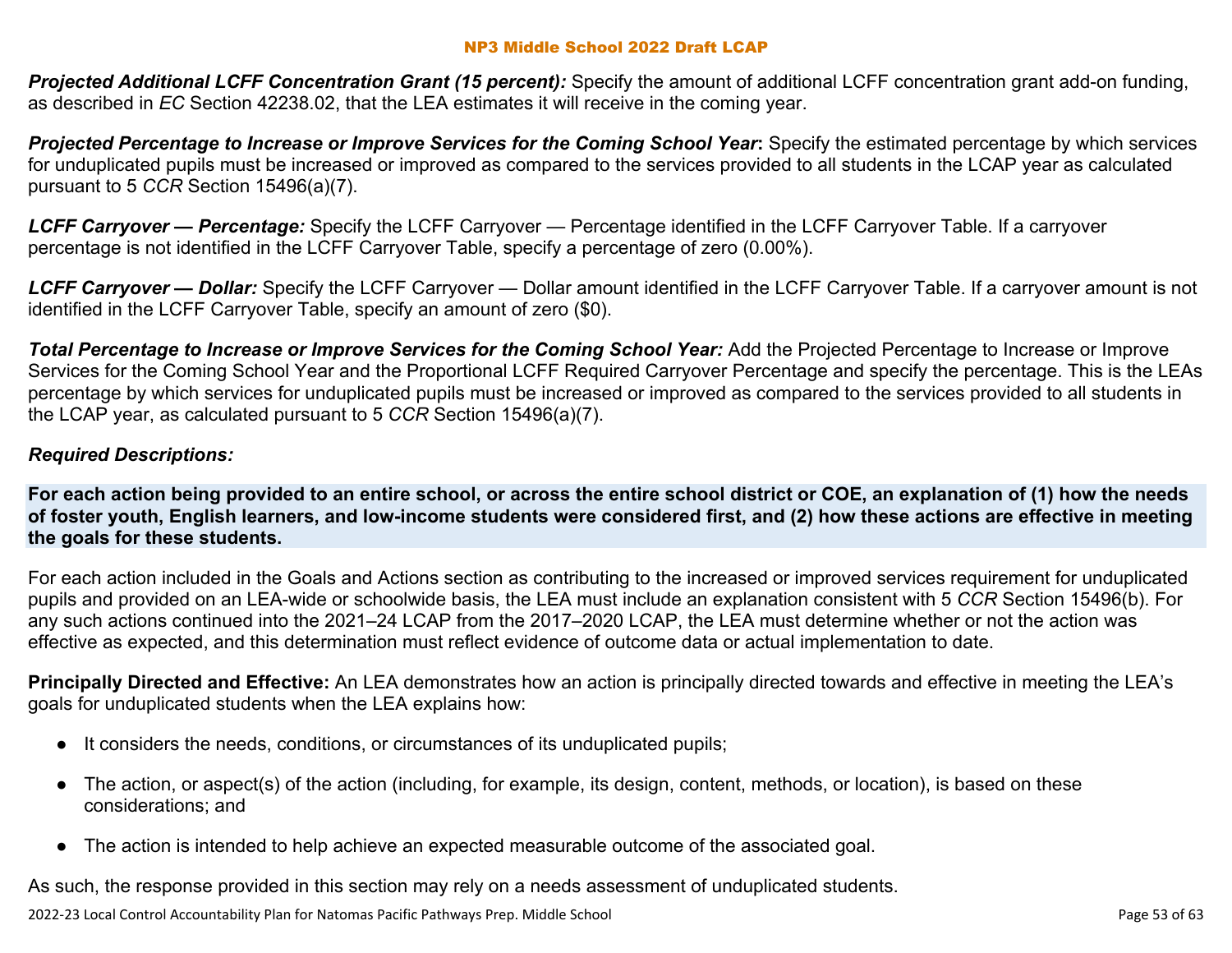***Projected Additional LCFF Concentration Grant (15 percent):*** Specify the amount of additional LCFF concentration grant add-on funding, as described in *EC* Section 42238.02, that the LEA estimates it will receive in the coming year.

***Projected Percentage to Increase or Improve Services for the Coming School Year*:** Specify the estimated percentage by which services for unduplicated pupils must be increased or improved as compared to the services provided to all students in the LCAP year as calculated pursuant to 5 *CCR* Section 15496(a)(7).

***LCFF Carryover — Percentage:*** Specify the LCFF Carryover — Percentage identified in the LCFF Carryover Table. If a carryover percentage is not identified in the LCFF Carryover Table, specify a percentage of zero (0.00%).

***LCFF Carryover — Dollar:*** Specify the LCFF Carryover — Dollar amount identified in the LCFF Carryover Table. If a carryover amount is not identified in the LCFF Carryover Table, specify an amount of zero ($0).

***Total Percentage to Increase or Improve Services for the Coming School Year:*** Add the Projected Percentage to Increase or Improve Services for the Coming School Year and the Proportional LCFF Required Carryover Percentage and specify the percentage. This is the LEAs percentage by which services for unduplicated pupils must be increased or improved as compared to the services provided to all students in the LCAP year, as calculated pursuant to 5 *CCR* Section 15496(a)(7).

***Required Descriptions:***

**For each action being provided to an entire school, or across the entire school district or COE, an explanation of (1) how the needs of foster youth, English learners, and low-income students were considered first, and (2) how these actions are effective in meeting the goals for these students.**

For each action included in the Goals and Actions section as contributing to the increased or improved services requirement for unduplicated pupils and provided on an LEA-wide or schoolwide basis, the LEA must include an explanation consistent with 5 *CCR* Section 15496(b). For any such actions continued into the 2021–24 LCAP from the 2017–2020 LCAP, the LEA must determine whether or not the action was effective as expected, and this determination must reflect evidence of outcome data or actual implementation to date.

**Principally Directed and Effective:** An LEA demonstrates how an action is principally directed towards and effective in meeting the LEA's goals for unduplicated students when the LEA explains how:

- It considers the needs, conditions, or circumstances of its unduplicated pupils;
- The action, or aspect(s) of the action (including, for example, its design, content, methods, or location), is based on these considerations; and
- The action is intended to help achieve an expected measurable outcome of the associated goal.

As such, the response provided in this section may rely on a needs assessment of unduplicated students.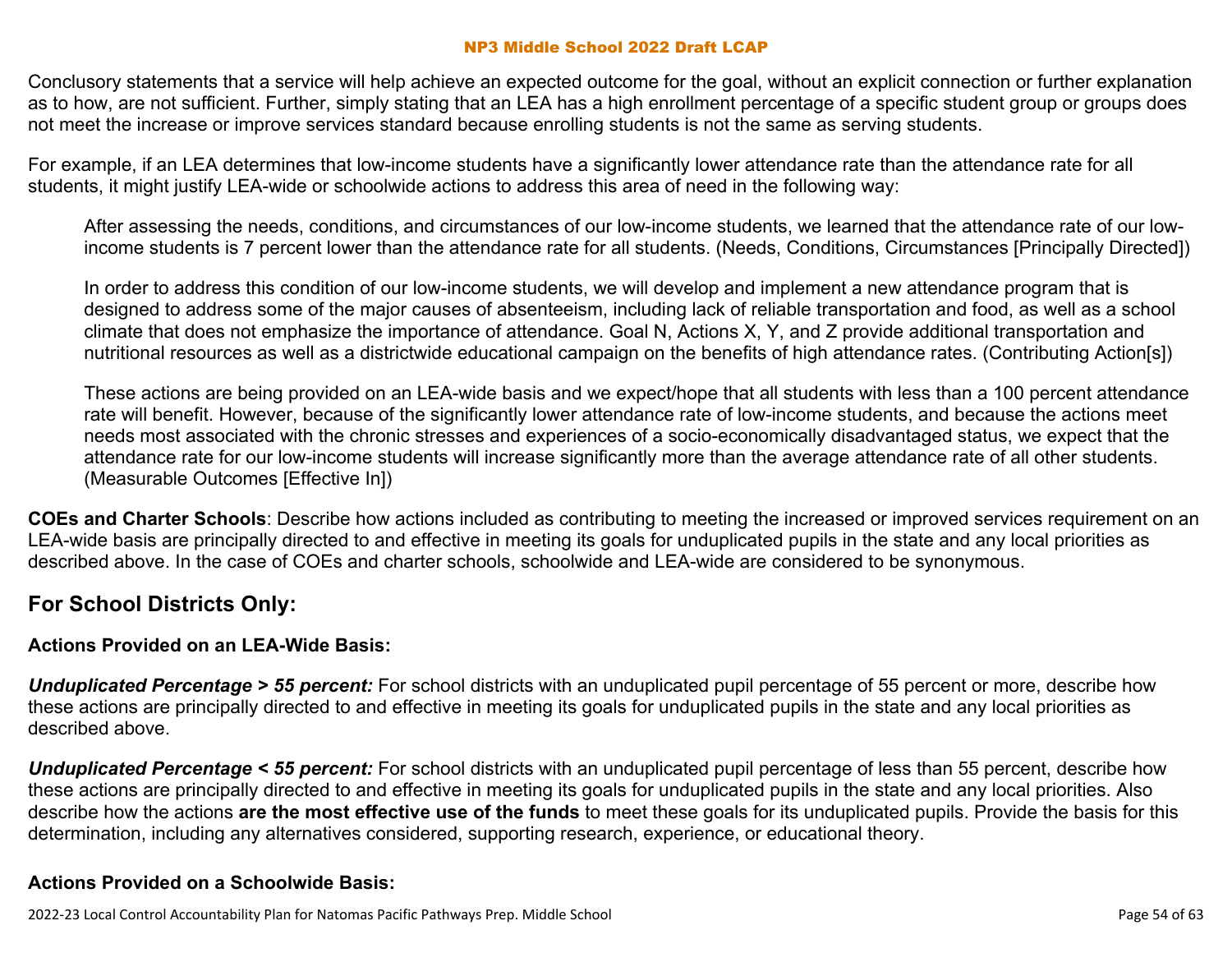Conclusory statements that a service will help achieve an expected outcome for the goal, without an explicit connection or further explanation as to how, are not sufficient. Further, simply stating that an LEA has a high enrollment percentage of a specific student group or groups does not meet the increase or improve services standard because enrolling students is not the same as serving students.

For example, if an LEA determines that low-income students have a significantly lower attendance rate than the attendance rate for all students, it might justify LEA-wide or schoolwide actions to address this area of need in the following way:

> After assessing the needs, conditions, and circumstances of our low-income students, we learned that the attendance rate of our low-income students is 7 percent lower than the attendance rate for all students. (Needs, Conditions, Circumstances [Principally Directed])
>
> In order to address this condition of our low-income students, we will develop and implement a new attendance program that is designed to address some of the major causes of absenteeism, including lack of reliable transportation and food, as well as a school climate that does not emphasize the importance of attendance. Goal N, Actions X, Y, and Z provide additional transportation and nutritional resources as well as a districtwide educational campaign on the benefits of high attendance rates. (Contributing Action[s])
>
> These actions are being provided on an LEA-wide basis and we expect/hope that all students with less than a 100 percent attendance rate will benefit. However, because of the significantly lower attendance rate of low-income students, and because the actions meet needs most associated with the chronic stresses and experiences of a socio-economically disadvantaged status, we expect that the attendance rate for our low-income students will increase significantly more than the average attendance rate of all other students. (Measurable Outcomes [Effective In])

**COEs and Charter Schools**: Describe how actions included as contributing to meeting the increased or improved services requirement on an LEA-wide basis are principally directed to and effective in meeting its goals for unduplicated pupils in the state and any local priorities as described above. In the case of COEs and charter schools, schoolwide and LEA-wide are considered to be synonymous.

## For School Districts Only:

### Actions Provided on an LEA-Wide Basis:

***Unduplicated Percentage > 55 percent:*** For school districts with an unduplicated pupil percentage of 55 percent or more, describe how these actions are principally directed to and effective in meeting its goals for unduplicated pupils in the state and any local priorities as described above.

***Unduplicated Percentage < 55 percent:*** For school districts with an unduplicated pupil percentage of less than 55 percent, describe how these actions are principally directed to and effective in meeting its goals for unduplicated pupils in the state and any local priorities. Also describe how the actions **are the most effective use of the funds** to meet these goals for its unduplicated pupils. Provide the basis for this determination, including any alternatives considered, supporting research, experience, or educational theory.

### Actions Provided on a Schoolwide Basis: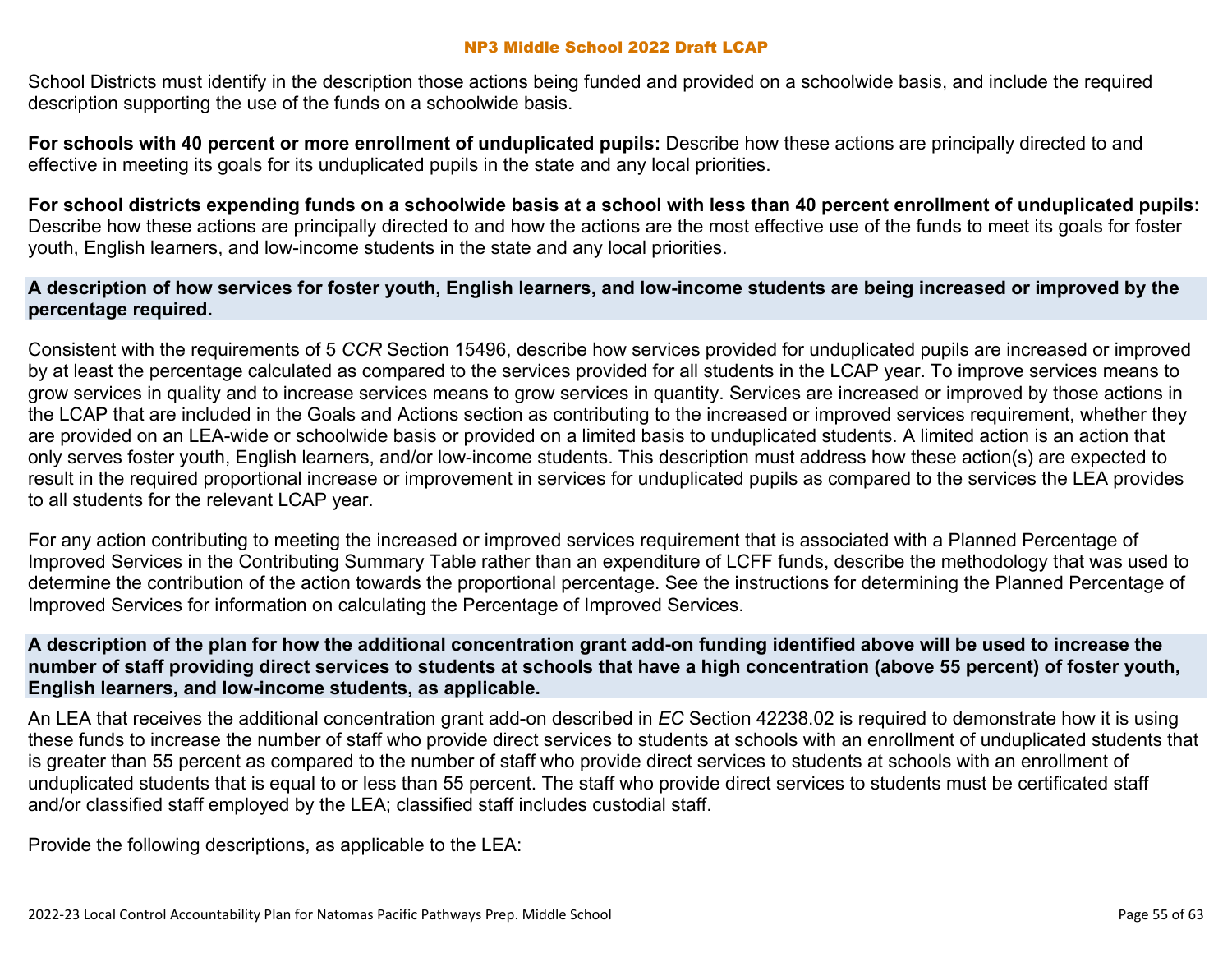School Districts must identify in the description those actions being funded and provided on a schoolwide basis, and include the required description supporting the use of the funds on a schoolwide basis.

**For schools with 40 percent or more enrollment of unduplicated pupils:** Describe how these actions are principally directed to and effective in meeting its goals for its unduplicated pupils in the state and any local priorities.

**For school districts expending funds on a schoolwide basis at a school with less than 40 percent enrollment of unduplicated pupils:** Describe how these actions are principally directed to and how the actions are the most effective use of the funds to meet its goals for foster youth, English learners, and low-income students in the state and any local priorities.

### A description of how services for foster youth, English learners, and low-income students are being increased or improved by the percentage required.

Consistent with the requirements of 5 *CCR* Section 15496, describe how services provided for unduplicated pupils are increased or improved by at least the percentage calculated as compared to the services provided for all students in the LCAP year. To improve services means to grow services in quality and to increase services means to grow services in quantity. Services are increased or improved by those actions in the LCAP that are included in the Goals and Actions section as contributing to the increased or improved services requirement, whether they are provided on an LEA-wide or schoolwide basis or provided on a limited basis to unduplicated students. A limited action is an action that only serves foster youth, English learners, and/or low-income students. This description must address how these action(s) are expected to result in the required proportional increase or improvement in services for unduplicated pupils as compared to the services the LEA provides to all students for the relevant LCAP year.

For any action contributing to meeting the increased or improved services requirement that is associated with a Planned Percentage of Improved Services in the Contributing Summary Table rather than an expenditure of LCFF funds, describe the methodology that was used to determine the contribution of the action towards the proportional percentage. See the instructions for determining the Planned Percentage of Improved Services for information on calculating the Percentage of Improved Services.

### A description of the plan for how the additional concentration grant add-on funding identified above will be used to increase the number of staff providing direct services to students at schools that have a high concentration (above 55 percent) of foster youth, English learners, and low-income students, as applicable.

An LEA that receives the additional concentration grant add-on described in *EC* Section 42238.02 is required to demonstrate how it is using these funds to increase the number of staff who provide direct services to students at schools with an enrollment of unduplicated students that is greater than 55 percent as compared to the number of staff who provide direct services to students at schools with an enrollment of unduplicated students that is equal to or less than 55 percent. The staff who provide direct services to students must be certificated staff and/or classified staff employed by the LEA; classified staff includes custodial staff.

Provide the following descriptions, as applicable to the LEA: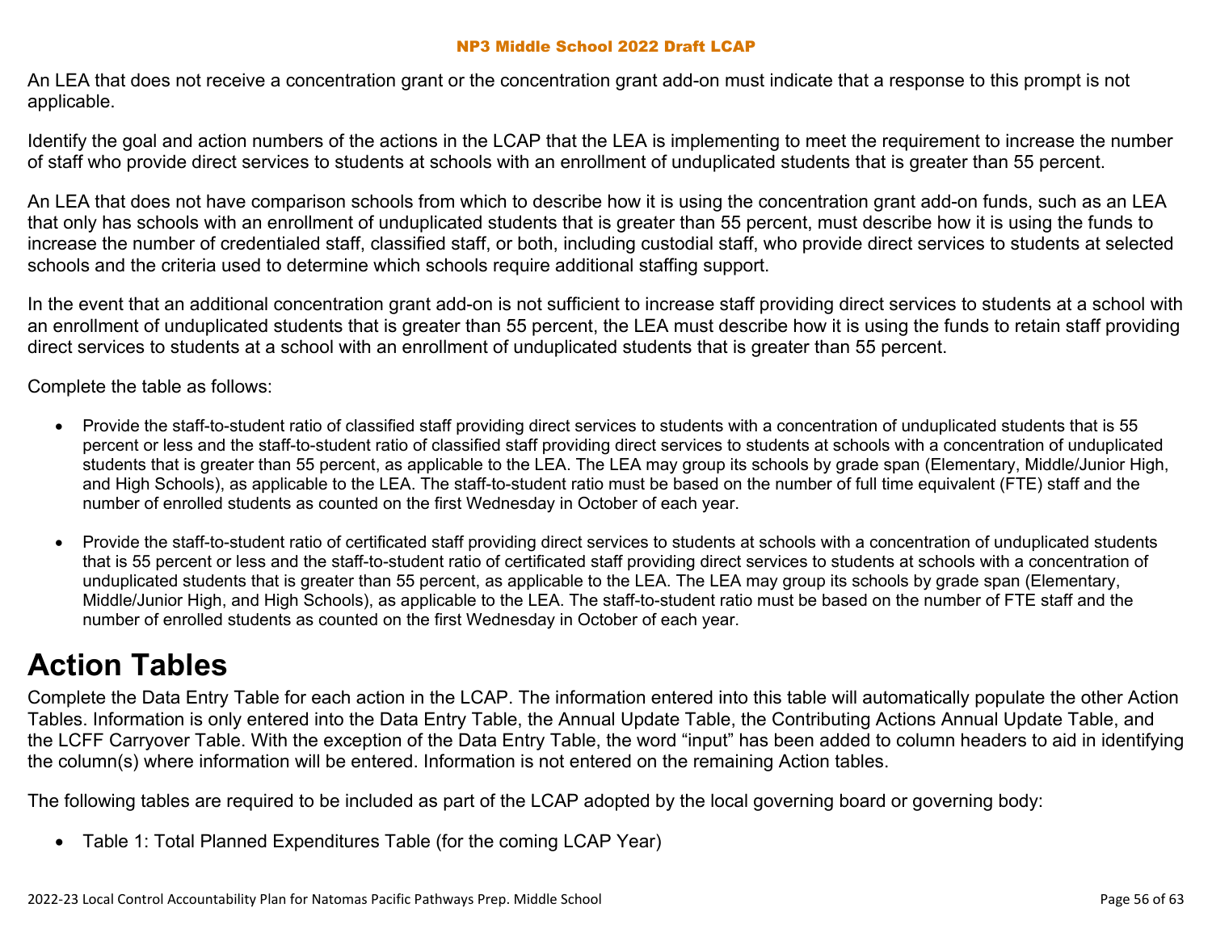An LEA that does not receive a concentration grant or the concentration grant add-on must indicate that a response to this prompt is not applicable.

Identify the goal and action numbers of the actions in the LCAP that the LEA is implementing to meet the requirement to increase the number of staff who provide direct services to students at schools with an enrollment of unduplicated students that is greater than 55 percent.

An LEA that does not have comparison schools from which to describe how it is using the concentration grant add-on funds, such as an LEA that only has schools with an enrollment of unduplicated students that is greater than 55 percent, must describe how it is using the funds to increase the number of credentialed staff, classified staff, or both, including custodial staff, who provide direct services to students at selected schools and the criteria used to determine which schools require additional staffing support.

In the event that an additional concentration grant add-on is not sufficient to increase staff providing direct services to students at a school with an enrollment of unduplicated students that is greater than 55 percent, the LEA must describe how it is using the funds to retain staff providing direct services to students at a school with an enrollment of unduplicated students that is greater than 55 percent.

Complete the table as follows:

- Provide the staff-to-student ratio of classified staff providing direct services to students with a concentration of unduplicated students that is 55 percent or less and the staff-to-student ratio of classified staff providing direct services to students at schools with a concentration of unduplicated students that is greater than 55 percent, as applicable to the LEA. The LEA may group its schools by grade span (Elementary, Middle/Junior High, and High Schools), as applicable to the LEA. The staff-to-student ratio must be based on the number of full time equivalent (FTE) staff and the number of enrolled students as counted on the first Wednesday in October of each year.
- Provide the staff-to-student ratio of certificated staff providing direct services to students at schools with a concentration of unduplicated students that is 55 percent or less and the staff-to-student ratio of certificated staff providing direct services to students at schools with a concentration of unduplicated students that is greater than 55 percent, as applicable to the LEA. The LEA may group its schools by grade span (Elementary, Middle/Junior High, and High Schools), as applicable to the LEA. The staff-to-student ratio must be based on the number of FTE staff and the number of enrolled students as counted on the first Wednesday in October of each year.

# Action Tables

Complete the Data Entry Table for each action in the LCAP. The information entered into this table will automatically populate the other Action Tables. Information is only entered into the Data Entry Table, the Annual Update Table, the Contributing Actions Annual Update Table, and the LCFF Carryover Table. With the exception of the Data Entry Table, the word "input" has been added to column headers to aid in identifying the column(s) where information will be entered. Information is not entered on the remaining Action tables.

The following tables are required to be included as part of the LCAP adopted by the local governing board or governing body:

- Table 1: Total Planned Expenditures Table (for the coming LCAP Year)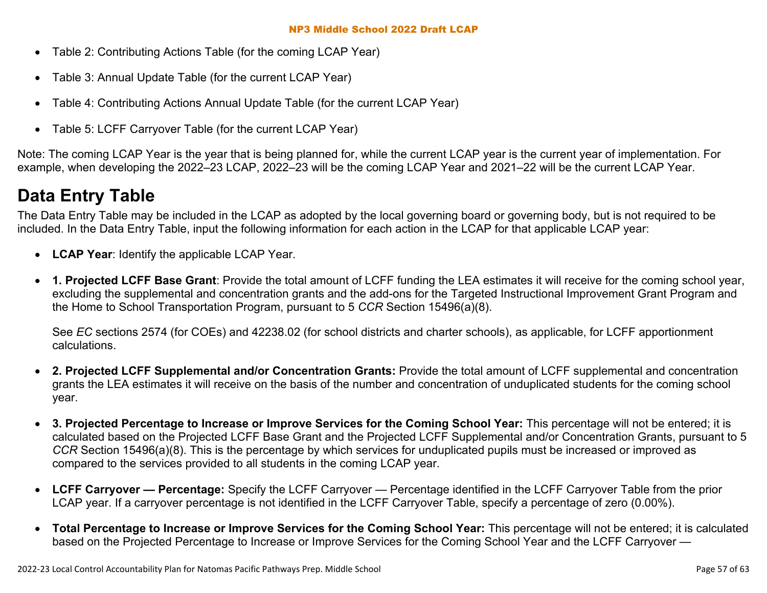- Table 2: Contributing Actions Table (for the coming LCAP Year)
- Table 3: Annual Update Table (for the current LCAP Year)
- Table 4: Contributing Actions Annual Update Table (for the current LCAP Year)
- Table 5: LCFF Carryover Table (for the current LCAP Year)

Note: The coming LCAP Year is the year that is being planned for, while the current LCAP year is the current year of implementation. For example, when developing the 2022–23 LCAP, 2022–23 will be the coming LCAP Year and 2021–22 will be the current LCAP Year.

# Data Entry Table

The Data Entry Table may be included in the LCAP as adopted by the local governing board or governing body, but is not required to be included. In the Data Entry Table, input the following information for each action in the LCAP for that applicable LCAP year:

- **LCAP Year**: Identify the applicable LCAP Year.
- **1. Projected LCFF Base Grant**: Provide the total amount of LCFF funding the LEA estimates it will receive for the coming school year, excluding the supplemental and concentration grants and the add-ons for the Targeted Instructional Improvement Grant Program and the Home to School Transportation Program, pursuant to 5 *CCR* Section 15496(a)(8).

  See *EC* sections 2574 (for COEs) and 42238.02 (for school districts and charter schools), as applicable, for LCFF apportionment calculations.

- **2. Projected LCFF Supplemental and/or Concentration Grants:** Provide the total amount of LCFF supplemental and concentration grants the LEA estimates it will receive on the basis of the number and concentration of unduplicated students for the coming school year.
- **3. Projected Percentage to Increase or Improve Services for the Coming School Year:** This percentage will not be entered; it is calculated based on the Projected LCFF Base Grant and the Projected LCFF Supplemental and/or Concentration Grants, pursuant to 5 *CCR* Section 15496(a)(8). This is the percentage by which services for unduplicated pupils must be increased or improved as compared to the services provided to all students in the coming LCAP year.
- **LCFF Carryover — Percentage:** Specify the LCFF Carryover — Percentage identified in the LCFF Carryover Table from the prior LCAP year. If a carryover percentage is not identified in the LCFF Carryover Table, specify a percentage of zero (0.00%).
- **Total Percentage to Increase or Improve Services for the Coming School Year:** This percentage will not be entered; it is calculated based on the Projected Percentage to Increase or Improve Services for the Coming School Year and the LCFF Carryover —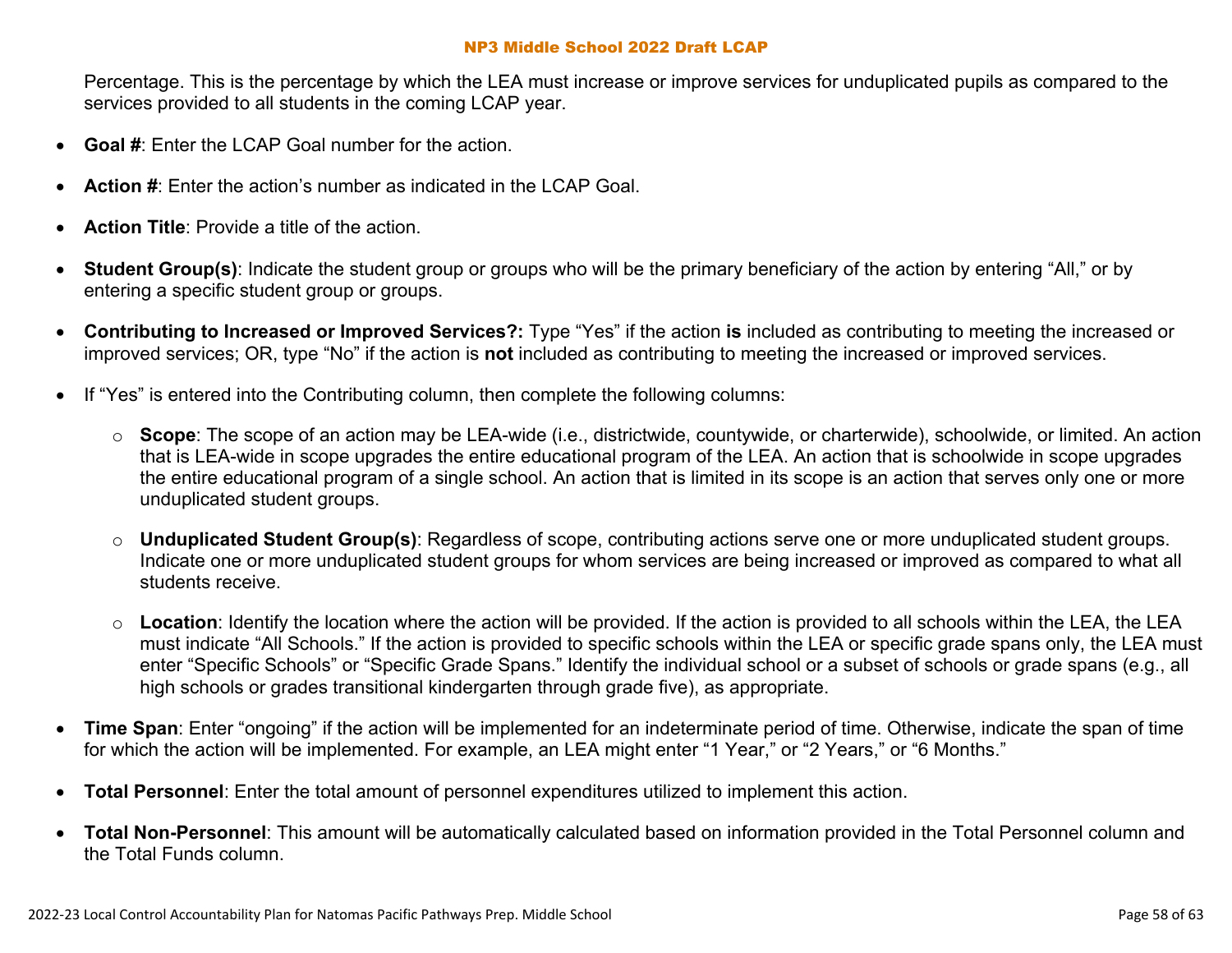Percentage. This is the percentage by which the LEA must increase or improve services for unduplicated pupils as compared to the services provided to all students in the coming LCAP year.

- **Goal #**: Enter the LCAP Goal number for the action.
- **Action #**: Enter the action's number as indicated in the LCAP Goal.
- **Action Title**: Provide a title of the action.
- **Student Group(s)**: Indicate the student group or groups who will be the primary beneficiary of the action by entering "All," or by entering a specific student group or groups.
- **Contributing to Increased or Improved Services?:** Type "Yes" if the action **is** included as contributing to meeting the increased or improved services; OR, type "No" if the action is **not** included as contributing to meeting the increased or improved services.
- If "Yes" is entered into the Contributing column, then complete the following columns:
  - **Scope**: The scope of an action may be LEA-wide (i.e., districtwide, countywide, or charterwide), schoolwide, or limited. An action that is LEA-wide in scope upgrades the entire educational program of the LEA. An action that is schoolwide in scope upgrades the entire educational program of a single school. An action that is limited in its scope is an action that serves only one or more unduplicated student groups.
  - **Unduplicated Student Group(s)**: Regardless of scope, contributing actions serve one or more unduplicated student groups. Indicate one or more unduplicated student groups for whom services are being increased or improved as compared to what all students receive.
  - **Location**: Identify the location where the action will be provided. If the action is provided to all schools within the LEA, the LEA must indicate "All Schools." If the action is provided to specific schools within the LEA or specific grade spans only, the LEA must enter "Specific Schools" or "Specific Grade Spans." Identify the individual school or a subset of schools or grade spans (e.g., all high schools or grades transitional kindergarten through grade five), as appropriate.
- **Time Span**: Enter "ongoing" if the action will be implemented for an indeterminate period of time. Otherwise, indicate the span of time for which the action will be implemented. For example, an LEA might enter "1 Year," or "2 Years," or "6 Months."
- **Total Personnel**: Enter the total amount of personnel expenditures utilized to implement this action.
- **Total Non-Personnel**: This amount will be automatically calculated based on information provided in the Total Personnel column and the Total Funds column.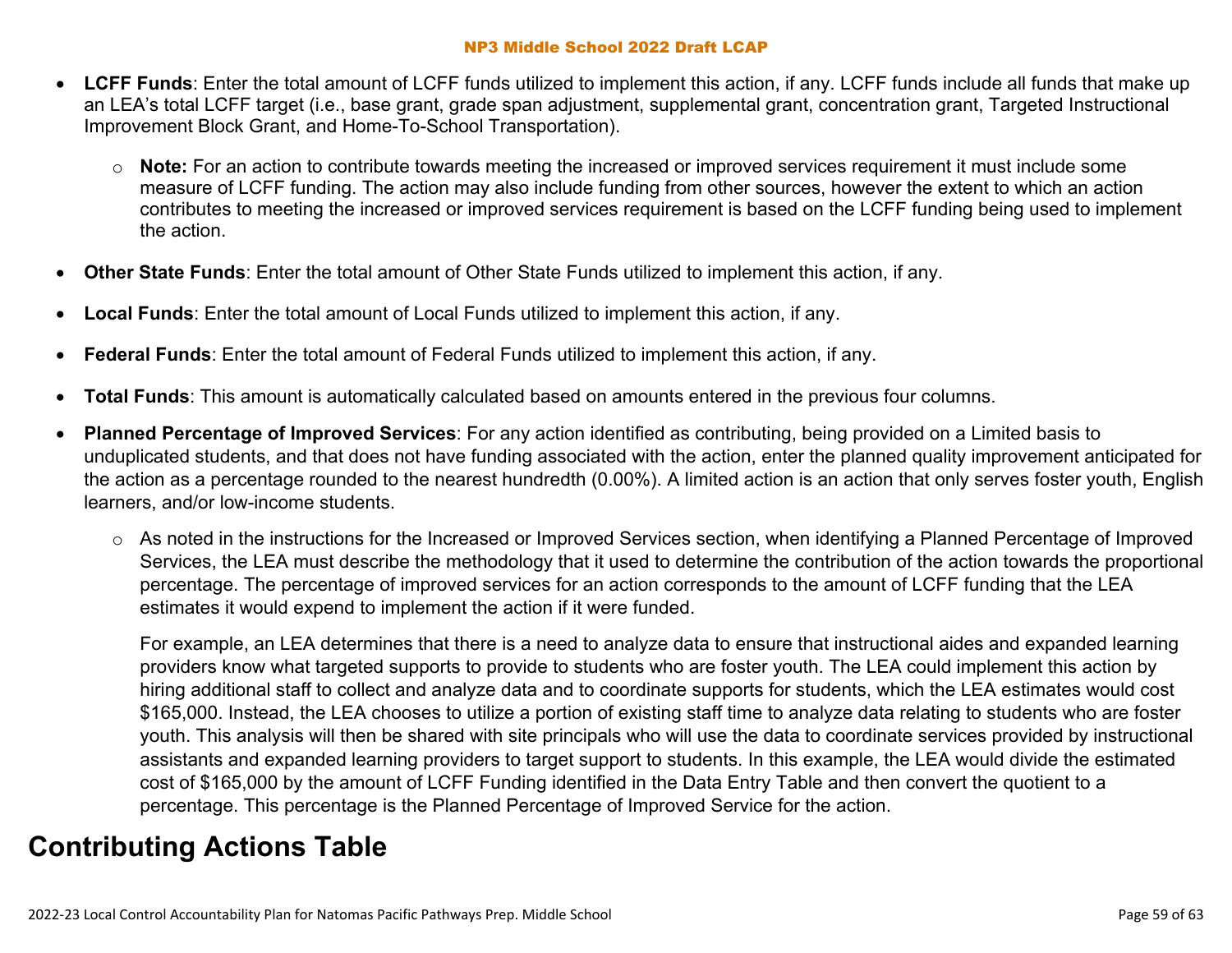- **LCFF Funds**: Enter the total amount of LCFF funds utilized to implement this action, if any. LCFF funds include all funds that make up an LEA's total LCFF target (i.e., base grant, grade span adjustment, supplemental grant, concentration grant, Targeted Instructional Improvement Block Grant, and Home-To-School Transportation).
  - **Note:** For an action to contribute towards meeting the increased or improved services requirement it must include some measure of LCFF funding. The action may also include funding from other sources, however the extent to which an action contributes to meeting the increased or improved services requirement is based on the LCFF funding being used to implement the action.
- **Other State Funds**: Enter the total amount of Other State Funds utilized to implement this action, if any.
- **Local Funds**: Enter the total amount of Local Funds utilized to implement this action, if any.
- **Federal Funds**: Enter the total amount of Federal Funds utilized to implement this action, if any.
- **Total Funds**: This amount is automatically calculated based on amounts entered in the previous four columns.
- **Planned Percentage of Improved Services**: For any action identified as contributing, being provided on a Limited basis to unduplicated students, and that does not have funding associated with the action, enter the planned quality improvement anticipated for the action as a percentage rounded to the nearest hundredth (0.00%). A limited action is an action that only serves foster youth, English learners, and/or low-income students.
  - As noted in the instructions for the Increased or Improved Services section, when identifying a Planned Percentage of Improved Services, the LEA must describe the methodology that it used to determine the contribution of the action towards the proportional percentage. The percentage of improved services for an action corresponds to the amount of LCFF funding that the LEA estimates it would expend to implement the action if it were funded.

    For example, an LEA determines that there is a need to analyze data to ensure that instructional aides and expanded learning providers know what targeted supports to provide to students who are foster youth. The LEA could implement this action by hiring additional staff to collect and analyze data and to coordinate supports for students, which the LEA estimates would cost $165,000. Instead, the LEA chooses to utilize a portion of existing staff time to analyze data relating to students who are foster youth. This analysis will then be shared with site principals who will use the data to coordinate services provided by instructional assistants and expanded learning providers to target support to students. In this example, the LEA would divide the estimated cost of $165,000 by the amount of LCFF Funding identified in the Data Entry Table and then convert the quotient to a percentage. This percentage is the Planned Percentage of Improved Service for the action.

# Contributing Actions Table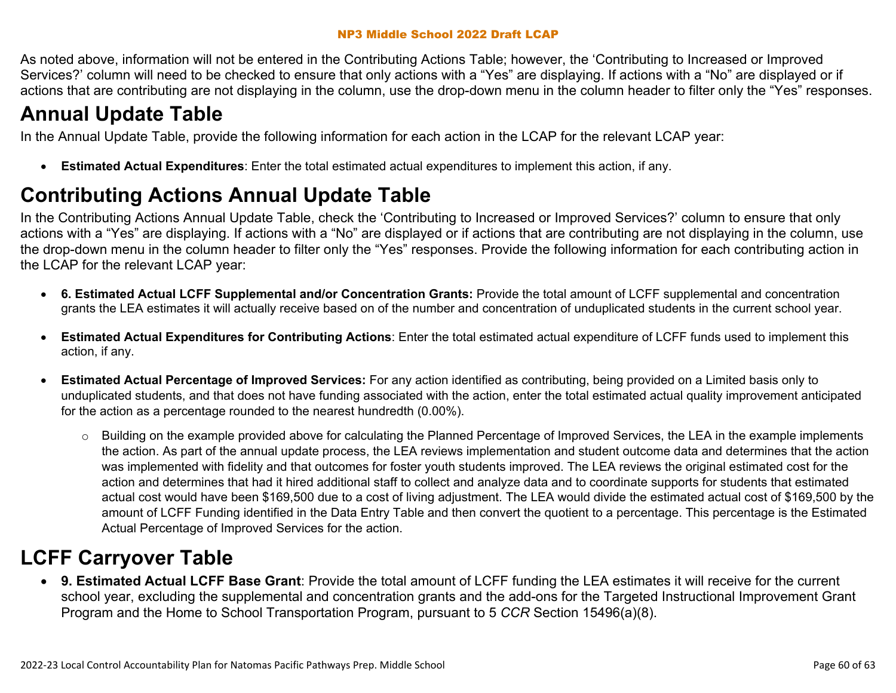As noted above, information will not be entered in the Contributing Actions Table; however, the 'Contributing to Increased or Improved Services?' column will need to be checked to ensure that only actions with a "Yes" are displaying. If actions with a "No" are displayed or if actions that are contributing are not displaying in the column, use the drop-down menu in the column header to filter only the "Yes" responses.

# Annual Update Table

In the Annual Update Table, provide the following information for each action in the LCAP for the relevant LCAP year:

- **Estimated Actual Expenditures**: Enter the total estimated actual expenditures to implement this action, if any.

# Contributing Actions Annual Update Table

In the Contributing Actions Annual Update Table, check the 'Contributing to Increased or Improved Services?' column to ensure that only actions with a "Yes" are displaying. If actions with a "No" are displayed or if actions that are contributing are not displaying in the column, use the drop-down menu in the column header to filter only the "Yes" responses. Provide the following information for each contributing action in the LCAP for the relevant LCAP year:

- **6. Estimated Actual LCFF Supplemental and/or Concentration Grants:** Provide the total amount of LCFF supplemental and concentration grants the LEA estimates it will actually receive based on of the number and concentration of unduplicated students in the current school year.
- **Estimated Actual Expenditures for Contributing Actions**: Enter the total estimated actual expenditure of LCFF funds used to implement this action, if any.
- **Estimated Actual Percentage of Improved Services:** For any action identified as contributing, being provided on a Limited basis only to unduplicated students, and that does not have funding associated with the action, enter the total estimated actual quality improvement anticipated for the action as a percentage rounded to the nearest hundredth (0.00%).
  - Building on the example provided above for calculating the Planned Percentage of Improved Services, the LEA in the example implements the action. As part of the annual update process, the LEA reviews implementation and student outcome data and determines that the action was implemented with fidelity and that outcomes for foster youth students improved. The LEA reviews the original estimated cost for the action and determines that had it hired additional staff to collect and analyze data and to coordinate supports for students that estimated actual cost would have been $169,500 due to a cost of living adjustment. The LEA would divide the estimated actual cost of $169,500 by the amount of LCFF Funding identified in the Data Entry Table and then convert the quotient to a percentage. This percentage is the Estimated Actual Percentage of Improved Services for the action.

# LCFF Carryover Table

- **9. Estimated Actual LCFF Base Grant**: Provide the total amount of LCFF funding the LEA estimates it will receive for the current school year, excluding the supplemental and concentration grants and the add-ons for the Targeted Instructional Improvement Grant Program and the Home to School Transportation Program, pursuant to 5 *CCR* Section 15496(a)(8).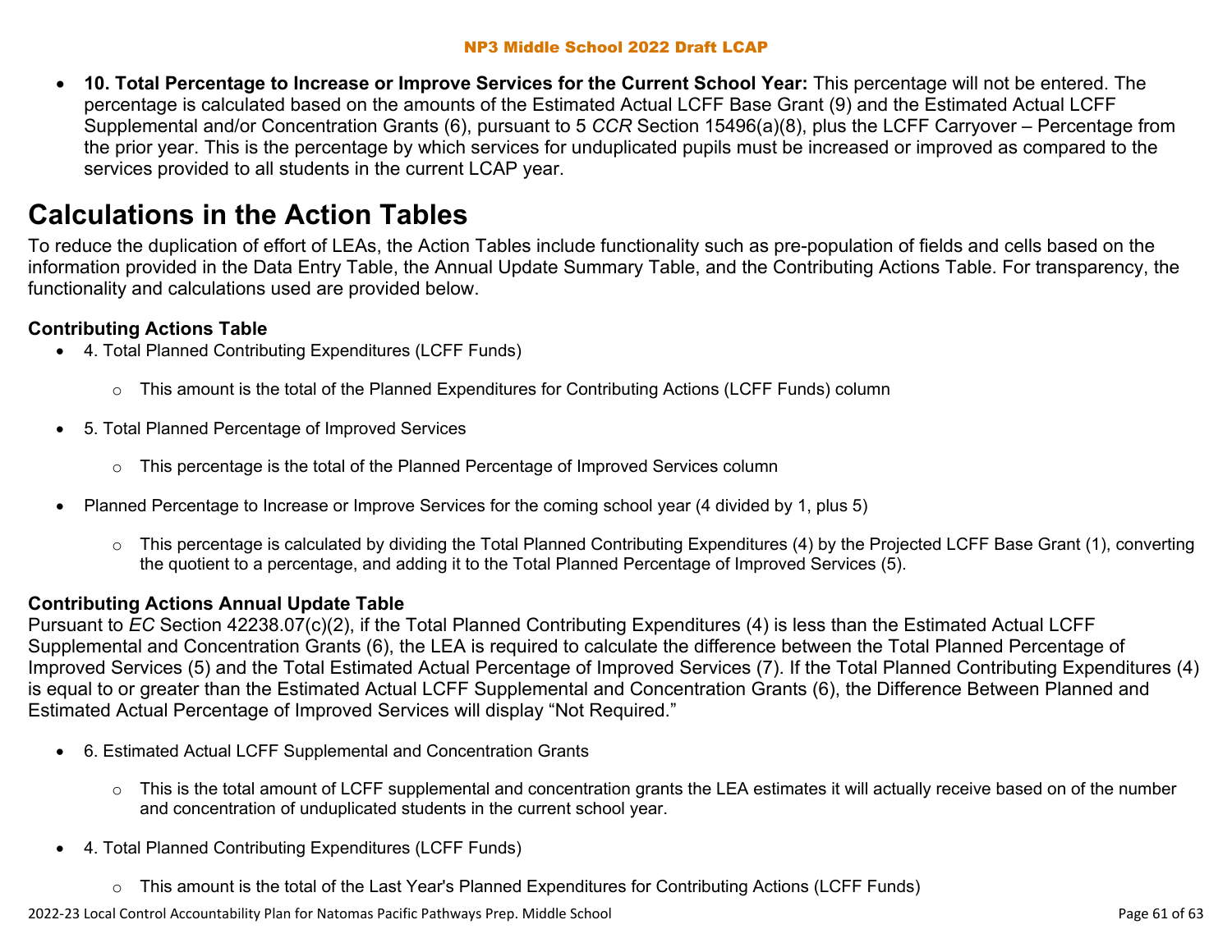- **10. Total Percentage to Increase or Improve Services for the Current School Year:** This percentage will not be entered. The percentage is calculated based on the amounts of the Estimated Actual LCFF Base Grant (9) and the Estimated Actual LCFF Supplemental and/or Concentration Grants (6), pursuant to 5 *CCR* Section 15496(a)(8), plus the LCFF Carryover – Percentage from the prior year. This is the percentage by which services for unduplicated pupils must be increased or improved as compared to the services provided to all students in the current LCAP year.

# Calculations in the Action Tables

To reduce the duplication of effort of LEAs, the Action Tables include functionality such as pre-population of fields and cells based on the information provided in the Data Entry Table, the Annual Update Summary Table, and the Contributing Actions Table. For transparency, the functionality and calculations used are provided below.

### Contributing Actions Table

- 4. Total Planned Contributing Expenditures (LCFF Funds)
    - This amount is the total of the Planned Expenditures for Contributing Actions (LCFF Funds) column
- 5. Total Planned Percentage of Improved Services
    - This percentage is the total of the Planned Percentage of Improved Services column
- Planned Percentage to Increase or Improve Services for the coming school year (4 divided by 1, plus 5)
    - This percentage is calculated by dividing the Total Planned Contributing Expenditures (4) by the Projected LCFF Base Grant (1), converting the quotient to a percentage, and adding it to the Total Planned Percentage of Improved Services (5).

### Contributing Actions Annual Update Table

Pursuant to *EC* Section 42238.07(c)(2), if the Total Planned Contributing Expenditures (4) is less than the Estimated Actual LCFF Supplemental and Concentration Grants (6), the LEA is required to calculate the difference between the Total Planned Percentage of Improved Services (5) and the Total Estimated Actual Percentage of Improved Services (7). If the Total Planned Contributing Expenditures (4) is equal to or greater than the Estimated Actual LCFF Supplemental and Concentration Grants (6), the Difference Between Planned and Estimated Actual Percentage of Improved Services will display "Not Required."

- 6. Estimated Actual LCFF Supplemental and Concentration Grants
    - This is the total amount of LCFF supplemental and concentration grants the LEA estimates it will actually receive based on of the number and concentration of unduplicated students in the current school year.
- 4. Total Planned Contributing Expenditures (LCFF Funds)
    - This amount is the total of the Last Year's Planned Expenditures for Contributing Actions (LCFF Funds)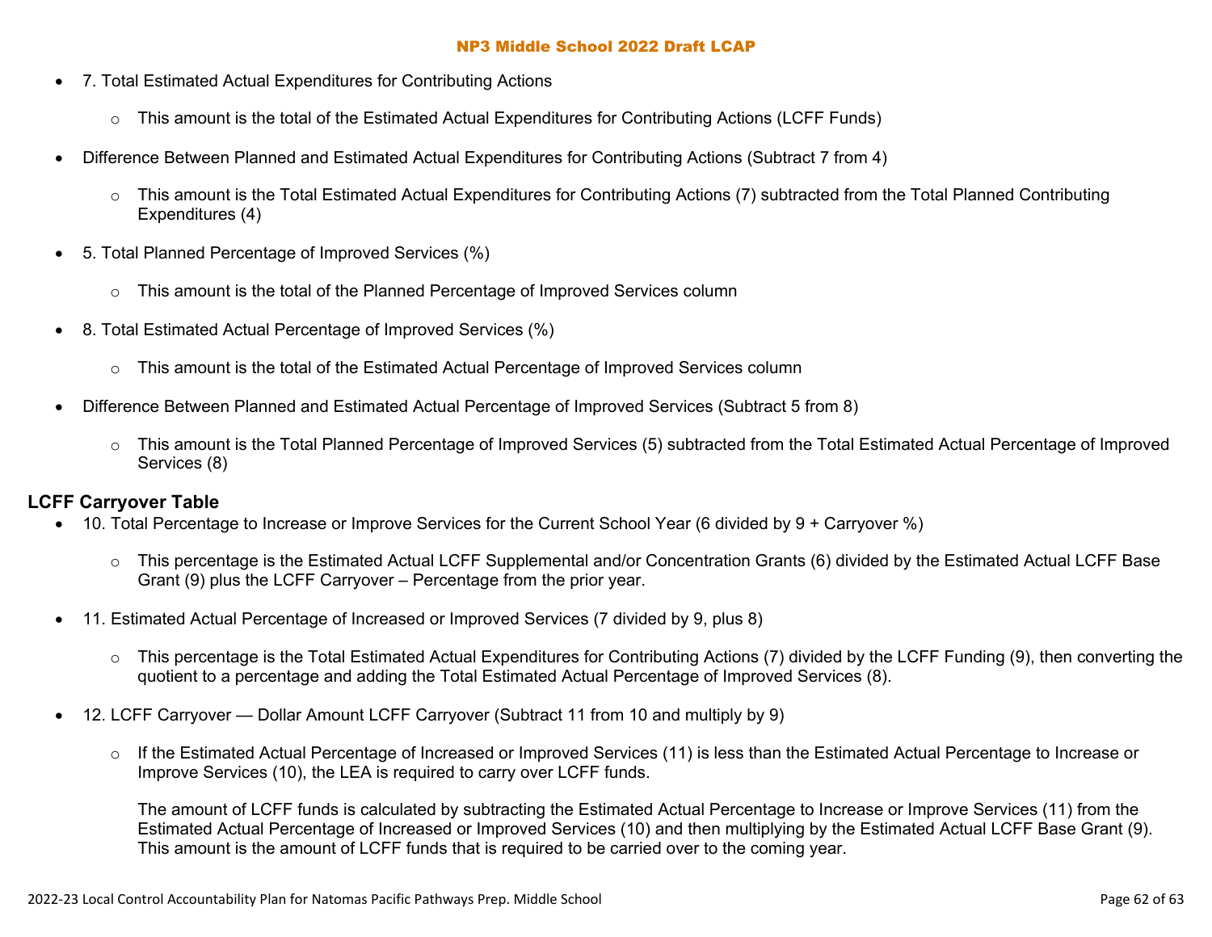- 7. Total Estimated Actual Expenditures for Contributing Actions
  - This amount is the total of the Estimated Actual Expenditures for Contributing Actions (LCFF Funds)
- Difference Between Planned and Estimated Actual Expenditures for Contributing Actions (Subtract 7 from 4)
  - This amount is the Total Estimated Actual Expenditures for Contributing Actions (7) subtracted from the Total Planned Contributing Expenditures (4)
- 5. Total Planned Percentage of Improved Services (%)
  - This amount is the total of the Planned Percentage of Improved Services column
- 8. Total Estimated Actual Percentage of Improved Services (%)
  - This amount is the total of the Estimated Actual Percentage of Improved Services column
- Difference Between Planned and Estimated Actual Percentage of Improved Services (Subtract 5 from 8)
  - This amount is the Total Planned Percentage of Improved Services (5) subtracted from the Total Estimated Actual Percentage of Improved Services (8)

### LCFF Carryover Table

- 10. Total Percentage to Increase or Improve Services for the Current School Year (6 divided by 9 + Carryover %)
  - This percentage is the Estimated Actual LCFF Supplemental and/or Concentration Grants (6) divided by the Estimated Actual LCFF Base Grant (9) plus the LCFF Carryover – Percentage from the prior year.
- 11. Estimated Actual Percentage of Increased or Improved Services (7 divided by 9, plus 8)
  - This percentage is the Total Estimated Actual Expenditures for Contributing Actions (7) divided by the LCFF Funding (9), then converting the quotient to a percentage and adding the Total Estimated Actual Percentage of Improved Services (8).
- 12. LCFF Carryover — Dollar Amount LCFF Carryover (Subtract 11 from 10 and multiply by 9)
  - If the Estimated Actual Percentage of Increased or Improved Services (11) is less than the Estimated Actual Percentage to Increase or Improve Services (10), the LEA is required to carry over LCFF funds.

    The amount of LCFF funds is calculated by subtracting the Estimated Actual Percentage to Increase or Improve Services (11) from the Estimated Actual Percentage of Increased or Improved Services (10) and then multiplying by the Estimated Actual LCFF Base Grant (9). This amount is the amount of LCFF funds that is required to be carried over to the coming year.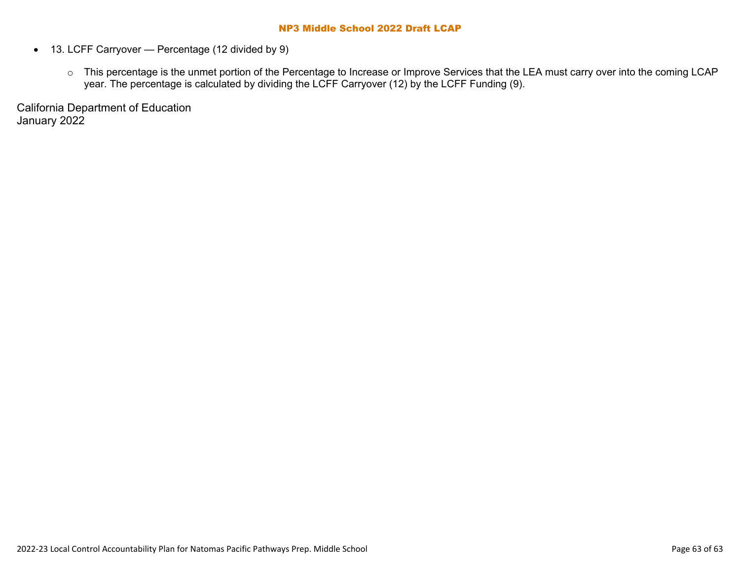- 13. LCFF Carryover — Percentage (12 divided by 9)
  - This percentage is the unmet portion of the Percentage to Increase or Improve Services that the LEA must carry over into the coming LCAP year. The percentage is calculated by dividing the LCFF Carryover (12) by the LCFF Funding (9).

California Department of Education
January 2022